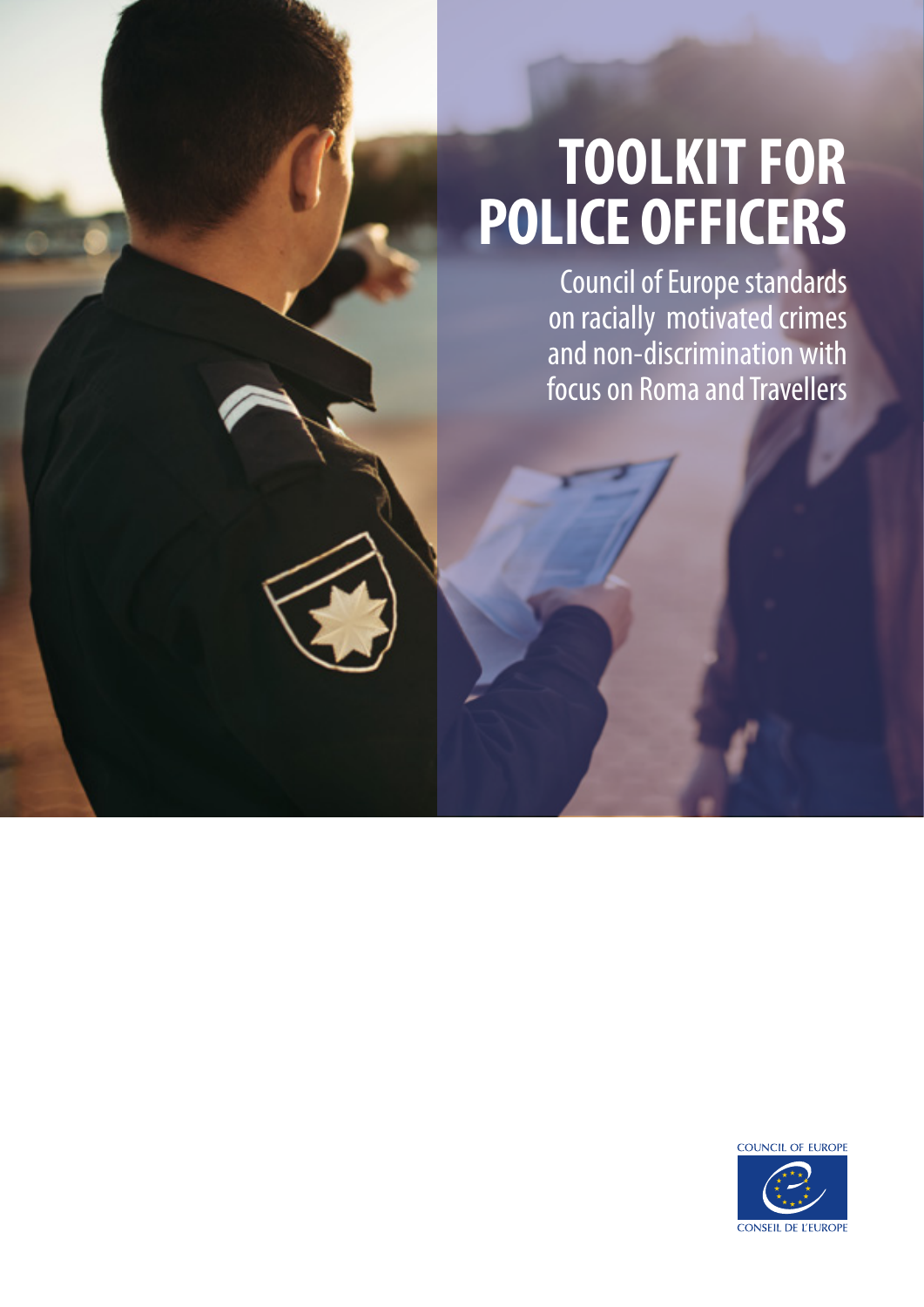# TOOLKIT FOR POLICE OFFICERS

Council of Europe standards on racially motivated crimes and non-discrimination with focus on Roma and Travellers

COUNCIL OF EUROPE

CONSEIL DE L'EUROPE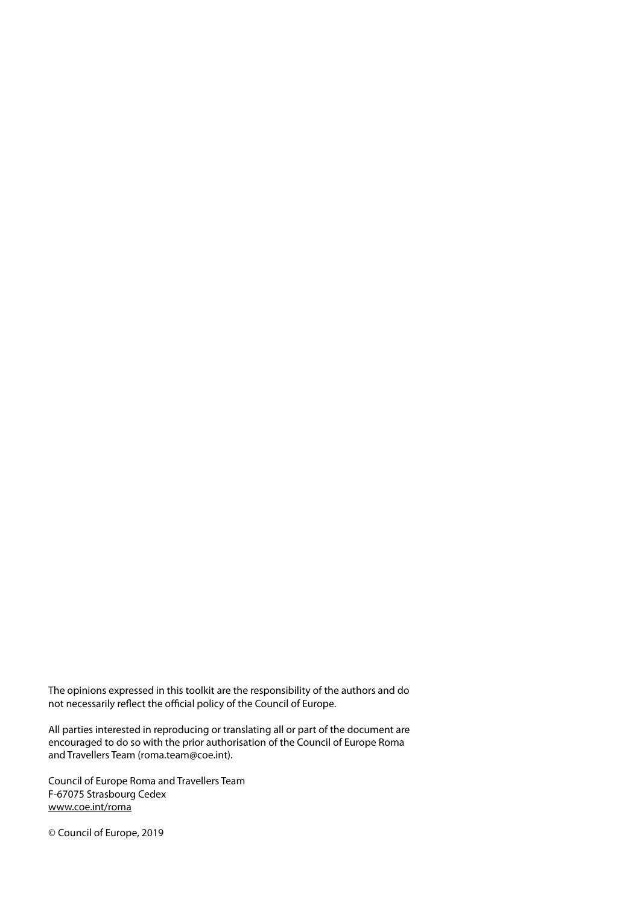The opinions expressed in this toolkit are the responsibility of the authors and do not necessarily reflect the official policy of the Council of Europe.

All parties interested in reproducing or translating all or part of the document are encouraged to do so with the prior authorisation of the Council of Europe Roma and Travellers Team (roma.team@coe.int).

Council of Europe Roma and Travellers Team
F-67075 Strasbourg Cedex
www.coe.int/roma

© Council of Europe, 2019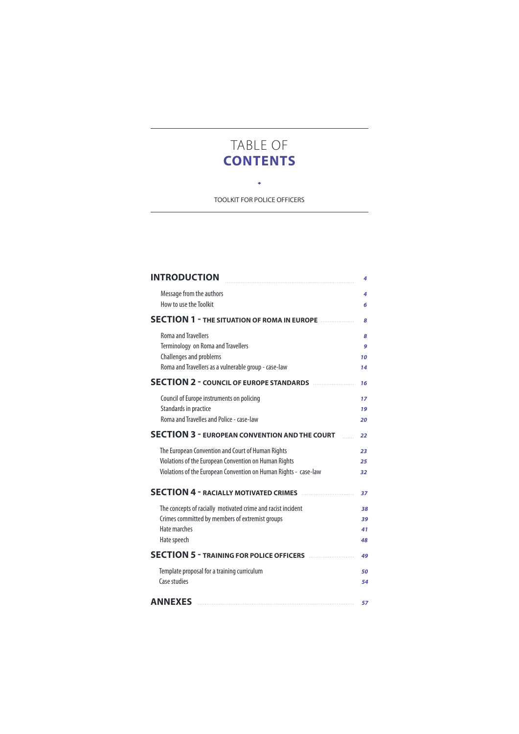# TABLE OF **CONTENTS**

TOOLKIT FOR POLICE OFFICERS

**INTRODUCTION** ..... *4*

- Message from the authors ..... *4*
- How to use the Toolkit ..... *6*

**SECTION 1 - THE SITUATION OF ROMA IN EUROPE** ..... *8*

- Roma and Travellers ..... *8*
- Terminology on Roma and Travellers ..... *9*
- Challenges and problems ..... *10*
- Roma and Travellers as a vulnerable group - case-law ..... *14*

**SECTION 2 - COUNCIL OF EUROPE STANDARDS** ..... *16*

- Council of Europe instruments on policing ..... *17*
- Standards in practice ..... *19*
- Roma and Travelles and Police - case-law ..... *20*

**SECTION 3 - EUROPEAN CONVENTION AND THE COURT** ..... *22*

- The European Convention and Court of Human Rights ..... *23*
- Violations of the European Convention on Human Rights ..... *25*
- Violations of the European Convention on Human Rights - case-law ..... *32*

**SECTION 4 - RACIALLY MOTIVATED CRIMES** ..... *37*

- The concepts of racially motivated crime and racist incident ..... *38*
- Crimes committed by members of extremist groups ..... *39*
- Hate marches ..... *41*
- Hate speech ..... *48*

**SECTION 5 - TRAINING FOR POLICE OFFICERS** ..... *49*

- Template proposal for a training curriculum ..... *50*
- Case studies ..... *54*

**ANNEXES** ..... *57*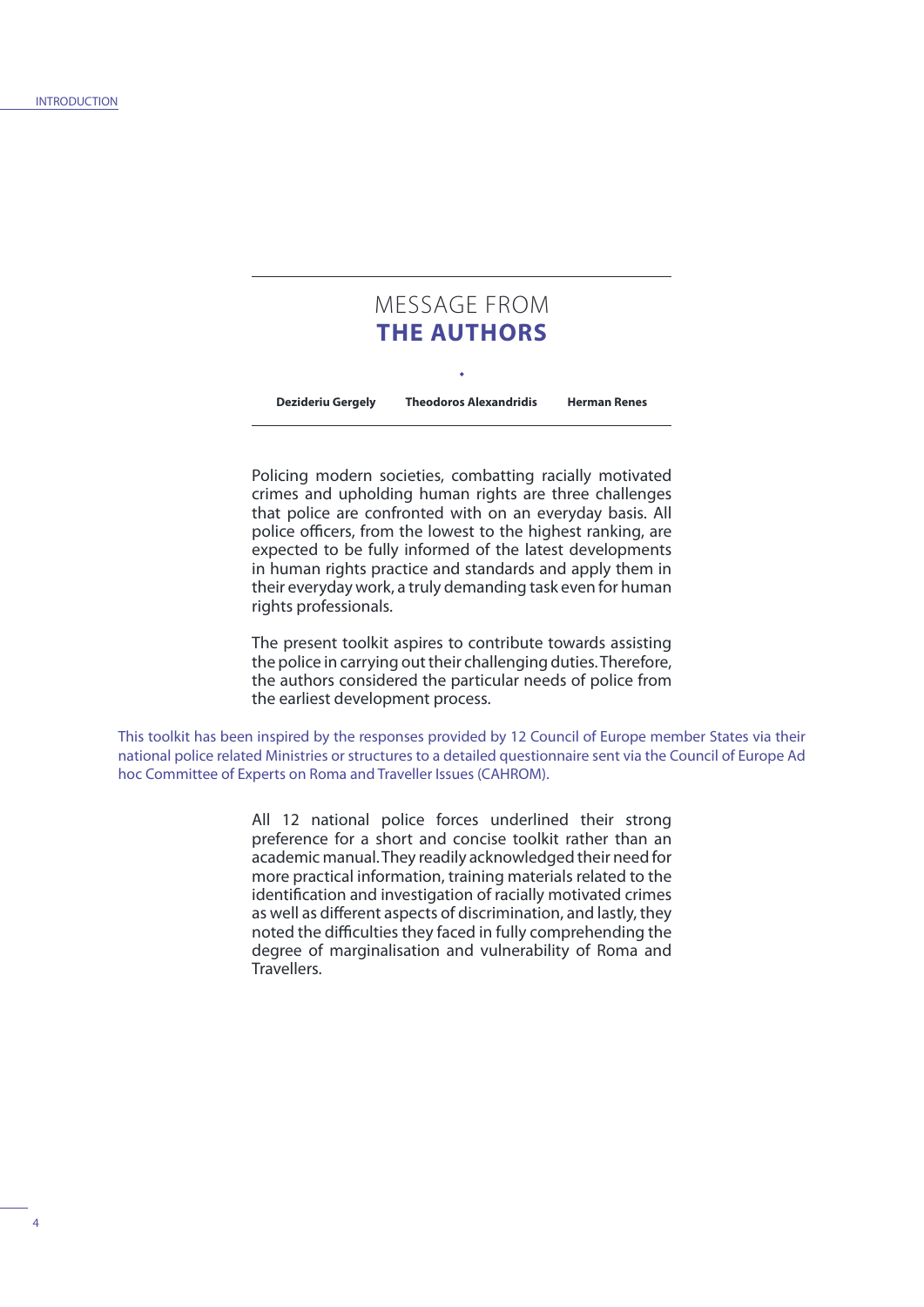# MESSAGE FROM THE AUTHORS

**Dezideriu Gergely** **Theodoros Alexandridis** **Herman Renes**

Policing modern societies, combatting racially motivated crimes and upholding human rights are three challenges that police are confronted with on an everyday basis. All police officers, from the lowest to the highest ranking, are expected to be fully informed of the latest developments in human rights practice and standards and apply them in their everyday work, a truly demanding task even for human rights professionals.

The present toolkit aspires to contribute towards assisting the police in carrying out their challenging duties. Therefore, the authors considered the particular needs of police from the earliest development process.

This toolkit has been inspired by the responses provided by 12 Council of Europe member States via their national police related Ministries or structures to a detailed questionnaire sent via the Council of Europe Ad hoc Committee of Experts on Roma and Traveller Issues (CAHROM).

All 12 national police forces underlined their strong preference for a short and concise toolkit rather than an academic manual. They readily acknowledged their need for more practical information, training materials related to the identification and investigation of racially motivated crimes as well as different aspects of discrimination, and lastly, they noted the difficulties they faced in fully comprehending the degree of marginalisation and vulnerability of Roma and Travellers.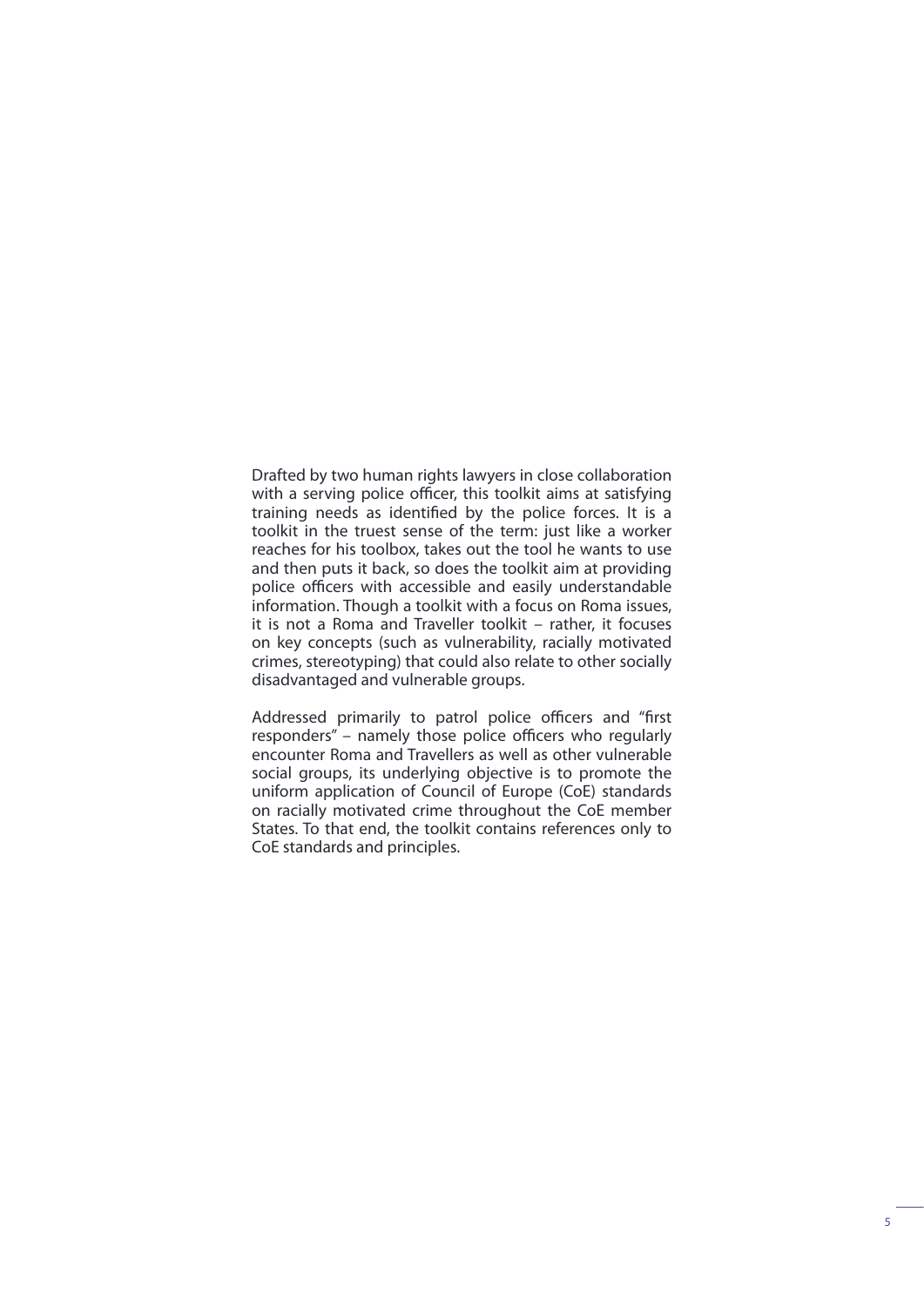Drafted by two human rights lawyers in close collaboration with a serving police officer, this toolkit aims at satisfying training needs as identified by the police forces. It is a toolkit in the truest sense of the term: just like a worker reaches for his toolbox, takes out the tool he wants to use and then puts it back, so does the toolkit aim at providing police officers with accessible and easily understandable information. Though a toolkit with a focus on Roma issues, it is not a Roma and Traveller toolkit – rather, it focuses on key concepts (such as vulnerability, racially motivated crimes, stereotyping) that could also relate to other socially disadvantaged and vulnerable groups.

Addressed primarily to patrol police officers and "first responders" – namely those police officers who regularly encounter Roma and Travellers as well as other vulnerable social groups, its underlying objective is to promote the uniform application of Council of Europe (CoE) standards on racially motivated crime throughout the CoE member States. To that end, the toolkit contains references only to CoE standards and principles.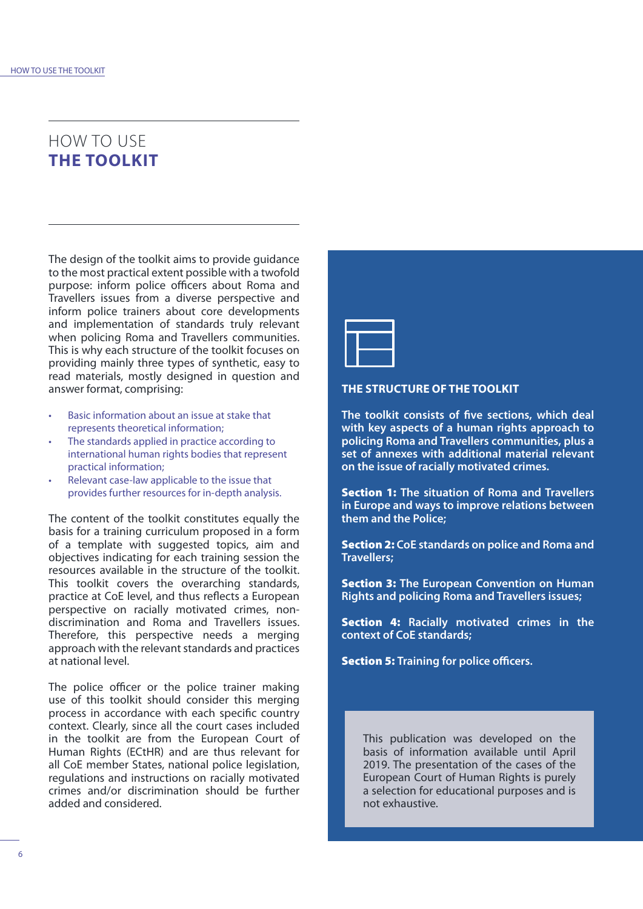# HOW TO USE THE TOOLKIT

The design of the toolkit aims to provide guidance to the most practical extent possible with a twofold purpose: inform police officers about Roma and Travellers issues from a diverse perspective and inform police trainers about core developments and implementation of standards truly relevant when policing Roma and Travellers communities. This is why each structure of the toolkit focuses on providing mainly three types of synthetic, easy to read materials, mostly designed in question and answer format, comprising:

- Basic information about an issue at stake that represents theoretical information;
- The standards applied in practice according to international human rights bodies that represent practical information;
- Relevant case-law applicable to the issue that provides further resources for in-depth analysis.

The content of the toolkit constitutes equally the basis for a training curriculum proposed in a form of a template with suggested topics, aim and objectives indicating for each training session the resources available in the structure of the toolkit. This toolkit covers the overarching standards, practice at CoE level, and thus reflects a European perspective on racially motivated crimes, non-discrimination and Roma and Travellers issues. Therefore, this perspective needs a merging approach with the relevant standards and practices at national level.

The police officer or the police trainer making use of this toolkit should consider this merging process in accordance with each specific country context. Clearly, since all the court cases included in the toolkit are from the European Court of Human Rights (ECtHR) and are thus relevant for all CoE member States, national police legislation, regulations and instructions on racially motivated crimes and/or discrimination should be further added and considered.

## THE STRUCTURE OF THE TOOLKIT

**The toolkit consists of five sections, which deal with key aspects of a human rights approach to policing Roma and Travellers communities, plus a set of annexes with additional material relevant on the issue of racially motivated crimes.**

**Section 1: The situation of Roma and Travellers in Europe and ways to improve relations between them and the Police;**

**Section 2: CoE standards on police and Roma and Travellers;**

**Section 3: The European Convention on Human Rights and policing Roma and Travellers issues;**

**Section 4: Racially motivated crimes in the context of CoE standards;**

**Section 5: Training for police officers.**

This publication was developed on the basis of information available until April 2019. The presentation of the cases of the European Court of Human Rights is purely a selection for educational purposes and is not exhaustive.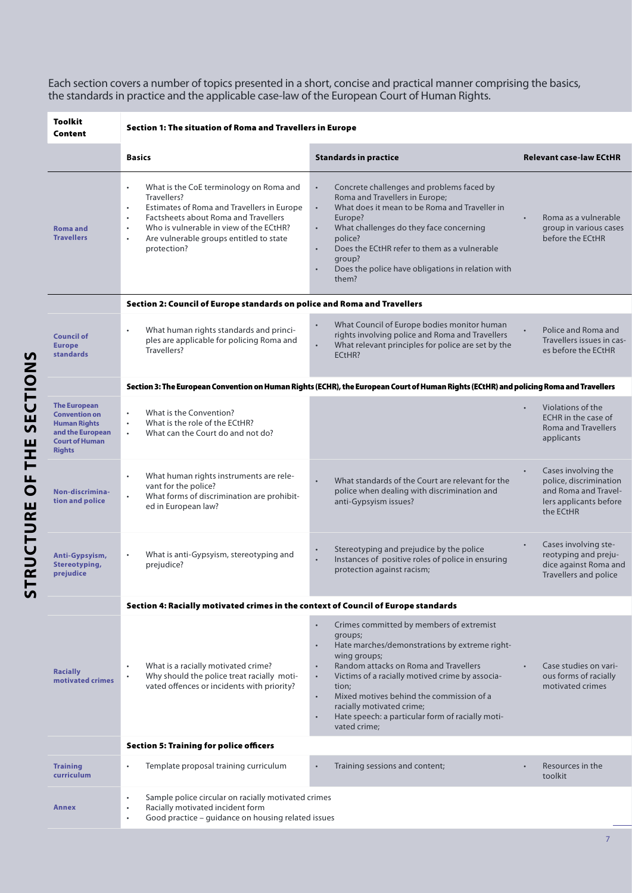Each section covers a number of topics presented in a short, concise and practical manner comprising the basics, the standards in practice and the applicable case-law of the European Court of Human Rights.

## STRUCTURE OF THE SECTIONS

| **Toolkit Content** | **Section 1: The situation of Roma and Travellers in Europe** | | |
|---|---|---|---|
| | **Basics** | **Standards in practice** | **Relevant case-law ECtHR** |
| **Roma and Travellers** | • What is the CoE terminology on Roma and Travellers?<br>• Estimates of Roma and Travellers in Europe<br>• Factsheets about Roma and Travellers<br>• Who is vulnerable in view of the ECtHR?<br>• Are vulnerable groups entitled to state protection? | • Concrete challenges and problems faced by Roma and Travellers in Europe;<br>• What does it mean to be Roma and Traveller in Europe?<br>• What challenges do they face concerning police?<br>• Does the ECtHR refer to them as a vulnerable group?<br>• Does the police have obligations in relation with them? | • Roma as a vulnerable group in various cases before the ECtHR |
| | **Section 2: Council of Europe standards on police and Roma and Travellers** | | |
| **Council of Europe standards** | • What human rights standards and principles are applicable for policing Roma and Travellers? | • What Council of Europe bodies monitor human rights involving police and Roma and Travellers<br>• What relevant principles for police are set by the ECtHR? | • Police and Roma and Travellers issues in cases before the ECtHR |
| | **Section 3: The European Convention on Human Rights (ECHR), the European Court of Human Rights (ECtHR) and policing Roma and Travellers** | | |
| **The European Convention on Human Rights and the European Court of Human Rights** | • What is the Convention?<br>• What is the role of the ECtHR?<br>• What can the Court do and not do? | | • Violations of the ECHR in the case of Roma and Travellers applicants |
| **Non-discrimination and police** | • What human rights instruments are relevant for the police?<br>• What forms of discrimination are prohibited in European law? | • What standards of the Court are relevant for the police when dealing with discrimination and anti-Gypsyism issues? | • Cases involving the police, discrimination and Roma and Travellers applicants before the ECtHR |
| **Anti-Gypsyism, Stereotyping, prejudice** | • What is anti-Gypsyism, stereotyping and prejudice? | • Stereotyping and prejudice by the police<br>• Instances of positive roles of police in ensuring protection against racism; | • Cases involving stereotyping and prejudice against Roma and Travellers and police |
| | **Section 4: Racially motivated crimes in the context of Council of Europe standards** | | |
| **Racially motivated crimes** | • What is a racially motivated crime?<br>• Why should the police treat racially motivated offences or incidents with priority? | • Crimes committed by members of extremist groups;<br>• Hate marches/demonstrations by extreme right-wing groups;<br>• Random attacks on Roma and Travellers<br>• Victims of a racially motived crime by association;<br>• Mixed motives behind the commission of a racially motivated crime;<br>• Hate speech: a particular form of racially motivated crime; | • Case studies on various forms of racially motivated crimes |
| | **Section 5: Training for police officers** | | |
| **Training curriculum** | • Template proposal training curriculum | • Training sessions and content; | • Resources in the toolkit |
| **Annex** | • Sample police circular on racially motivated crimes<br>• Racially motivated incident form<br>• Good practice – guidance on housing related issues | | |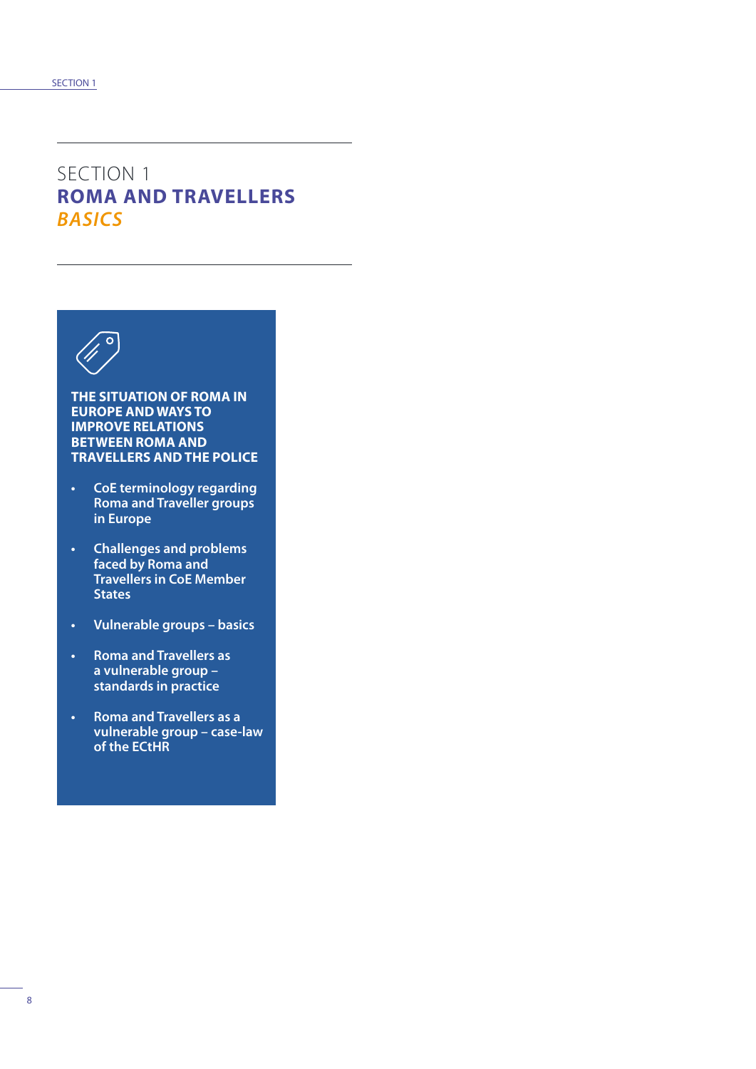# SECTION 1
## ROMA AND TRAVELLERS
### *BASICS*

**THE SITUATION OF ROMA IN EUROPE AND WAYS TO IMPROVE RELATIONS BETWEEN ROMA AND TRAVELLERS AND THE POLICE**

- CoE terminology regarding Roma and Traveller groups in Europe
- Challenges and problems faced by Roma and Travellers in CoE Member States
- Vulnerable groups – basics
- Roma and Travellers as a vulnerable group – standards in practice
- Roma and Travellers as a vulnerable group – case-law of the ECtHR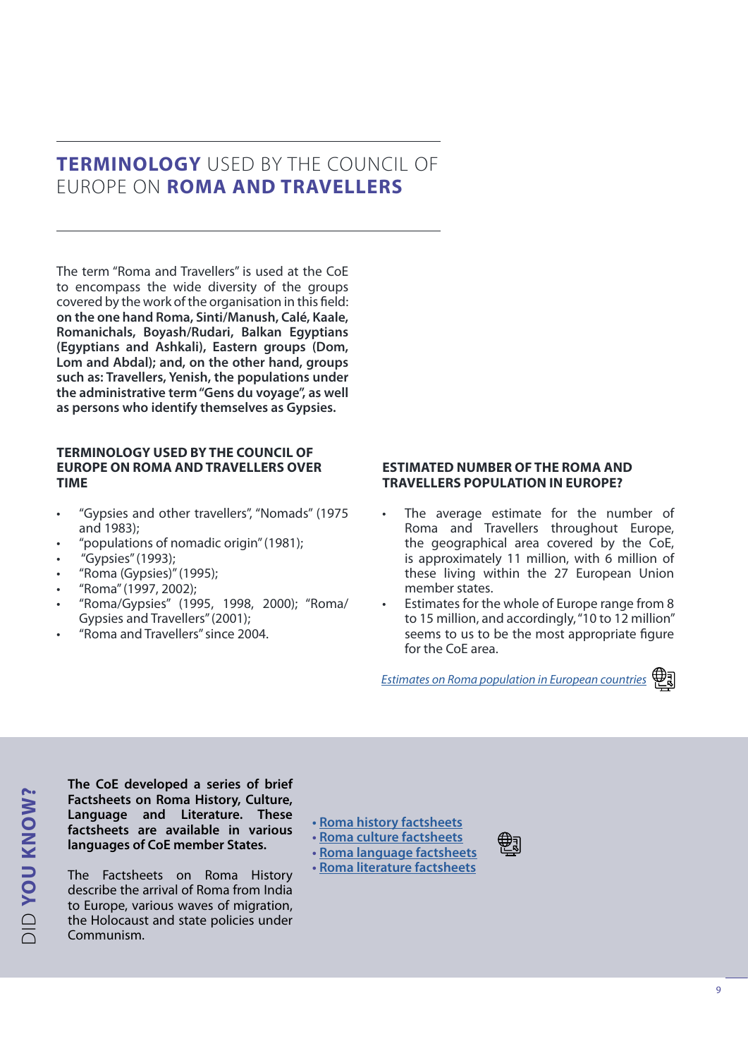## **TERMINOLOGY** USED BY THE COUNCIL OF EUROPE ON **ROMA AND TRAVELLERS**

The term “Roma and Travellers” is used at the CoE to encompass the wide diversity of the groups covered by the work of the organisation in this field: **on the one hand Roma, Sinti/Manush, Calé, Kaale, Romanichals, Boyash/Rudari, Balkan Egyptians (Egyptians and Ashkali), Eastern groups (Dom, Lom and Abdal); and, on the other hand, groups such as: Travellers, Yenish, the populations under the administrative term “Gens du voyage”, as well as persons who identify themselves as Gypsies.**

### TERMINOLOGY USED BY THE COUNCIL OF EUROPE ON ROMA AND TRAVELLERS OVER TIME

- “Gypsies and other travellers”, “Nomads” (1975 and 1983);
- “populations of nomadic origin” (1981);
- “Gypsies” (1993);
- “Roma (Gypsies)” (1995);
- “Roma” (1997, 2002);
- “Roma/Gypsies” (1995, 1998, 2000); “Roma/ Gypsies and Travellers” (2001);
- “Roma and Travellers” since 2004.

### ESTIMATED NUMBER OF THE ROMA AND TRAVELLERS POPULATION IN EUROPE?

- The average estimate for the number of Roma and Travellers throughout Europe, the geographical area covered by the CoE, is approximately 11 million, with 6 million of these living within the 27 European Union member states.
- Estimates for the whole of Europe range from 8 to 15 million, and accordingly, “10 to 12 million” seems to us to be the most appropriate figure for the CoE area.

*Estimates on Roma population in European countries*

### DID **YOU KNOW?**

**The CoE developed a series of brief Factsheets on Roma History, Culture, Language and Literature. These factsheets are available in various languages of CoE member States.**

The Factsheets on Roma History describe the arrival of Roma from India to Europe, various waves of migration, the Holocaust and state policies under Communism.

- **Roma history factsheets**
- **Roma culture factsheets**
- **Roma language factsheets**
- **Roma literature factsheets**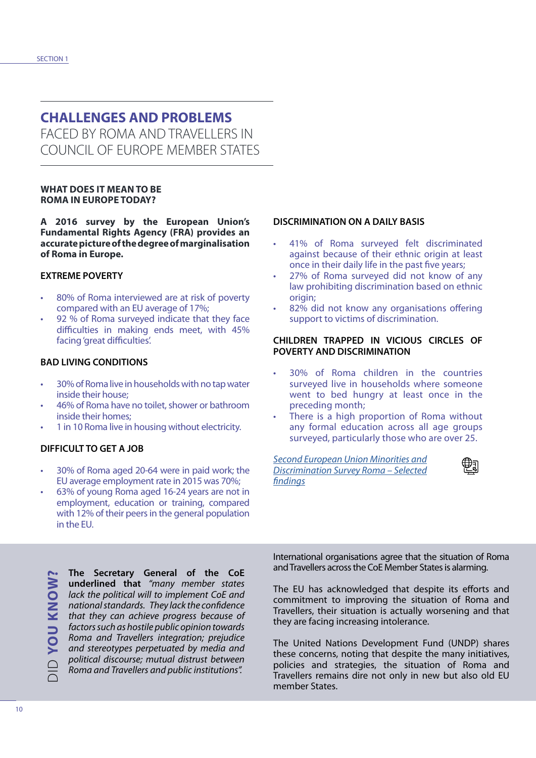# CHALLENGES AND PROBLEMS FACED BY ROMA AND TRAVELLERS IN COUNCIL OF EUROPE MEMBER STATES

## WHAT DOES IT MEAN TO BE ROMA IN EUROPE TODAY?

**A 2016 survey by the European Union's Fundamental Rights Agency (FRA) provides an accurate picture of the degree of marginalisation of Roma in Europe.**

### EXTREME POVERTY

- 80% of Roma interviewed are at risk of poverty compared with an EU average of 17%;
- 92 % of Roma surveyed indicate that they face difficulties in making ends meet, with 45% facing 'great difficulties'.

### BAD LIVING CONDITIONS

- 30% of Roma live in households with no tap water inside their house;
- 46% of Roma have no toilet, shower or bathroom inside their homes;
- 1 in 10 Roma live in housing without electricity.

### DIFFICULT TO GET A JOB

- 30% of Roma aged 20-64 were in paid work; the EU average employment rate in 2015 was 70%;
- 63% of young Roma aged 16-24 years are not in employment, education or training, compared with 12% of their peers in the general population in the EU.

### DISCRIMINATION ON A DAILY BASIS

- 41% of Roma surveyed felt discriminated against because of their ethnic origin at least once in their daily life in the past five years;
- 27% of Roma surveyed did not know of any law prohibiting discrimination based on ethnic origin;
- 82% did not know any organisations offering support to victims of discrimination.

### CHILDREN TRAPPED IN VICIOUS CIRCLES OF POVERTY AND DISCRIMINATION

- 30% of Roma children in the countries surveyed live in households where someone went to bed hungry at least once in the preceding month;
- There is a high proportion of Roma without any formal education across all age groups surveyed, particularly those who are over 25.

*Second European Union Minorities and Discrimination Survey Roma – Selected findings*

### DID YOU KNOW?

**The Secretary General of the CoE underlined that** *"many member states lack the political will to implement CoE and national standards. They lack the confidence that they can achieve progress because of factors such as hostile public opinion towards Roma and Travellers integration; prejudice and stereotypes perpetuated by media and political discourse; mutual distrust between Roma and Travellers and public institutions".*

International organisations agree that the situation of Roma and Travellers across the CoE Member States is alarming.

The EU has acknowledged that despite its efforts and commitment to improving the situation of Roma and Travellers, their situation is actually worsening and that they are facing increasing intolerance.

The United Nations Development Fund (UNDP) shares these concerns, noting that despite the many initiatives, policies and strategies, the situation of Roma and Travellers remains dire not only in new but also old EU member States.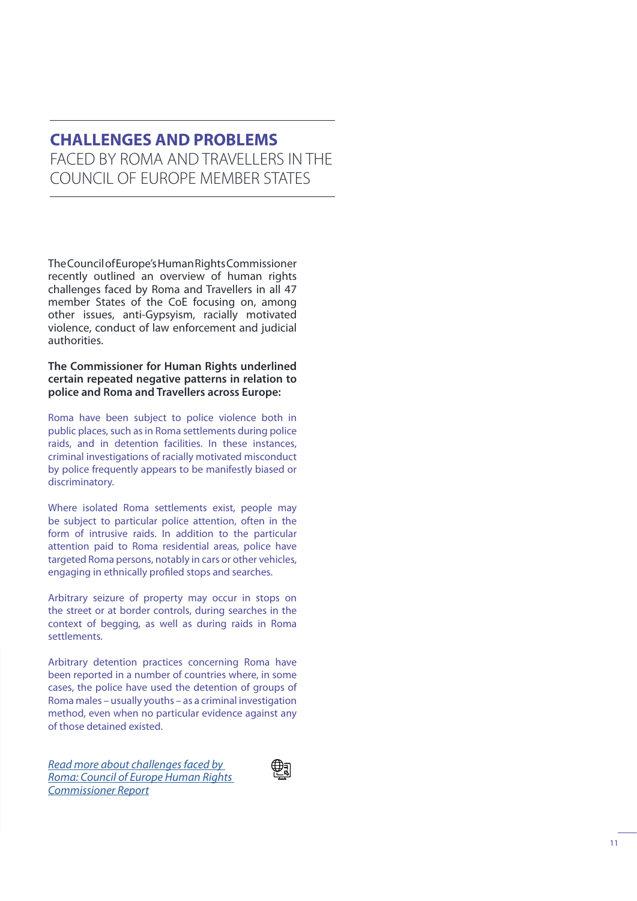## **CHALLENGES AND PROBLEMS** FACED BY ROMA AND TRAVELLERS IN THE COUNCIL OF EUROPE MEMBER STATES

The Council of Europe's Human Rights Commissioner recently outlined an overview of human rights challenges faced by Roma and Travellers in all 47 member States of the CoE focusing on, among other issues, anti-Gypsyism, racially motivated violence, conduct of law enforcement and judicial authorities.

**The Commissioner for Human Rights underlined certain repeated negative patterns in relation to police and Roma and Travellers across Europe:**

Roma have been subject to police violence both in public places, such as in Roma settlements during police raids, and in detention facilities. In these instances, criminal investigations of racially motivated misconduct by police frequently appears to be manifestly biased or discriminatory.

Where isolated Roma settlements exist, people may be subject to particular police attention, often in the form of intrusive raids. In addition to the particular attention paid to Roma residential areas, police have targeted Roma persons, notably in cars or other vehicles, engaging in ethnically profiled stops and searches.

Arbitrary seizure of property may occur in stops on the street or at border controls, during searches in the context of begging, as well as during raids in Roma settlements.

Arbitrary detention practices concerning Roma have been reported in a number of countries where, in some cases, the police have used the detention of groups of Roma males – usually youths – as a criminal investigation method, even when no particular evidence against any of those detained existed.

*Read more about challenges faced by Roma: Council of Europe Human Rights Commissioner Report*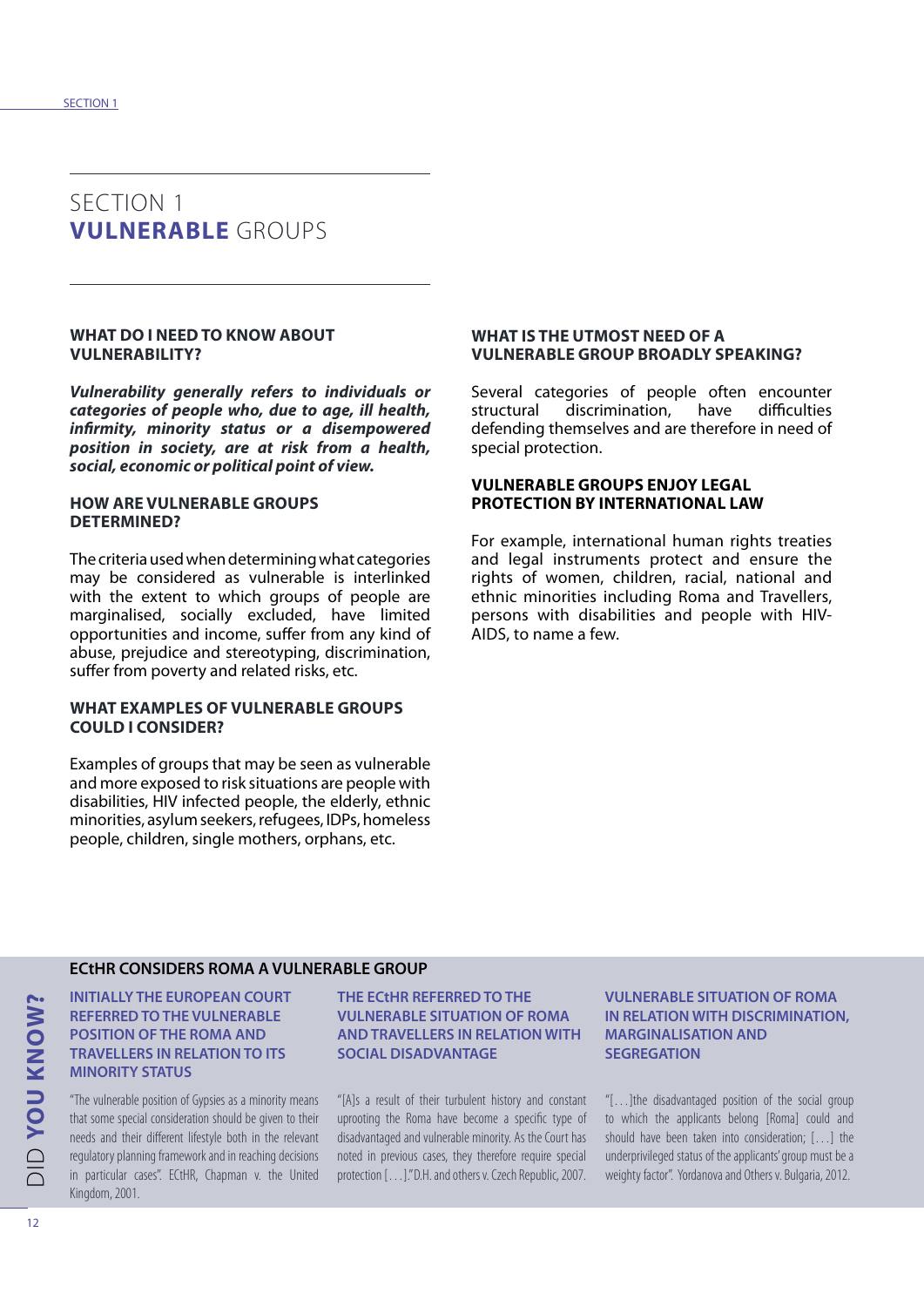# SECTION 1 **VULNERABLE** GROUPS

### WHAT DO I NEED TO KNOW ABOUT VULNERABILITY?

***Vulnerability generally refers to individuals or categories of people who, due to age, ill health, infirmity, minority status or a disempowered position in society, are at risk from a health, social, economic or political point of view.***

### HOW ARE VULNERABLE GROUPS DETERMINED?

The criteria used when determining what categories may be considered as vulnerable is interlinked with the extent to which groups of people are marginalised, socially excluded, have limited opportunities and income, suffer from any kind of abuse, prejudice and stereotyping, discrimination, suffer from poverty and related risks, etc.

### WHAT EXAMPLES OF VULNERABLE GROUPS COULD I CONSIDER?

Examples of groups that may be seen as vulnerable and more exposed to risk situations are people with disabilities, HIV infected people, the elderly, ethnic minorities, asylum seekers, refugees, IDPs, homeless people, children, single mothers, orphans, etc.

### WHAT IS THE UTMOST NEED OF A VULNERABLE GROUP BROADLY SPEAKING?

Several categories of people often encounter structural discrimination, have difficulties defending themselves and are therefore in need of special protection.

### VULNERABLE GROUPS ENJOY LEGAL PROTECTION BY INTERNATIONAL LAW

For example, international human rights treaties and legal instruments protect and ensure the rights of women, children, racial, national and ethnic minorities including Roma and Travellers, persons with disabilities and people with HIV-AIDS, to name a few.

## DID **YOU KNOW?**

### ECtHR CONSIDERS ROMA A VULNERABLE GROUP

#### INITIALLY THE EUROPEAN COURT REFERRED TO THE VULNERABLE POSITION OF THE ROMA AND TRAVELLERS IN RELATION TO ITS MINORITY STATUS

"The vulnerable position of Gypsies as a minority means that some special consideration should be given to their needs and their different lifestyle both in the relevant regulatory planning framework and in reaching decisions in particular cases". ECtHR, Chapman v. the United Kingdom, 2001.

#### THE ECtHR REFERRED TO THE VULNERABLE SITUATION OF ROMA AND TRAVELLERS IN RELATION WITH SOCIAL DISADVANTAGE

"[A]s a result of their turbulent history and constant uprooting the Roma have become a specific type of disadvantaged and vulnerable minority. As the Court has noted in previous cases, they therefore require special protection […]." D.H. and others v. Czech Republic, 2007.

#### VULNERABLE SITUATION OF ROMA IN RELATION WITH DISCRIMINATION, MARGINALISATION AND SEGREGATION

"[…]the disadvantaged position of the social group to which the applicants belong [Roma] could and should have been taken into consideration; […] the underprivileged status of the applicants' group must be a weighty factor". Yordanova and Others v. Bulgaria, 2012.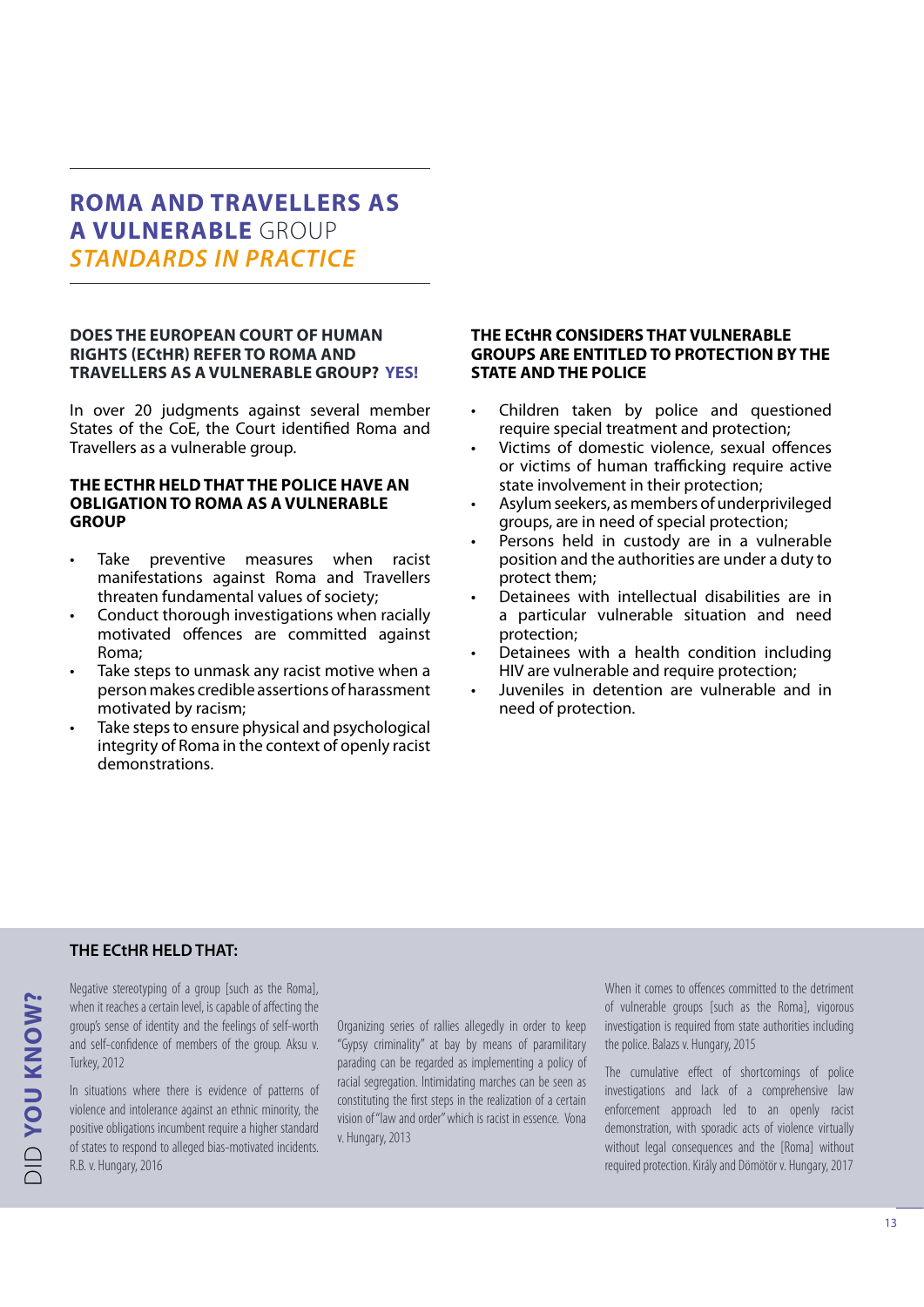# ROMA AND TRAVELLERS AS A VULNERABLE GROUP

## *STANDARDS IN PRACTICE*

### DOES THE EUROPEAN COURT OF HUMAN RIGHTS (ECtHR) REFER TO ROMA AND TRAVELLERS AS A VULNERABLE GROUP? YES!

In over 20 judgments against several member States of the CoE, the Court identified Roma and Travellers as a vulnerable group.

### THE ECTHR HELD THAT THE POLICE HAVE AN OBLIGATION TO ROMA AS A VULNERABLE GROUP

- Take preventive measures when racist manifestations against Roma and Travellers threaten fundamental values of society;
- Conduct thorough investigations when racially motivated offences are committed against Roma;
- Take steps to unmask any racist motive when a person makes credible assertions of harassment motivated by racism;
- Take steps to ensure physical and psychological integrity of Roma in the context of openly racist demonstrations.

### THE ECtHR CONSIDERS THAT VULNERABLE GROUPS ARE ENTITLED TO PROTECTION BY THE STATE AND THE POLICE

- Children taken by police and questioned require special treatment and protection;
- Victims of domestic violence, sexual offences or victims of human trafficking require active state involvement in their protection;
- Asylum seekers, as members of underprivileged groups, are in need of special protection;
- Persons held in custody are in a vulnerable position and the authorities are under a duty to protect them;
- Detainees with intellectual disabilities are in a particular vulnerable situation and need protection;
- Detainees with a health condition including HIV are vulnerable and require protection;
- Juveniles in detention are vulnerable and in need of protection.

## DID YOU KNOW?

### THE ECtHR HELD THAT:

Negative stereotyping of a group [such as the Roma], when it reaches a certain level, is capable of affecting the group's sense of identity and the feelings of self-worth and self-confidence of members of the group. Aksu v. Turkey, 2012

In situations where there is evidence of patterns of violence and intolerance against an ethnic minority, the positive obligations incumbent require a higher standard of states to respond to alleged bias-motivated incidents. R.B. v. Hungary, 2016

Organizing series of rallies allegedly in order to keep "Gypsy criminality" at bay by means of paramilitary parading can be regarded as implementing a policy of racial segregation. Intimidating marches can be seen as constituting the first steps in the realization of a certain vision of "law and order" which is racist in essence. Vona v. Hungary, 2013

When it comes to offences committed to the detriment of vulnerable groups [such as the Roma], vigorous investigation is required from state authorities including the police. Balazs v. Hungary, 2015

The cumulative effect of shortcomings of police investigations and lack of a comprehensive law enforcement approach led to an openly racist demonstration, with sporadic acts of violence virtually without legal consequences and the [Roma] without required protection. Király and Dömötör v. Hungary, 2017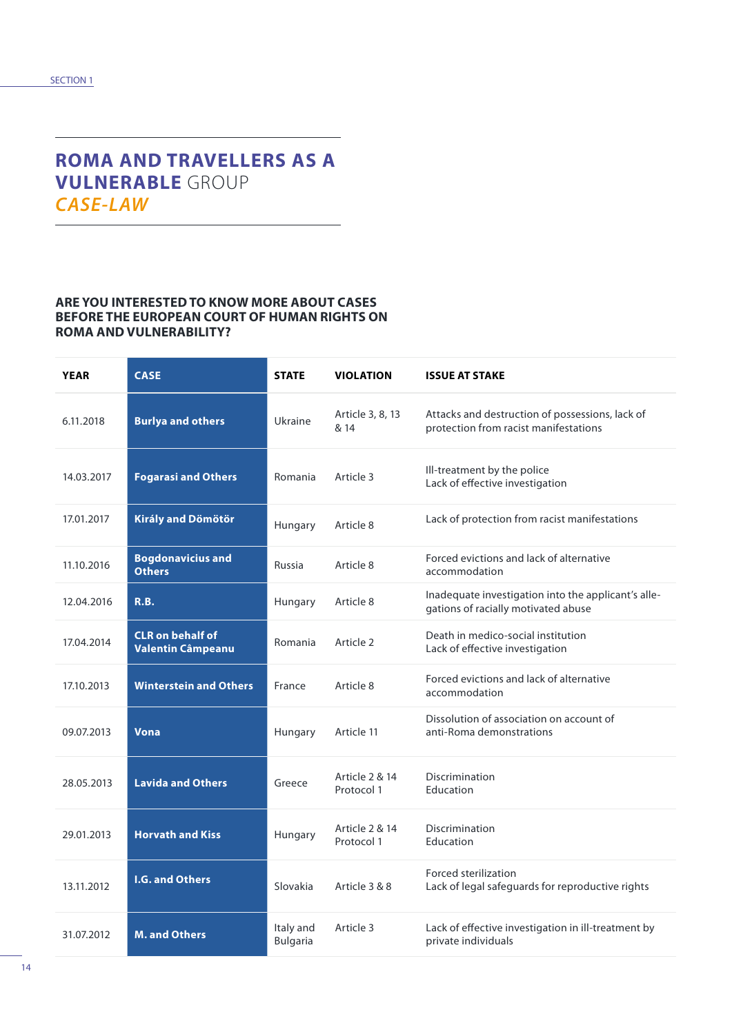# ROMA AND TRAVELLERS AS A VULNERABLE GROUP *CASE-LAW*

### ARE YOU INTERESTED TO KNOW MORE ABOUT CASES BEFORE THE EUROPEAN COURT OF HUMAN RIGHTS ON ROMA AND VULNERABILITY?

| YEAR | CASE | STATE | VIOLATION | ISSUE AT STAKE |
|---|---|---|---|---|
| 6.11.2018 | **Burlya and others** | Ukraine | Article 3, 8, 13 & 14 | Attacks and destruction of possessions, lack of protection from racist manifestations |
| 14.03.2017 | **Fogarasi and Others** | Romania | Article 3 | Ill-treatment by the police<br>Lack of effective investigation |
| 17.01.2017 | **Király and Dömötör** | Hungary | Article 8 | Lack of protection from racist manifestations |
| 11.10.2016 | **Bogdonavicius and Others** | Russia | Article 8 | Forced evictions and lack of alternative accommodation |
| 12.04.2016 | **R.B.** | Hungary | Article 8 | Inadequate investigation into the applicant's allegations of racially motivated abuse |
| 17.04.2014 | **CLR on behalf of Valentin Câmpeanu** | Romania | Article 2 | Death in medico-social institution<br>Lack of effective investigation |
| 17.10.2013 | **Winterstein and Others** | France | Article 8 | Forced evictions and lack of alternative accommodation |
| 09.07.2013 | **Vona** | Hungary | Article 11 | Dissolution of association on account of anti-Roma demonstrations |
| 28.05.2013 | **Lavida and Others** | Greece | Article 2 & 14 Protocol 1 | Discrimination<br>Education |
| 29.01.2013 | **Horvath and Kiss** | Hungary | Article 2 & 14 Protocol 1 | Discrimination<br>Education |
| 13.11.2012 | **I.G. and Others** | Slovakia | Article 3 & 8 | Forced sterilization<br>Lack of legal safeguards for reproductive rights |
| 31.07.2012 | **M. and Others** | Italy and Bulgaria | Article 3 | Lack of effective investigation in ill-treatment by private individuals |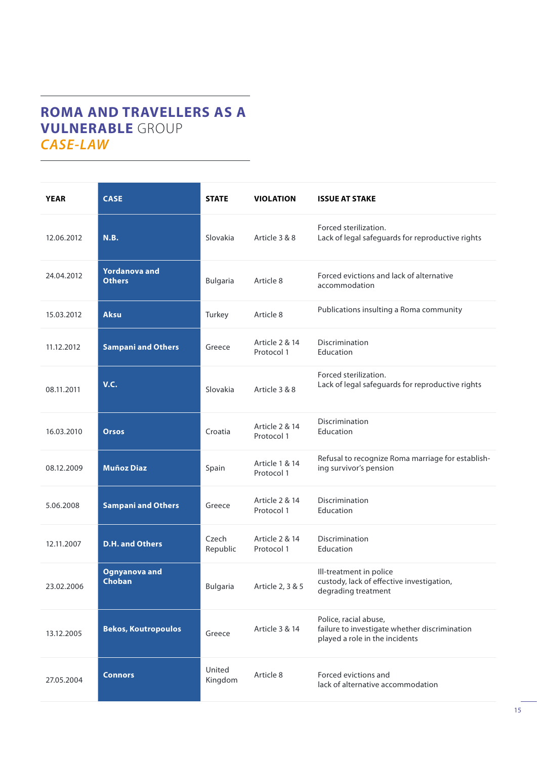# ROMA AND TRAVELLERS AS A VULNERABLE GROUP
## *CASE-LAW*

| YEAR | CASE | STATE | VIOLATION | ISSUE AT STAKE |
|---|---|---|---|---|
| 12.06.2012 | **N.B.** | Slovakia | Article 3 & 8 | Forced sterilization.<br>Lack of legal safeguards for reproductive rights |
| 24.04.2012 | **Yordanova and Others** | Bulgaria | Article 8 | Forced evictions and lack of alternative accommodation |
| 15.03.2012 | **Aksu** | Turkey | Article 8 | Publications insulting a Roma community |
| 11.12.2012 | **Sampani and Others** | Greece | Article 2 & 14 Protocol 1 | Discrimination<br>Education |
| 08.11.2011 | **V.C.** | Slovakia | Article 3 & 8 | Forced sterilization.<br>Lack of legal safeguards for reproductive rights |
| 16.03.2010 | **Orsos** | Croatia | Article 2 & 14 Protocol 1 | Discrimination<br>Education |
| 08.12.2009 | **Muñoz Diaz** | Spain | Article 1 & 14 Protocol 1 | Refusal to recognize Roma marriage for establishing survivor's pension |
| 5.06.2008 | **Sampani and Others** | Greece | Article 2 & 14 Protocol 1 | Discrimination<br>Education |
| 12.11.2007 | **D.H. and Others** | Czech Republic | Article 2 & 14 Protocol 1 | Discrimination<br>Education |
| 23.02.2006 | **Ognyanova and Choban** | Bulgaria | Article 2, 3 & 5 | Ill-treatment in police custody, lack of effective investigation, degrading treatment |
| 13.12.2005 | **Bekos, Koutropoulos** | Greece | Article 3 & 14 | Police, racial abuse,<br>failure to investigate whether discrimination played a role in the incidents |
| 27.05.2004 | **Connors** | United Kingdom | Article 8 | Forced evictions and<br>lack of alternative accommodation |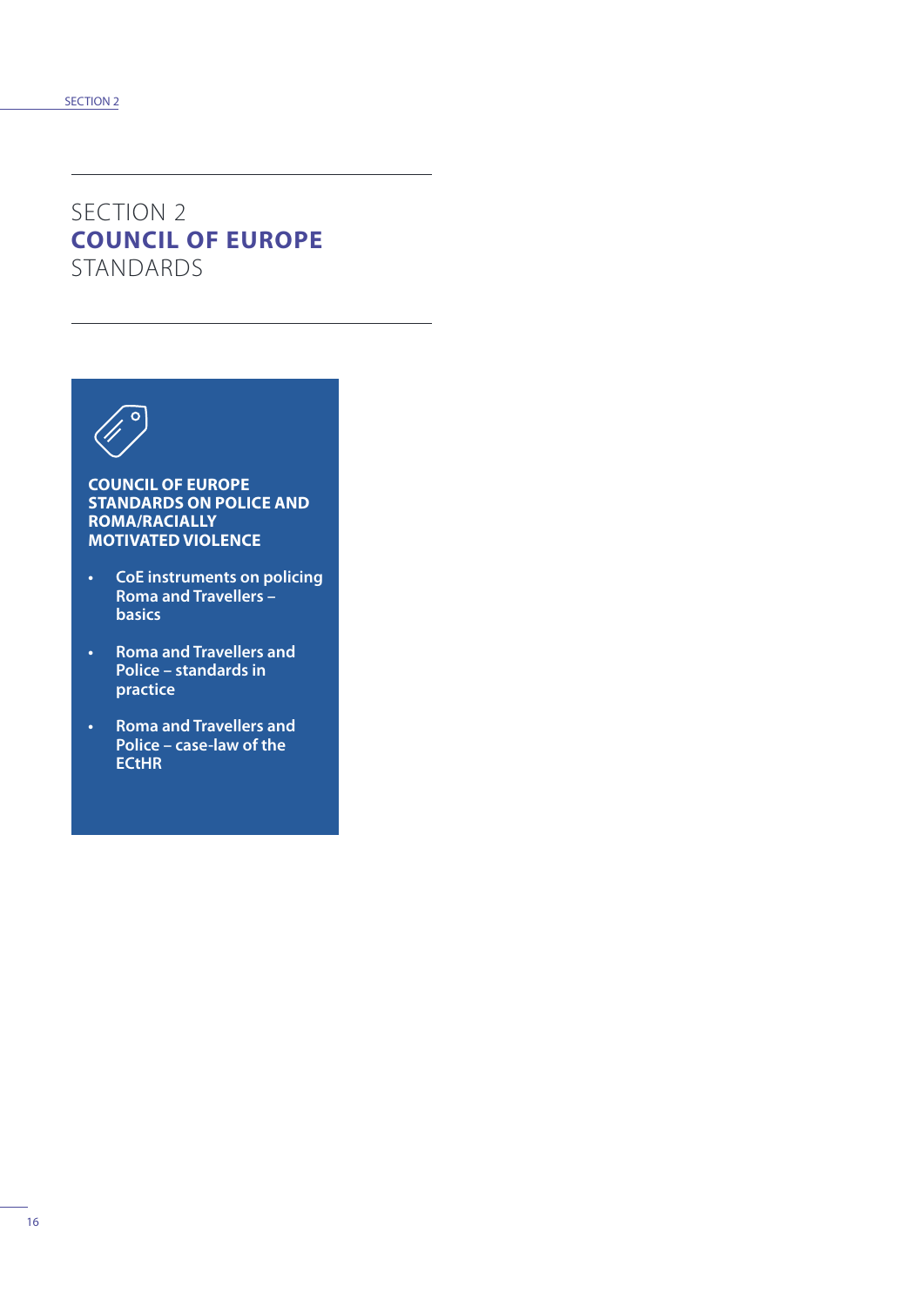# SECTION 2 COUNCIL OF EUROPE STANDARDS

**COUNCIL OF EUROPE STANDARDS ON POLICE AND ROMA/RACIALLY MOTIVATED VIOLENCE**

- CoE instruments on policing Roma and Travellers – basics
- Roma and Travellers and Police – standards in practice
- Roma and Travellers and Police – case-law of the ECtHR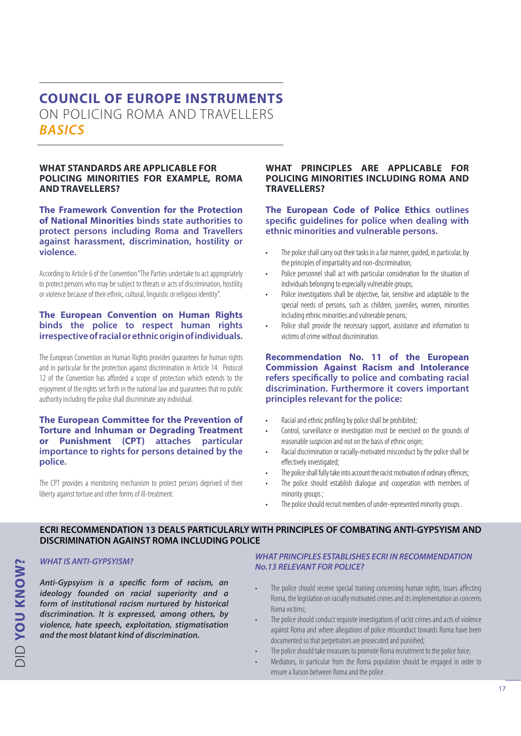# COUNCIL OF EUROPE INSTRUMENTS
ON POLICING ROMA AND TRAVELLERS
***BASICS***

### WHAT STANDARDS ARE APPLICABLE FOR POLICING MINORITIES FOR EXAMPLE, ROMA AND TRAVELLERS?

**The Framework Convention for the Protection of National Minorities binds state authorities to protect persons including Roma and Travellers against harassment, discrimination, hostility or violence.**

According to Article 6 of the Convention "The Parties undertake to act appropriately to protect persons who may be subject to threats or acts of discrimination, hostility or violence because of their ethnic, cultural, linguistic or religious identity".

**The European Convention on Human Rights binds the police to respect human rights irrespective of racial or ethnic origin of individuals.**

The European Convention on Human Rights provides guarantees for human rights and in particular for the protection against discrimination in Article 14. Protocol 12 of the Convention has afforded a scope of protection which extends to the enjoyment of the rights set forth in the national law and guarantees that no public authority including the police shall discriminate any individual.

**The European Committee for the Prevention of Torture and Inhuman or Degrading Treatment or Punishment (CPT) attaches particular importance to rights for persons detained by the police.**

The CPT provides a monitoring mechanism to protect persons deprived of their liberty against torture and other forms of ill-treatment.

### WHAT PRINCIPLES ARE APPLICABLE FOR POLICING MINORITIES INCLUDING ROMA AND TRAVELLERS?

**The European Code of Police Ethics outlines specific guidelines for police when dealing with ethnic minorities and vulnerable persons.**

- The police shall carry out their tasks in a fair manner, guided, in particular, by the principles of impartiality and non-discrimination;
- Police personnel shall act with particular consideration for the situation of individuals belonging to especially vulnerable groups;
- Police investigations shall be objective, fair, sensitive and adaptable to the special needs of persons, such as children, juveniles, women, minorities including ethnic minorities and vulnerable persons;
- Police shall provide the necessary support, assistance and information to victims of crime without discrimination.

**Recommendation No. 11 of the European Commission Against Racism and Intolerance refers specifically to police and combating racial discrimination. Furthermore it covers important principles relevant for the police:**

- Racial and ethnic profiling by police shall be prohibited;
- Control, surveillance or investigation must be exercised on the grounds of reasonable suspicion and not on the basis of ethnic origin;
- Racial discrimination or racially-motivated misconduct by the police shall be effectively investigated;
- The police shall fully take into account the racist motivation of ordinary offences;
- The police should establish dialogue and cooperation with members of minority groups ;
- The police should recruit members of under-represented minority groups .

## DID YOU KNOW?

### ECRI RECOMMENDATION 13 DEALS PARTICULARLY WITH PRINCIPLES OF COMBATING ANTI-GYPSYISM AND DISCRIMINATION AGAINST ROMA INCLUDING POLICE

***WHAT IS ANTI-GYPSYISM?***

***Anti-Gypsyism is a specific form of racism, an ideology founded on racial superiority and a form of institutional racism nurtured by historical discrimination. It is expressed, among others, by violence, hate speech, exploitation, stigmatisation and the most blatant kind of discrimination.***

***WHAT PRINCIPLES ESTABLISHES ECRI IN RECOMMENDATION No.13 RELEVANT FOR POLICE?***

- The police should receive special training concerning human rights, issues affecting Roma, the legislation on racially motivated crimes and its implementation as concerns Roma victims;
- The police should conduct requisite investigations of racist crimes and acts of violence against Roma and where allegations of police misconduct towards Roma have been documented so that perpetrators are prosecuted and punished;
- The police should take measures to promote Roma recruitment to the police force;
- Mediators, in particular from the Roma population should be engaged in order to ensure a liaison between Roma and the police .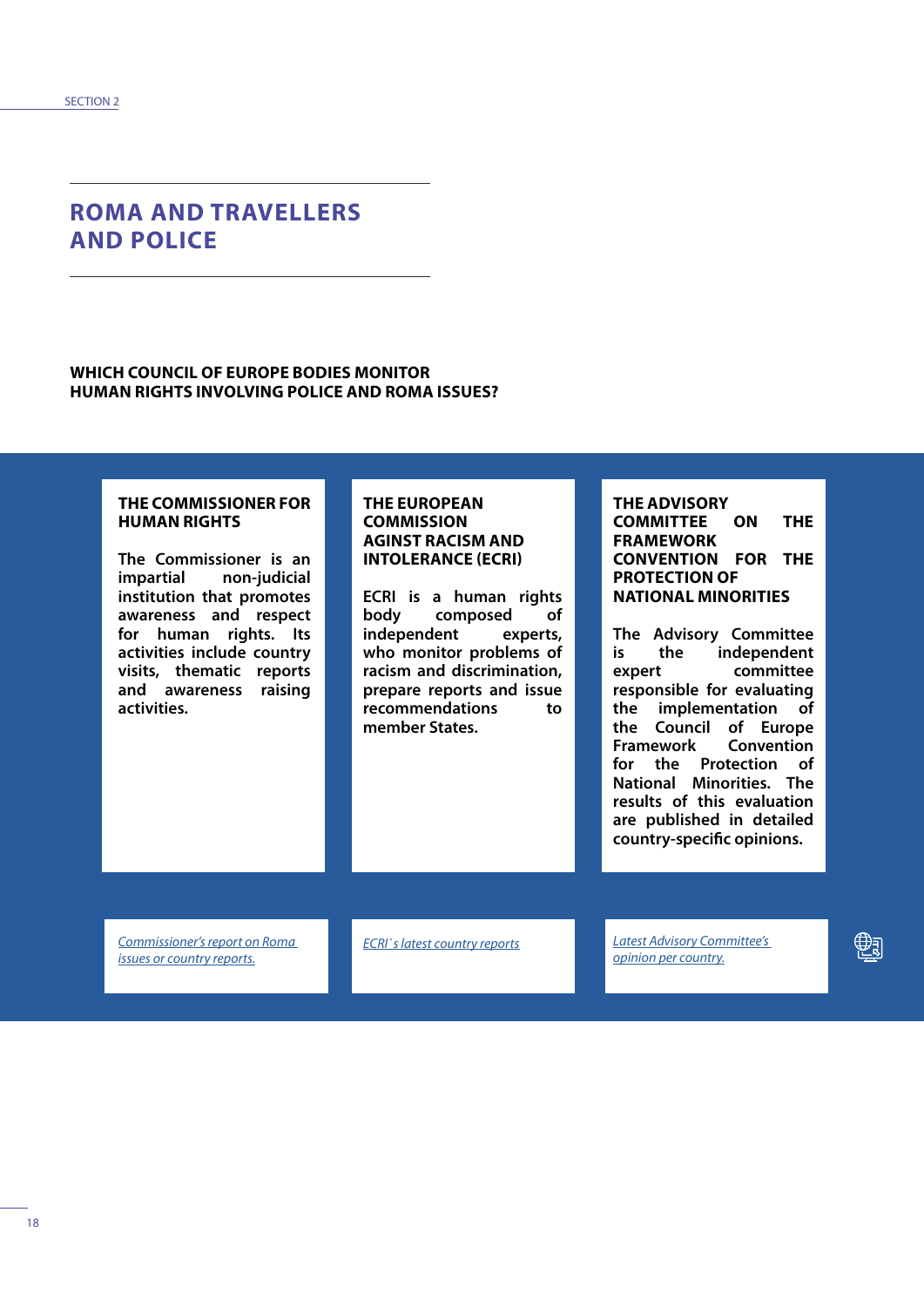# ROMA AND TRAVELLERS AND POLICE

## WHICH COUNCIL OF EUROPE BODIES MONITOR HUMAN RIGHTS INVOLVING POLICE AND ROMA ISSUES?

### THE COMMISSIONER FOR HUMAN RIGHTS

**The Commissioner is an impartial non-judicial institution that promotes awareness and respect for human rights. Its activities include country visits, thematic reports and awareness raising activities.**

### THE EUROPEAN COMMISSION AGINST RACISM AND INTOLERANCE (ECRI)

**ECRI is a human rights body composed of independent experts, who monitor problems of racism and discrimination, prepare reports and issue recommendations to member States.**

### THE ADVISORY COMMITTEE ON THE FRAMEWORK CONVENTION FOR THE PROTECTION OF NATIONAL MINORITIES

**The Advisory Committee is the independent expert committee responsible for evaluating the implementation of the Council of Europe Framework Convention for the Protection of National Minorities. The results of this evaluation are published in detailed country-specific opinions.**

*Commissioner's report on Roma issues or country reports.*

*ECRI`s latest country reports*

*Latest Advisory Committee's opinion per country.*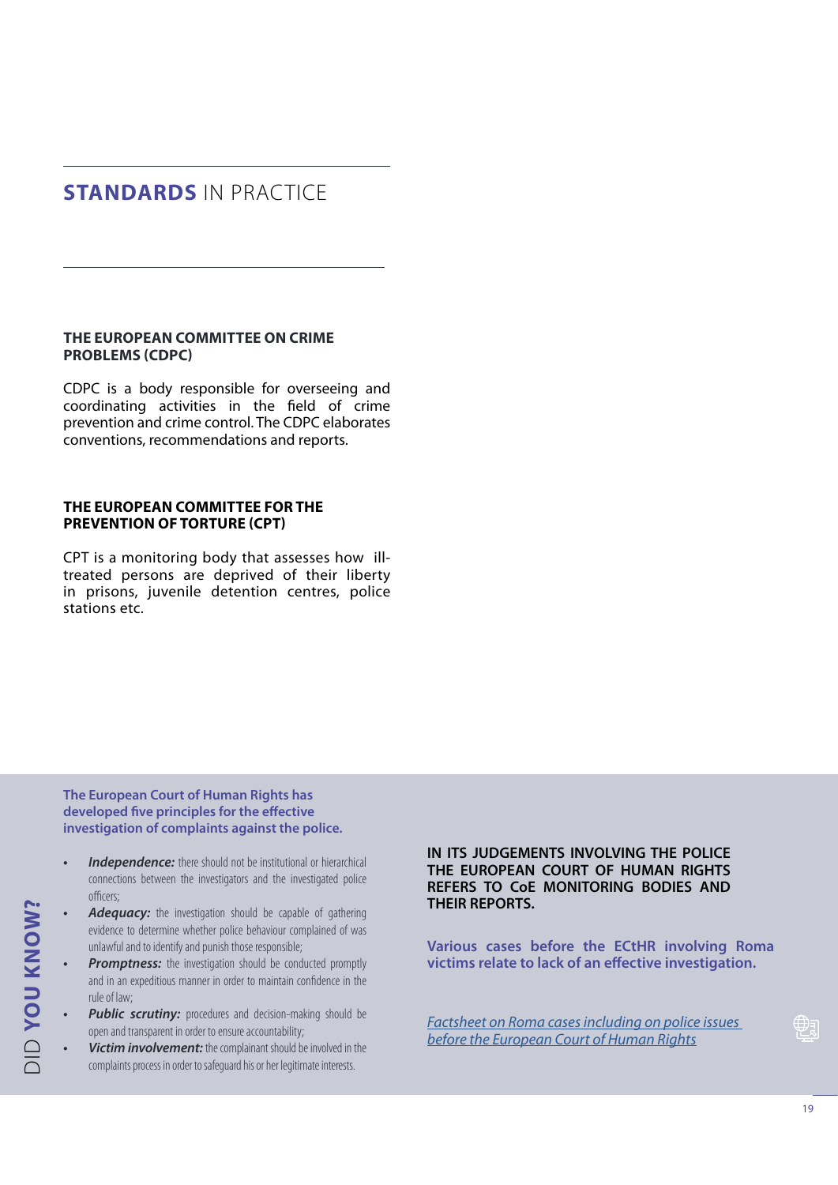## **STANDARDS** IN PRACTICE

### THE EUROPEAN COMMITTEE ON CRIME PROBLEMS (CDPC)

CDPC is a body responsible for overseeing and coordinating activities in the field of crime prevention and crime control. The CDPC elaborates conventions, recommendations and reports.

### THE EUROPEAN COMMITTEE FOR THE PREVENTION OF TORTURE (CPT)

CPT is a monitoring body that assesses how ill-treated persons are deprived of their liberty in prisons, juvenile detention centres, police stations etc.

## DID **YOU KNOW?**

**The European Court of Human Rights has developed five principles for the effective investigation of complaints against the police.**

- ***Independence:*** there should not be institutional or hierarchical connections between the investigators and the investigated police officers;
- ***Adequacy:*** the investigation should be capable of gathering evidence to determine whether police behaviour complained of was unlawful and to identify and punish those responsible;
- ***Promptness:*** the investigation should be conducted promptly and in an expeditious manner in order to maintain confidence in the rule of law;
- ***Public scrutiny:*** procedures and decision-making should be open and transparent in order to ensure accountability;
- ***Victim involvement:*** the complainant should be involved in the complaints process in order to safeguard his or her legitimate interests.

**IN ITS JUDGEMENTS INVOLVING THE POLICE THE EUROPEAN COURT OF HUMAN RIGHTS REFERS TO CoE MONITORING BODIES AND THEIR REPORTS.**

**Various cases before the ECtHR involving Roma victims relate to lack of an effective investigation.**

*Factsheet on Roma cases including on police issues before the European Court of Human Rights*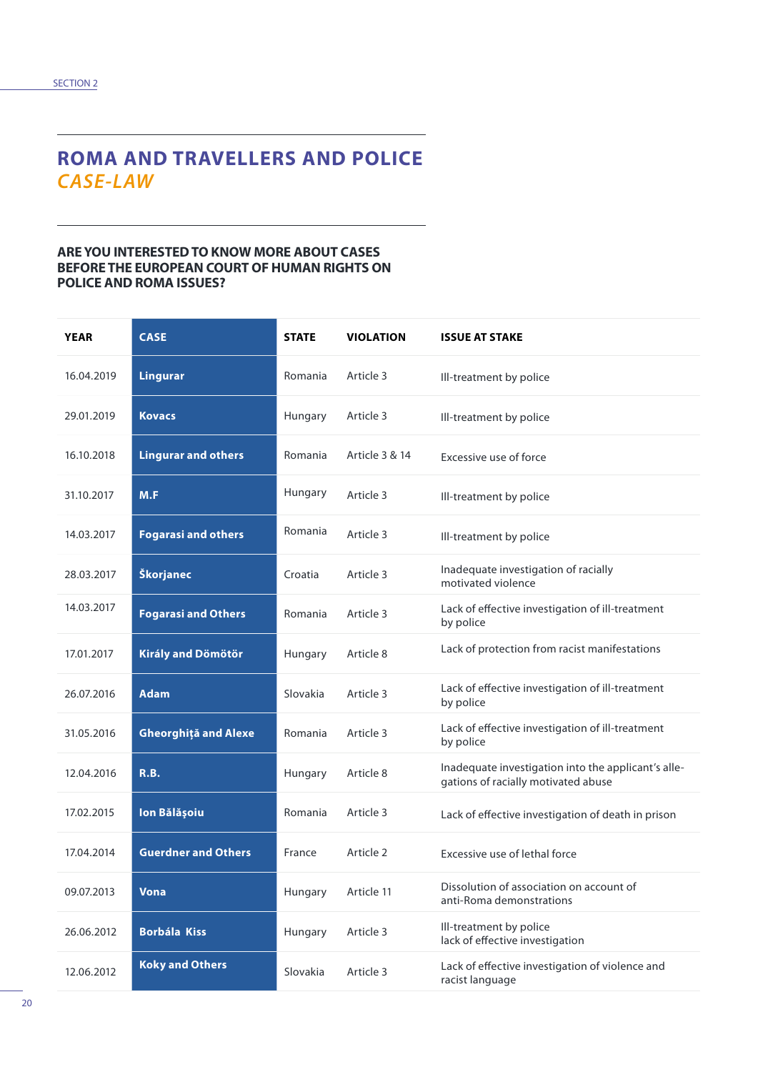## ROMA AND TRAVELLERS AND POLICE *CASE-LAW*

**ARE YOU INTERESTED TO KNOW MORE ABOUT CASES BEFORE THE EUROPEAN COURT OF HUMAN RIGHTS ON POLICE AND ROMA ISSUES?**

| YEAR | CASE | STATE | VIOLATION | ISSUE AT STAKE |
|---|---|---|---|---|
| 16.04.2019 | **Lingurar** | Romania | Article 3 | Ill-treatment by police |
| 29.01.2019 | **Kovacs** | Hungary | Article 3 | Ill-treatment by police |
| 16.10.2018 | **Lingurar and others** | Romania | Article 3 & 14 | Excessive use of force |
| 31.10.2017 | **M.F** | Hungary | Article 3 | Ill-treatment by police |
| 14.03.2017 | **Fogarasi and others** | Romania | Article 3 | Ill-treatment by police |
| 28.03.2017 | **Škorjanec** | Croatia | Article 3 | Inadequate investigation of racially motivated violence |
| 14.03.2017 | **Fogarasi and Others** | Romania | Article 3 | Lack of effective investigation of ill-treatment by police |
| 17.01.2017 | **Király and Dömötör** | Hungary | Article 8 | Lack of protection from racist manifestations |
| 26.07.2016 | **Adam** | Slovakia | Article 3 | Lack of effective investigation of ill-treatment by police |
| 31.05.2016 | **Gheorghiță and Alexe** | Romania | Article 3 | Lack of effective investigation of ill-treatment by police |
| 12.04.2016 | **R.B.** | Hungary | Article 8 | Inadequate investigation into the applicant's allegations of racially motivated abuse |
| 17.02.2015 | **Ion Bălăşoiu** | Romania | Article 3 | Lack of effective investigation of death in prison |
| 17.04.2014 | **Guerdner and Others** | France | Article 2 | Excessive use of lethal force |
| 09.07.2013 | **Vona** | Hungary | Article 11 | Dissolution of association on account of anti-Roma demonstrations |
| 26.06.2012 | **Borbála Kiss** | Hungary | Article 3 | Ill-treatment by police lack of effective investigation |
| 12.06.2012 | **Koky and Others** | Slovakia | Article 3 | Lack of effective investigation of violence and racist language |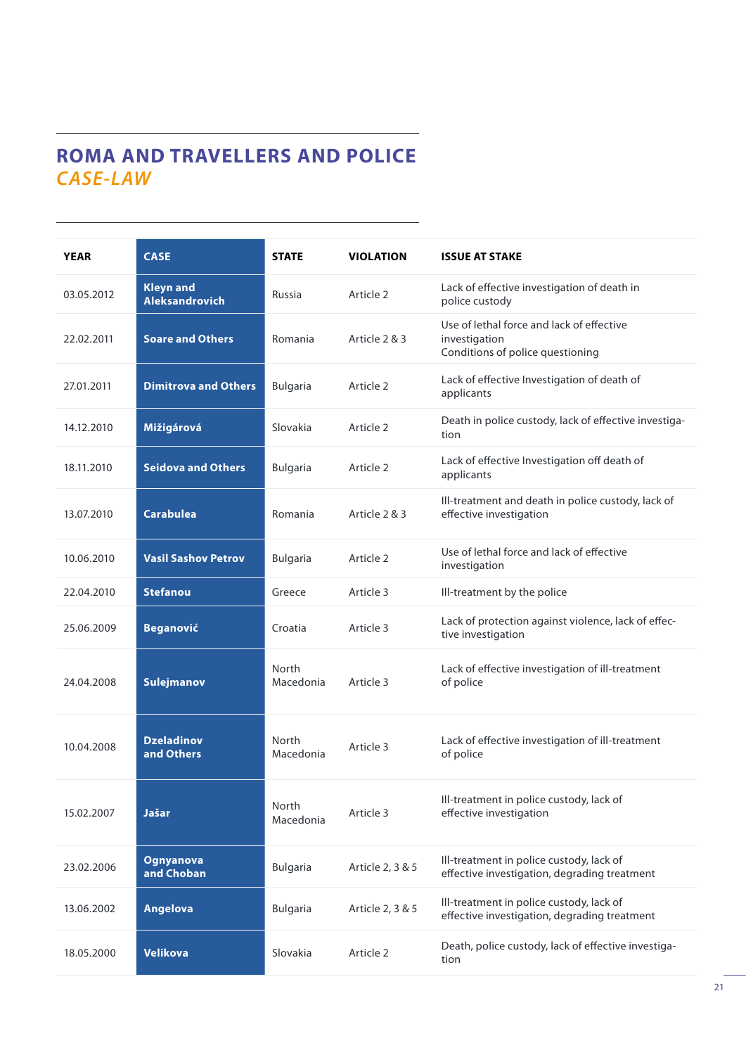# ROMA AND TRAVELLERS AND POLICE *CASE-LAW*

| YEAR | CASE | STATE | VIOLATION | ISSUE AT STAKE |
|---|---|---|---|---|
| 03.05.2012 | **Kleyn and Aleksandrovich** | Russia | Article 2 | Lack of effective investigation of death in police custody |
| 22.02.2011 | **Soare and Others** | Romania | Article 2 & 3 | Use of lethal force and lack of effective investigation<br>Conditions of police questioning |
| 27.01.2011 | **Dimitrova and Others** | Bulgaria | Article 2 | Lack of effective Investigation of death of applicants |
| 14.12.2010 | **Mižigárová** | Slovakia | Article 2 | Death in police custody, lack of effective investigation |
| 18.11.2010 | **Seidova and Others** | Bulgaria | Article 2 | Lack of effective Investigation off death of applicants |
| 13.07.2010 | **Carabulea** | Romania | Article 2 & 3 | Ill-treatment and death in police custody, lack of effective investigation |
| 10.06.2010 | **Vasil Sashov Petrov** | Bulgaria | Article 2 | Use of lethal force and lack of effective investigation |
| 22.04.2010 | **Stefanou** | Greece | Article 3 | Ill-treatment by the police |
| 25.06.2009 | **Beganović** | Croatia | Article 3 | Lack of protection against violence, lack of effective investigation |
| 24.04.2008 | **Sulejmanov** | North Macedonia | Article 3 | Lack of effective investigation of ill-treatment of police |
| 10.04.2008 | **Dzeladinov and Others** | North Macedonia | Article 3 | Lack of effective investigation of ill-treatment of police |
| 15.02.2007 | **Jašar** | North Macedonia | Article 3 | Ill-treatment in police custody, lack of effective investigation |
| 23.02.2006 | **Ognyanova and Choban** | Bulgaria | Article 2, 3 & 5 | Ill-treatment in police custody, lack of effective investigation, degrading treatment |
| 13.06.2002 | **Angelova** | Bulgaria | Article 2, 3 & 5 | Ill-treatment in police custody, lack of effective investigation, degrading treatment |
| 18.05.2000 | **Velikova** | Slovakia | Article 2 | Death, police custody, lack of effective investigation |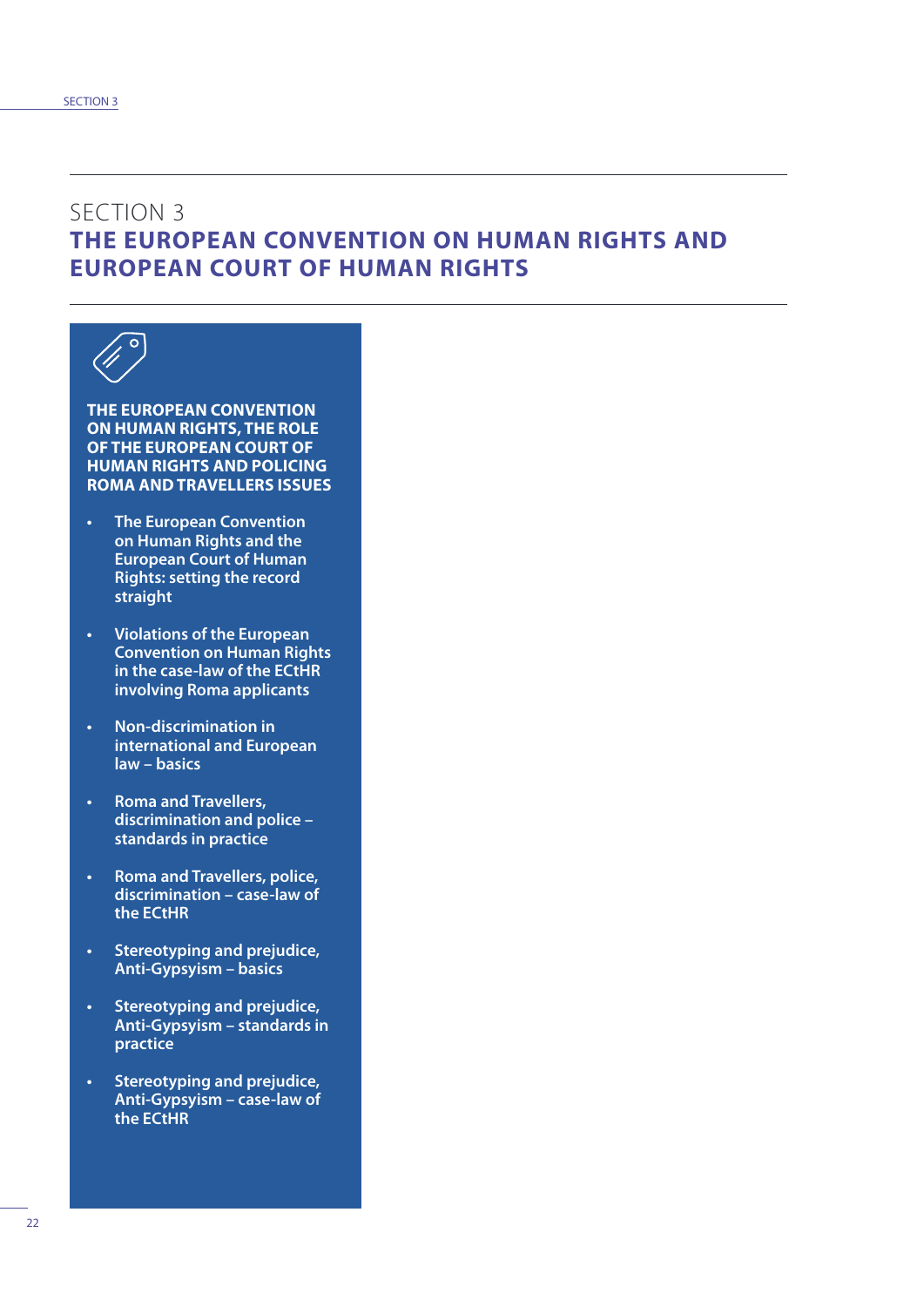# SECTION 3
# THE EUROPEAN CONVENTION ON HUMAN RIGHTS AND EUROPEAN COURT OF HUMAN RIGHTS

**THE EUROPEAN CONVENTION ON HUMAN RIGHTS, THE ROLE OF THE EUROPEAN COURT OF HUMAN RIGHTS AND POLICING ROMA AND TRAVELLERS ISSUES**

- **The European Convention on Human Rights and the European Court of Human Rights: setting the record straight**
- **Violations of the European Convention on Human Rights in the case-law of the ECtHR involving Roma applicants**
- **Non-discrimination in international and European law – basics**
- **Roma and Travellers, discrimination and police – standards in practice**
- **Roma and Travellers, police, discrimination – case-law of the ECtHR**
- **Stereotyping and prejudice, Anti-Gypsyism – basics**
- **Stereotyping and prejudice, Anti-Gypsyism – standards in practice**
- **Stereotyping and prejudice, Anti-Gypsyism – case-law of the ECtHR**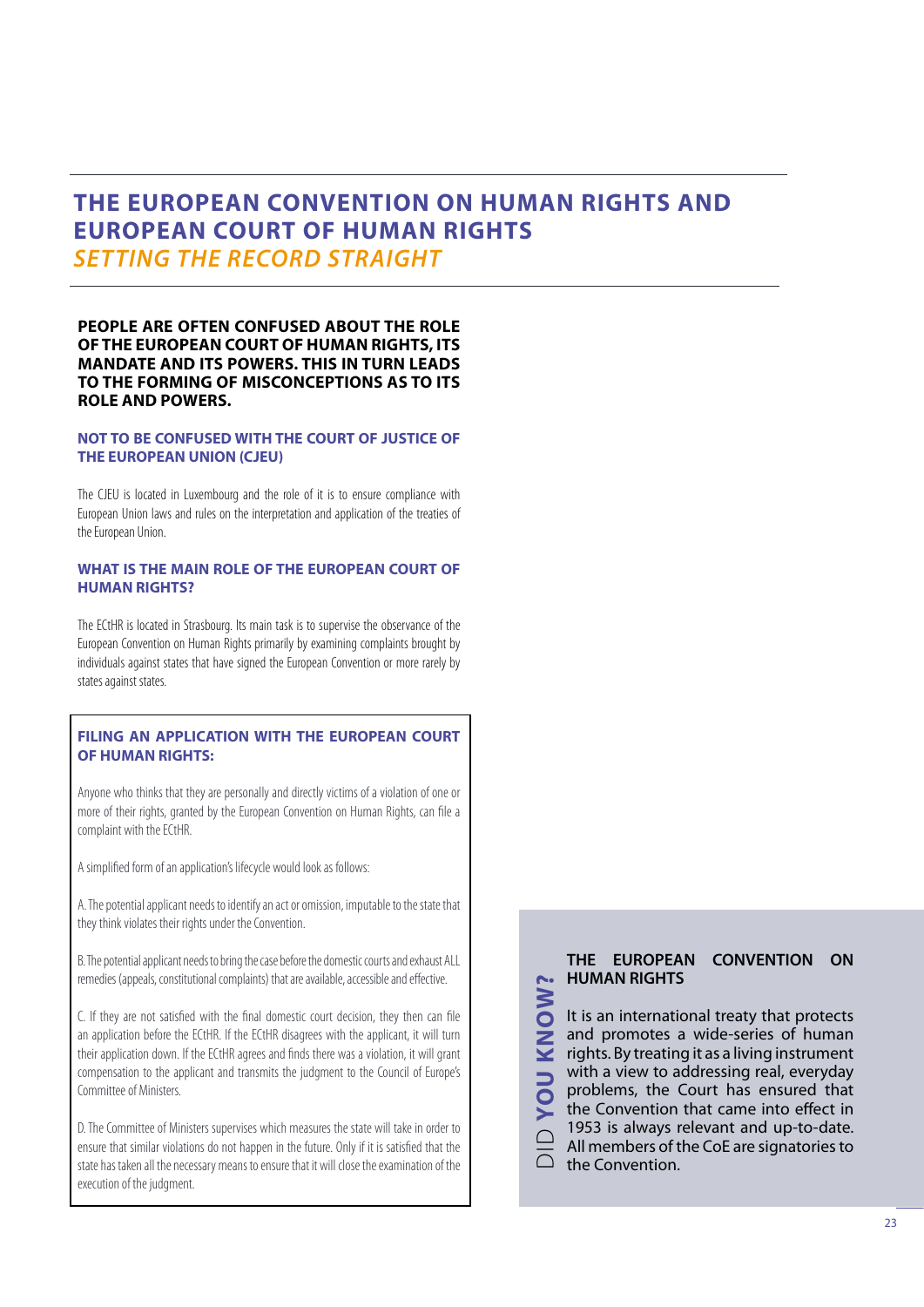# THE EUROPEAN CONVENTION ON HUMAN RIGHTS AND EUROPEAN COURT OF HUMAN RIGHTS

## *SETTING THE RECORD STRAIGHT*

**PEOPLE ARE OFTEN CONFUSED ABOUT THE ROLE OF THE EUROPEAN COURT OF HUMAN RIGHTS, ITS MANDATE AND ITS POWERS. THIS IN TURN LEADS TO THE FORMING OF MISCONCEPTIONS AS TO ITS ROLE AND POWERS.**

### NOT TO BE CONFUSED WITH THE COURT OF JUSTICE OF THE EUROPEAN UNION (CJEU)

The CJEU is located in Luxembourg and the role of it is to ensure compliance with European Union laws and rules on the interpretation and application of the treaties of the European Union.

### WHAT IS THE MAIN ROLE OF THE EUROPEAN COURT OF HUMAN RIGHTS?

The ECtHR is located in Strasbourg. Its main task is to supervise the observance of the European Convention on Human Rights primarily by examining complaints brought by individuals against states that have signed the European Convention or more rarely by states against states.

### FILING AN APPLICATION WITH THE EUROPEAN COURT OF HUMAN RIGHTS:

Anyone who thinks that they are personally and directly victims of a violation of one or more of their rights, granted by the European Convention on Human Rights, can file a complaint with the ECtHR.

A simplified form of an application's lifecycle would look as follows:

A. The potential applicant needs to identify an act or omission, imputable to the state that they think violates their rights under the Convention.

B. The potential applicant needs to bring the case before the domestic courts and exhaust ALL remedies (appeals, constitutional complaints) that are available, accessible and effective.

C. If they are not satisfied with the final domestic court decision, they then can file an application before the ECtHR. If the ECtHR disagrees with the applicant, it will turn their application down. If the ECtHR agrees and finds there was a violation, it will grant compensation to the applicant and transmits the judgment to the Council of Europe's Committee of Ministers.

D. The Committee of Ministers supervises which measures the state will take in order to ensure that similar violations do not happen in the future. Only if it is satisfied that the state has taken all the necessary means to ensure that it will close the examination of the execution of the judgment.

### DID YOU KNOW?

**THE EUROPEAN CONVENTION ON HUMAN RIGHTS**

It is an international treaty that protects and promotes a wide-series of human rights. By treating it as a living instrument with a view to addressing real, everyday problems, the Court has ensured that the Convention that came into effect in 1953 is always relevant and up-to-date. All members of the CoE are signatories to the Convention.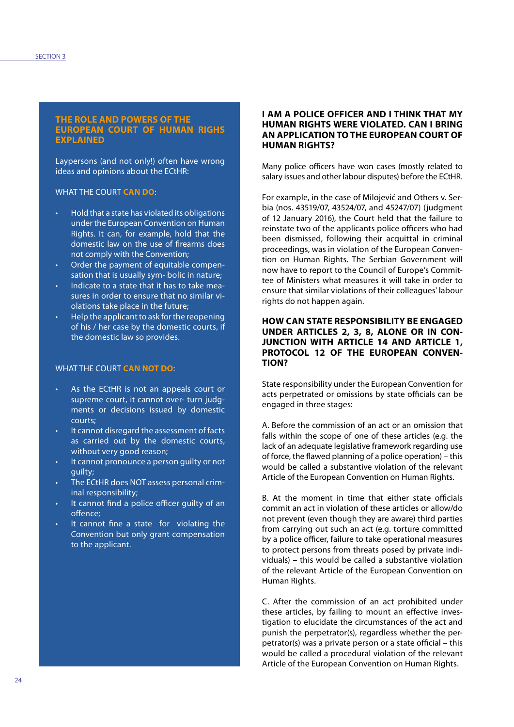## THE ROLE AND POWERS OF THE EUROPEAN COURT OF HUMAN RIGHS EXPLAINED

Laypersons (and not only!) often have wrong ideas and opinions about the ECtHR:

WHAT THE COURT **CAN DO**:

- Hold that a state has violated its obligations under the European Convention on Human Rights. It can, for example, hold that the domestic law on the use of firearms does not comply with the Convention;
- Order the payment of equitable compensation that is usually symbolic in nature;
- Indicate to a state that it has to take measures in order to ensure that no similar violations take place in the future;
- Help the applicant to ask for the reopening of his / her case by the domestic courts, if the domestic law so provides.

WHAT THE COURT **CAN NOT DO**:

- As the ECtHR is not an appeals court or supreme court, it cannot overturn judgments or decisions issued by domestic courts;
- It cannot disregard the assessment of facts as carried out by the domestic courts, without very good reason;
- It cannot pronounce a person guilty or not guilty;
- The ECtHR does NOT assess personal criminal responsibility;
- It cannot find a police officer guilty of an offence;
- It cannot fine a state for violating the Convention but only grant compensation to the applicant.

## I AM A POLICE OFFICER AND I THINK THAT MY HUMAN RIGHTS WERE VIOLATED. CAN I BRING AN APPLICATION TO THE EUROPEAN COURT OF HUMAN RIGHTS?

Many police officers have won cases (mostly related to salary issues and other labour disputes) before the ECtHR.

For example, in the case of Milojević and Others v. Serbia (nos. 43519/07, 43524/07, and 45247/07) (judgment of 12 January 2016), the Court held that the failure to reinstate two of the applicants police officers who had been dismissed, following their acquittal in criminal proceedings, was in violation of the European Convention on Human Rights. The Serbian Government will now have to report to the Council of Europe's Committee of Ministers what measures it will take in order to ensure that similar violations of their colleagues' labour rights do not happen again.

## HOW CAN STATE RESPONSIBILITY BE ENGAGED UNDER ARTICLES 2, 3, 8, ALONE OR IN CONJUNCTION WITH ARTICLE 14 AND ARTICLE 1, PROTOCOL 12 OF THE EUROPEAN CONVENTION?

State responsibility under the European Convention for acts perpetrated or omissions by state officials can be engaged in three stages:

A. Before the commission of an act or an omission that falls within the scope of one of these articles (e.g. the lack of an adequate legislative framework regarding use of force, the flawed planning of a police operation) – this would be called a substantive violation of the relevant Article of the European Convention on Human Rights.

B. At the moment in time that either state officials commit an act in violation of these articles or allow/do not prevent (even though they are aware) third parties from carrying out such an act (e.g. torture committed by a police officer, failure to take operational measures to protect persons from threats posed by private individuals) – this would be called a substantive violation of the relevant Article of the European Convention on Human Rights.

C. After the commission of an act prohibited under these articles, by failing to mount an effective investigation to elucidate the circumstances of the act and punish the perpetrator(s), regardless whether the perpetrator(s) was a private person or a state official – this would be called a procedural violation of the relevant Article of the European Convention on Human Rights.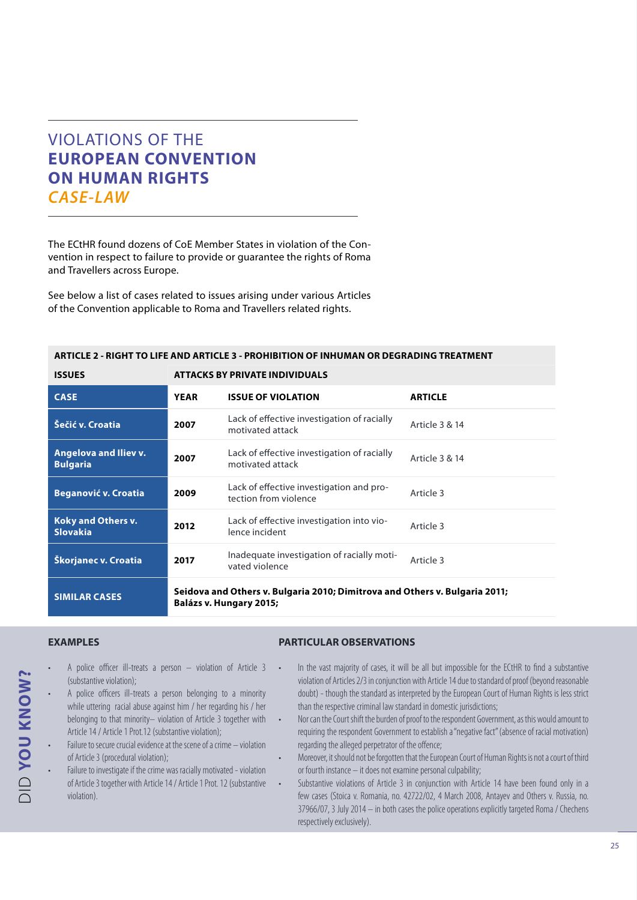# VIOLATIONS OF THE **EUROPEAN CONVENTION ON HUMAN RIGHTS** *CASE-LAW*

The ECtHR found dozens of CoE Member States in violation of the Convention in respect to failure to provide or guarantee the rights of Roma and Travellers across Europe.

See below a list of cases related to issues arising under various Articles of the Convention applicable to Roma and Travellers related rights.

| **ARTICLE 2 - RIGHT TO LIFE AND ARTICLE 3 - PROHIBITION OF INHUMAN OR DEGRADING TREATMENT** | | | |
|---|---|---|---|
| **ISSUES** | **ATTACKS BY PRIVATE INDIVIDUALS** | | |
| **CASE** | **YEAR** | **ISSUE OF VIOLATION** | **ARTICLE** |
| **Šečić v. Croatia** | **2007** | Lack of effective investigation of racially motivated attack | Article 3 & 14 |
| **Angelova and Iliev v. Bulgaria** | **2007** | Lack of effective investigation of racially motivated attack | Article 3 & 14 |
| **Beganović v. Croatia** | **2009** | Lack of effective investigation and protection from violence | Article 3 |
| **Koky and Others v. Slovakia** | **2012** | Lack of effective investigation into violence incident | Article 3 |
| **Škorjanec v. Croatia** | **2017** | Inadequate investigation of racially motivated violence | Article 3 |
| **SIMILAR CASES** | **Seidova and Others v. Bulgaria 2010; Dimitrova and Others v. Bulgaria 2011; Balázs v. Hungary 2015;** | | |

DID **YOU KNOW?**

### EXAMPLES

- A police officer ill-treats a person – violation of Article 3 (substantive violation);
- A police officers ill-treats a person belonging to a minority while uttering racial abuse against him / her regarding his / her belonging to that minority– violation of Article 3 together with Article 14 / Article 1 Prot.12 (substantive violation);
- Failure to secure crucial evidence at the scene of a crime – violation of Article 3 (procedural violation);
- Failure to investigate if the crime was racially motivated - violation of Article 3 together with Article 14 / Article 1 Prot. 12 (substantive violation).

### PARTICULAR OBSERVATIONS

- In the vast majority of cases, it will be all but impossible for the ECtHR to find a substantive violation of Articles 2/3 in conjunction with Article 14 due to standard of proof (beyond reasonable doubt) - though the standard as interpreted by the European Court of Human Rights is less strict than the respective criminal law standard in domestic jurisdictions;
- Nor can the Court shift the burden of proof to the respondent Government, as this would amount to requiring the respondent Government to establish a "negative fact" (absence of racial motivation) regarding the alleged perpetrator of the offence;
- Moreover, it should not be forgotten that the European Court of Human Rights is not a court of third or fourth instance – it does not examine personal culpability;
- Substantive violations of Article 3 in conjunction with Article 14 have been found only in a few cases (Stoica v. Romania, no. 42722/02, 4 March 2008, Antayev and Others v. Russia, no. 37966/07, 3 July 2014 – in both cases the police operations explicitly targeted Roma / Chechens respectively exclusively).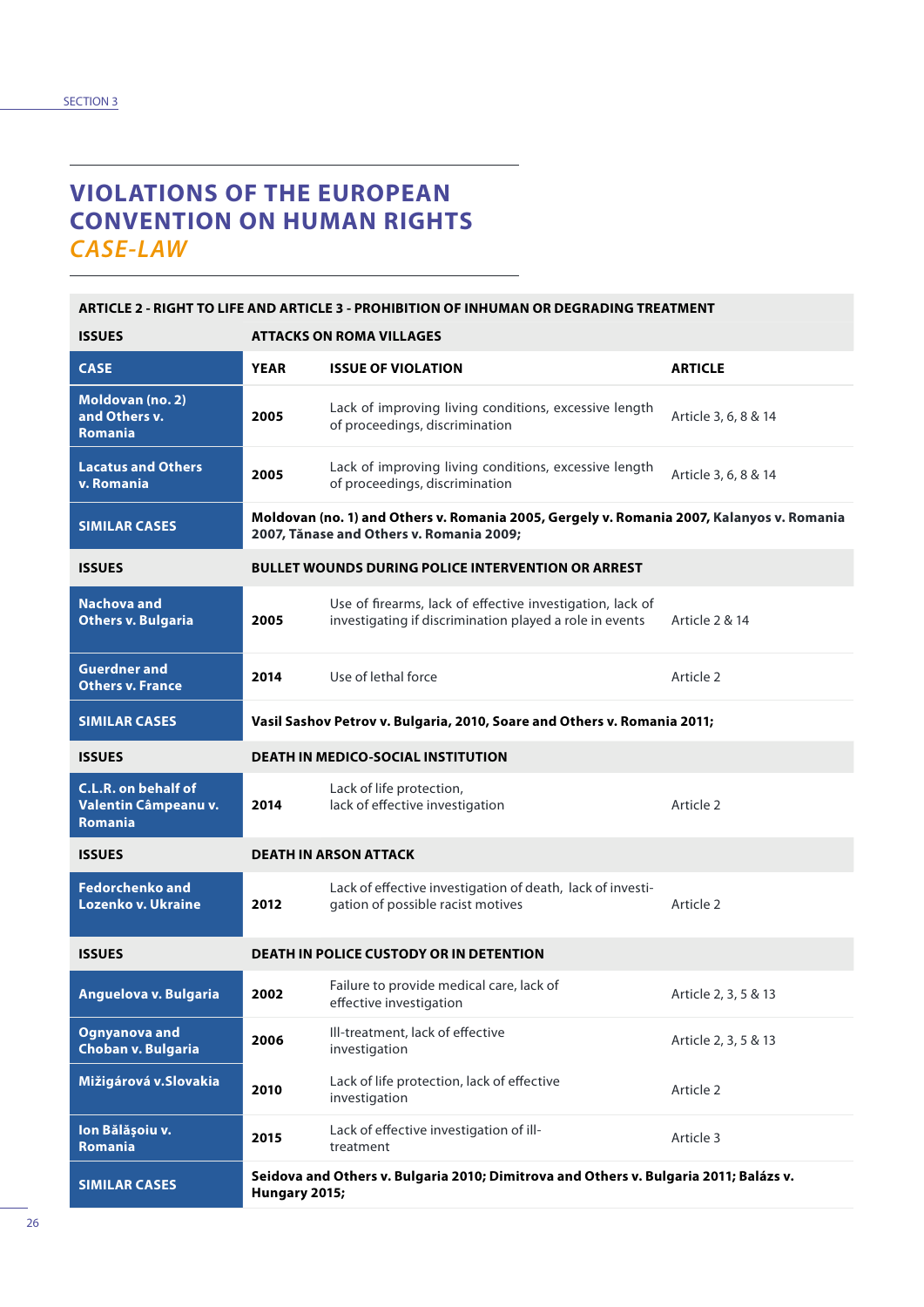# VIOLATIONS OF THE EUROPEAN CONVENTION ON HUMAN RIGHTS *CASE-LAW*

| ARTICLE 2 - RIGHT TO LIFE AND ARTICLE 3 - PROHIBITION OF INHUMAN OR DEGRADING TREATMENT | | | |
|---|---|---|---|
| **ISSUES** | **ATTACKS ON ROMA VILLAGES** | | |
| **CASE** | **YEAR** | **ISSUE OF VIOLATION** | **ARTICLE** |
| **Moldovan (no. 2) and Others v. Romania** | **2005** | Lack of improving living conditions, excessive length of proceedings, discrimination | Article 3, 6, 8 & 14 |
| **Lacatus and Others v. Romania** | **2005** | Lack of improving living conditions, excessive length of proceedings, discrimination | Article 3, 6, 8 & 14 |
| **SIMILAR CASES** | **Moldovan (no. 1) and Others v. Romania 2005, Gergely v. Romania 2007, Kalanyos v. Romania 2007, Tănase and Others v. Romania 2009;** | | |
| **ISSUES** | **BULLET WOUNDS DURING POLICE INTERVENTION OR ARREST** | | |
| **Nachova and Others v. Bulgaria** | **2005** | Use of firearms, lack of effective investigation, lack of investigating if discrimination played a role in events | Article 2 & 14 |
| **Guerdner and Others v. France** | **2014** | Use of lethal force | Article 2 |
| **SIMILAR CASES** | **Vasil Sashov Petrov v. Bulgaria, 2010, Soare and Others v. Romania 2011;** | | |
| **ISSUES** | **DEATH IN MEDICO-SOCIAL INSTITUTION** | | |
| **C.L.R. on behalf of Valentin Câmpeanu v. Romania** | **2014** | Lack of life protection, lack of effective investigation | Article 2 |
| **ISSUES** | **DEATH IN ARSON ATTACK** | | |
| **Fedorchenko and Lozenko v. Ukraine** | **2012** | Lack of effective investigation of death, lack of investigation of possible racist motives | Article 2 |
| **ISSUES** | **DEATH IN POLICE CUSTODY OR IN DETENTION** | | |
| **Anguelova v. Bulgaria** | **2002** | Failure to provide medical care, lack of effective investigation | Article 2, 3, 5 & 13 |
| **Ognyanova and Choban v. Bulgaria** | **2006** | Ill-treatment, lack of effective investigation | Article 2, 3, 5 & 13 |
| **Mižigárová v.Slovakia** | **2010** | Lack of life protection, lack of effective investigation | Article 2 |
| **Ion Bălăşoiu v. Romania** | **2015** | Lack of effective investigation of ill-treatment | Article 3 |
| **SIMILAR CASES** | **Seidova and Others v. Bulgaria 2010; Dimitrova and Others v. Bulgaria 2011; Balázs v. Hungary 2015;** | | |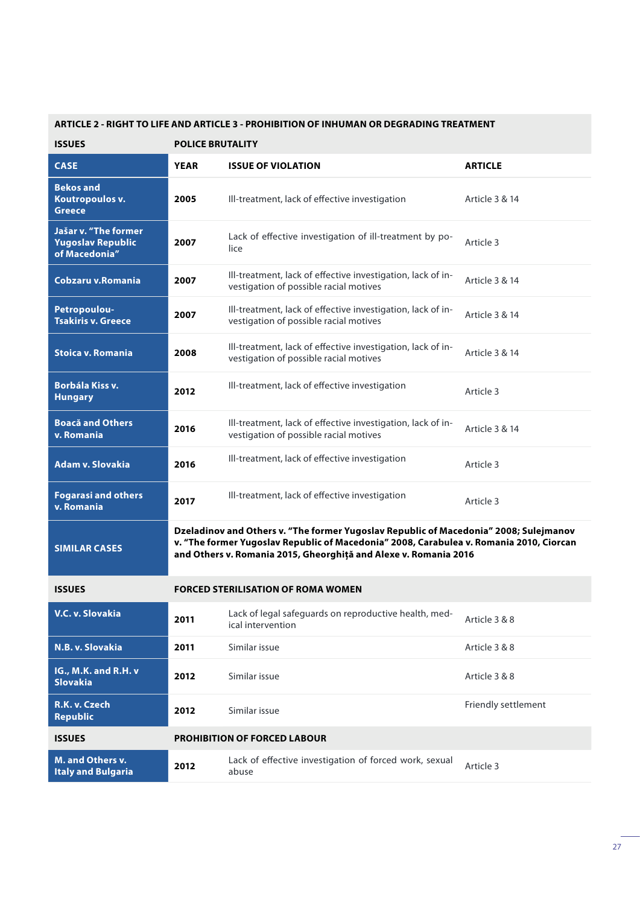| ARTICLE 2 - RIGHT TO LIFE AND ARTICLE 3 - PROHIBITION OF INHUMAN OR DEGRADING TREATMENT | | | |
|---|---|---|---|
| **ISSUES** | **POLICE BRUTALITY** | | |
| **CASE** | **YEAR** | **ISSUE OF VIOLATION** | **ARTICLE** |
| **Bekos and Koutropoulos v. Greece** | **2005** | Ill-treatment, lack of effective investigation | Article 3 & 14 |
| **Jašar v. "The former Yugoslav Republic of Macedonia"** | **2007** | Lack of effective investigation of ill-treatment by police | Article 3 |
| **Cobzaru v.Romania** | **2007** | Ill-treatment, lack of effective investigation, lack of investigation of possible racial motives | Article 3 & 14 |
| **Petropoulou-Tsakiris v. Greece** | **2007** | Ill-treatment, lack of effective investigation, lack of investigation of possible racial motives | Article 3 & 14 |
| **Stoica v. Romania** | **2008** | Ill-treatment, lack of effective investigation, lack of investigation of possible racial motives | Article 3 & 14 |
| **Borbála Kiss v. Hungary** | **2012** | Ill-treatment, lack of effective investigation | Article 3 |
| **Boacă and Others v. Romania** | **2016** | Ill-treatment, lack of effective investigation, lack of investigation of possible racial motives | Article 3 & 14 |
| **Adam v. Slovakia** | **2016** | Ill-treatment, lack of effective investigation | Article 3 |
| **Fogarasi and others v. Romania** | **2017** | Ill-treatment, lack of effective investigation | Article 3 |
| **SIMILAR CASES** | **Dzeladinov and Others v. "The former Yugoslav Republic of Macedonia" 2008; Sulejmanov v. "The former Yugoslav Republic of Macedonia" 2008, Carabulea v. Romania 2010, Ciorcan and Others v. Romania 2015, Gheorghiță and Alexe v. Romania 2016** | | |
| **ISSUES** | **FORCED STERILISATION OF ROMA WOMEN** | | |
| **V.C. v. Slovakia** | **2011** | Lack of legal safeguards on reproductive health, medical intervention | Article 3 & 8 |
| **N.B. v. Slovakia** | **2011** | Similar issue | Article 3 & 8 |
| **IG., M.K. and R.H. v Slovakia** | **2012** | Similar issue | Article 3 & 8 |
| **R.K. v. Czech Republic** | **2012** | Similar issue | Friendly settlement |
| **ISSUES** | **PROHIBITION OF FORCED LABOUR** | | |
| **M. and Others v. Italy and Bulgaria** | **2012** | Lack of effective investigation of forced work, sexual abuse | Article 3 |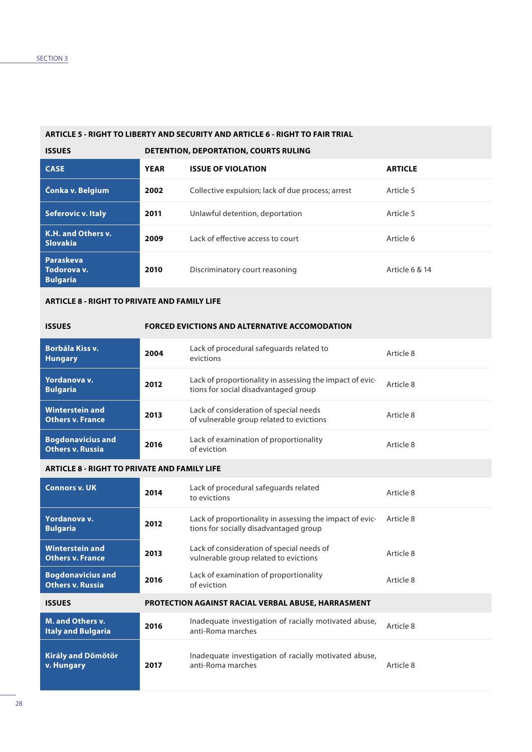| ARTICLE 5 - RIGHT TO LIBERTY AND SECURITY AND ARTICLE 6 - RIGHT TO FAIR TRIAL | | | |
|---|---|---|---|
| **ISSUES** | **DETENTION, DEPORTATION, COURTS RULING** | | |
| **CASE** | **YEAR** | **ISSUE OF VIOLATION** | **ARTICLE** |
| **Čonka v. Belgium** | **2002** | Collective expulsion; lack of due process; arrest | Article 5 |
| **Seferovic v. Italy** | **2011** | Unlawful detention, deportation | Article 5 |
| **K.H. and Others v. Slovakia** | **2009** | Lack of effective access to court | Article 6 |
| **Paraskeva Todorova v. Bulgaria** | **2010** | Discriminatory court reasoning | Article 6 & 14 |
| **ARTICLE 8 - RIGHT TO PRIVATE AND FAMILY LIFE** | | | |
| **ISSUES** | **FORCED EVICTIONS AND ALTERNATIVE ACCOMODATION** | | |
| **Borbála Kiss v. Hungary** | **2004** | Lack of procedural safeguards related to evictions | Article 8 |
| **Yordanova v. Bulgaria** | **2012** | Lack of proportionality in assessing the impact of evictions for social disadvantaged group | Article 8 |
| **Winterstein and Others v. France** | **2013** | Lack of consideration of special needs of vulnerable group related to evictions | Article 8 |
| **Bogdonavicius and Others v. Russia** | **2016** | Lack of examination of proportionality of eviction | Article 8 |
| **ARTICLE 8 - RIGHT TO PRIVATE AND FAMILY LIFE** | | | |
| **Connors v. UK** | **2014** | Lack of procedural safeguards related to evictions | Article 8 |
| **Yordanova v. Bulgaria** | **2012** | Lack of proportionality in assessing the impact of evictions for socially disadvantaged group | Article 8 |
| **Winterstein and Others v. France** | **2013** | Lack of consideration of special needs of vulnerable group related to evictions | Article 8 |
| **Bogdonavicius and Others v. Russia** | **2016** | Lack of examination of proportionality of eviction | Article 8 |
| **ISSUES** | **PROTECTION AGAINST RACIAL VERBAL ABUSE, HARRASMENT** | | |
| **M. and Others v. Italy and Bulgaria** | **2016** | Inadequate investigation of racially motivated abuse, anti-Roma marches | Article 8 |
| **Király and Dömötör v. Hungary** | **2017** | Inadequate investigation of racially motivated abuse, anti-Roma marches | Article 8 |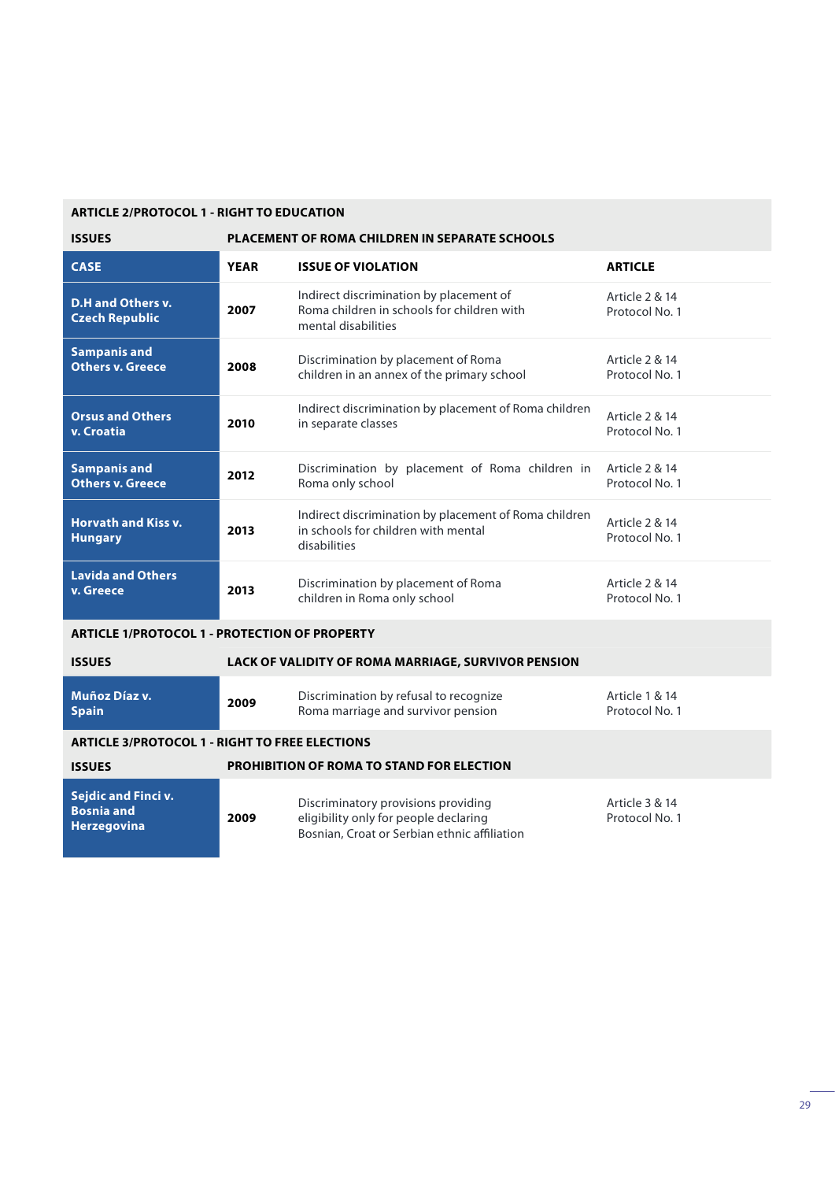| ARTICLE 2/PROTOCOL 1 - RIGHT TO EDUCATION | | | |
|---|---|---|---|
| **ISSUES** | **PLACEMENT OF ROMA CHILDREN IN SEPARATE SCHOOLS** | | |
| **CASE** | **YEAR** | **ISSUE OF VIOLATION** | **ARTICLE** |
| **D.H and Others v. Czech Republic** | **2007** | Indirect discrimination by placement of Roma children in schools for children with mental disabilities | Article 2 & 14 Protocol No. 1 |
| **Sampanis and Others v. Greece** | **2008** | Discrimination by placement of Roma children in an annex of the primary school | Article 2 & 14 Protocol No. 1 |
| **Orsus and Others v. Croatia** | **2010** | Indirect discrimination by placement of Roma children in separate classes | Article 2 & 14 Protocol No. 1 |
| **Sampanis and Others v. Greece** | **2012** | Discrimination by placement of Roma children in Roma only school | Article 2 & 14 Protocol No. 1 |
| **Horvath and Kiss v. Hungary** | **2013** | Indirect discrimination by placement of Roma children in schools for children with mental disabilities | Article 2 & 14 Protocol No. 1 |
| **Lavida and Others v. Greece** | **2013** | Discrimination by placement of Roma children in Roma only school | Article 2 & 14 Protocol No. 1 |
| **ARTICLE 1/PROTOCOL 1 - PROTECTION OF PROPERTY** | | | |
| **ISSUES** | **LACK OF VALIDITY OF ROMA MARRIAGE, SURVIVOR PENSION** | | |
| **Muñoz Díaz v. Spain** | **2009** | Discrimination by refusal to recognize Roma marriage and survivor pension | Article 1 & 14 Protocol No. 1 |
| **ARTICLE 3/PROTOCOL 1 - RIGHT TO FREE ELECTIONS** | | | |
| **ISSUES** | **PROHIBITION OF ROMA TO STAND FOR ELECTION** | | |
| **Sejdic and Finci v. Bosnia and Herzegovina** | **2009** | Discriminatory provisions providing eligibility only for people declaring Bosnian, Croat or Serbian ethnic affiliation | Article 3 & 14 Protocol No. 1 |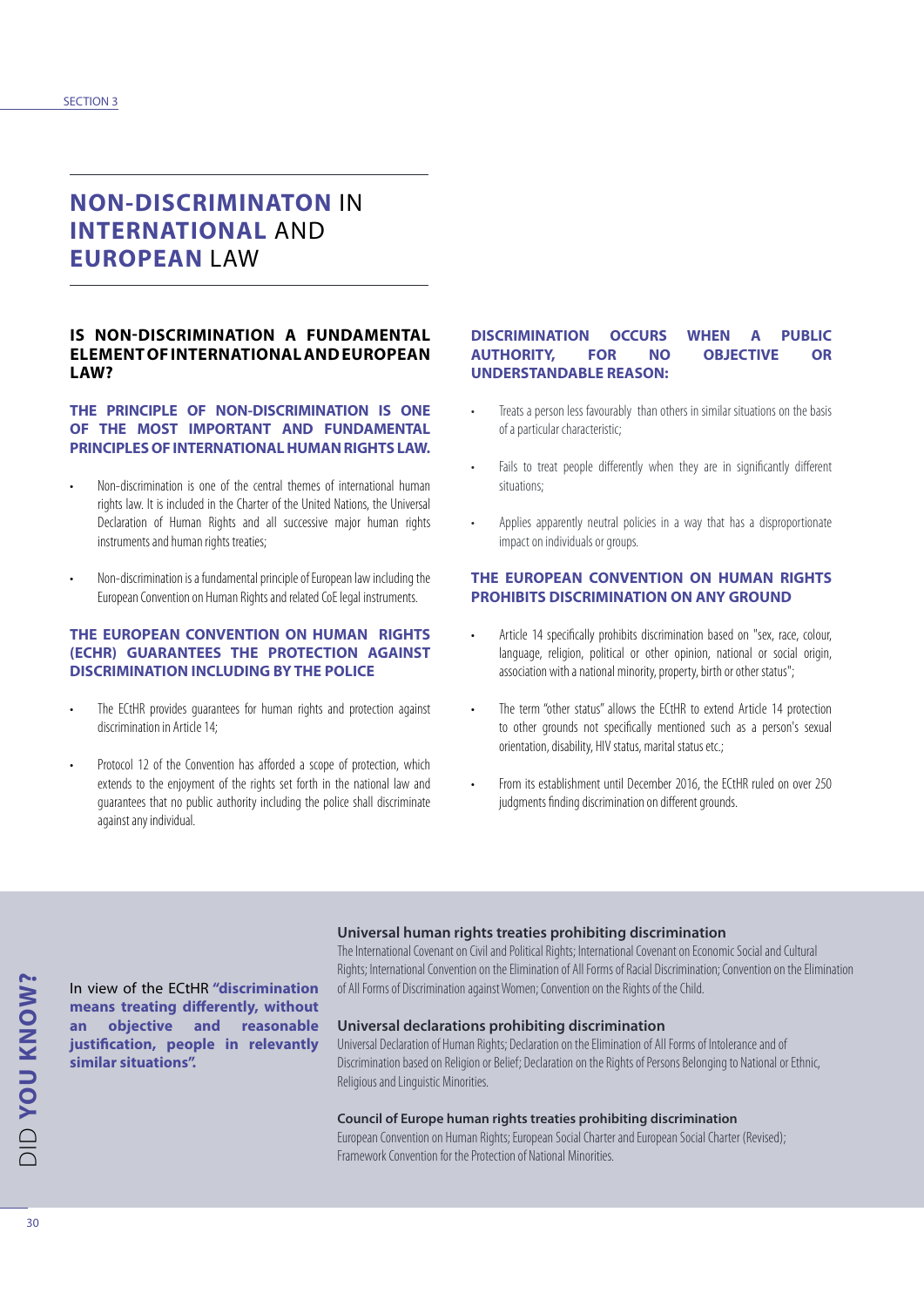# NON-DISCRIMINATON IN INTERNATIONAL AND EUROPEAN LAW

### IS NON-DISCRIMINATION A FUNDAMENTAL ELEMENT OF INTERNATIONAL AND EUROPEAN LAW?

#### THE PRINCIPLE OF NON-DISCRIMINATION IS ONE OF THE MOST IMPORTANT AND FUNDAMENTAL PRINCIPLES OF INTERNATIONAL HUMAN RIGHTS LAW.

- Non-discrimination is one of the central themes of international human rights law. It is included in the Charter of the United Nations, the Universal Declaration of Human Rights and all successive major human rights instruments and human rights treaties;
- Non-discrimination is a fundamental principle of European law including the European Convention on Human Rights and related CoE legal instruments.

#### THE EUROPEAN CONVENTION ON HUMAN RIGHTS (ECHR) GUARANTEES THE PROTECTION AGAINST DISCRIMINATION INCLUDING BY THE POLICE

- The ECtHR provides guarantees for human rights and protection against discrimination in Article 14;
- Protocol 12 of the Convention has afforded a scope of protection, which extends to the enjoyment of the rights set forth in the national law and guarantees that no public authority including the police shall discriminate against any individual.

#### DISCRIMINATION OCCURS WHEN A PUBLIC AUTHORITY, FOR NO OBJECTIVE OR UNDERSTANDABLE REASON:

- Treats a person less favourably than others in similar situations on the basis of a particular characteristic;
- Fails to treat people differently when they are in significantly different situations;
- Applies apparently neutral policies in a way that has a disproportionate impact on individuals or groups.

#### THE EUROPEAN CONVENTION ON HUMAN RIGHTS PROHIBITS DISCRIMINATION ON ANY GROUND

- Article 14 specifically prohibits discrimination based on "sex, race, colour, language, religion, political or other opinion, national or social origin, association with a national minority, property, birth or other status";
- The term "other status" allows the ECtHR to extend Article 14 protection to other grounds not specifically mentioned such as a person's sexual orientation, disability, HIV status, marital status etc.;
- From its establishment until December 2016, the ECtHR ruled on over 250 judgments finding discrimination on different grounds.

## DID YOU KNOW?

In view of the ECtHR **"discrimination means treating differently, without an objective and reasonable justification, people in relevantly similar situations".**

**Universal human rights treaties prohibiting discrimination**

The International Covenant on Civil and Political Rights; International Covenant on Economic Social and Cultural Rights; International Convention on the Elimination of All Forms of Racial Discrimination; Convention on the Elimination of All Forms of Discrimination against Women; Convention on the Rights of the Child.

**Universal declarations prohibiting discrimination**

Universal Declaration of Human Rights; Declaration on the Elimination of All Forms of Intolerance and of Discrimination based on Religion or Belief; Declaration on the Rights of Persons Belonging to National or Ethnic, Religious and Linguistic Minorities.

**Council of Europe human rights treaties prohibiting discrimination**

European Convention on Human Rights; European Social Charter and European Social Charter (Revised); Framework Convention for the Protection of National Minorities.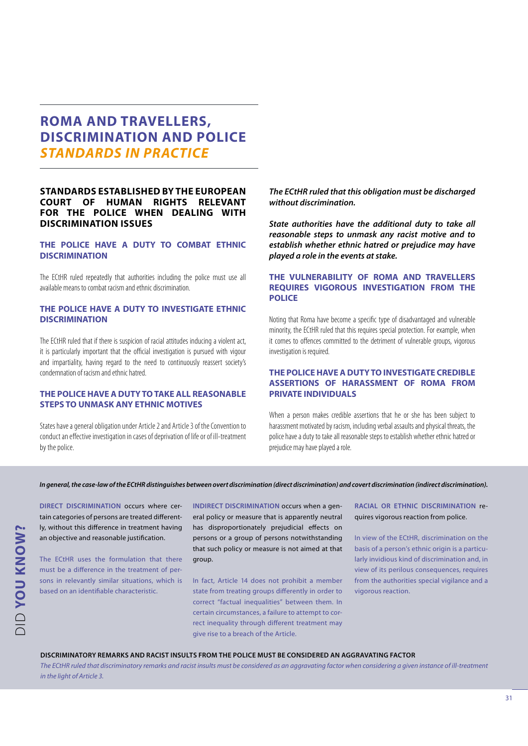# ROMA AND TRAVELLERS, DISCRIMINATION AND POLICE *STANDARDS IN PRACTICE*

## STANDARDS ESTABLISHED BY THE EUROPEAN COURT OF HUMAN RIGHTS RELEVANT FOR THE POLICE WHEN DEALING WITH DISCRIMINATION ISSUES

### THE POLICE HAVE A DUTY TO COMBAT ETHNIC DISCRIMINATION

The ECtHR ruled repeatedly that authorities including the police must use all available means to combat racism and ethnic discrimination.

### THE POLICE HAVE A DUTY TO INVESTIGATE ETHNIC DISCRIMINATION

The ECtHR ruled that if there is suspicion of racial attitudes inducing a violent act, it is particularly important that the official investigation is pursued with vigour and impartiality, having regard to the need to continuously reassert society's condemnation of racism and ethnic hatred.

### THE POLICE HAVE A DUTY TO TAKE ALL REASONABLE STEPS TO UNMASK ANY ETHNIC MOTIVES

States have a general obligation under Article 2 and Article 3 of the Convention to conduct an effective investigation in cases of deprivation of life or of ill-treatment by the police.

***The ECtHR ruled that this obligation must be discharged without discrimination.***

***State authorities have the additional duty to take all reasonable steps to unmask any racist motive and to establish whether ethnic hatred or prejudice may have played a role in the events at stake.***

### THE VULNERABILITY OF ROMA AND TRAVELLERS REQUIRES VIGOROUS INVESTIGATION FROM THE POLICE

Noting that Roma have become a specific type of disadvantaged and vulnerable minority, the ECtHR ruled that this requires special protection. For example, when it comes to offences committed to the detriment of vulnerable groups, vigorous investigation is required.

### THE POLICE HAVE A DUTY TO INVESTIGATE CREDIBLE ASSERTIONS OF HARASSMENT OF ROMA FROM PRIVATE INDIVIDUALS

When a person makes credible assertions that he or she has been subject to harassment motivated by racism, including verbal assaults and physical threats, the police have a duty to take all reasonable steps to establish whether ethnic hatred or prejudice may have played a role.

## DID YOU KNOW?

***In general, the case-law of the ECtHR distinguishes between overt discrimination (direct discrimination) and covert discrimination (indirect discrimination).***

**DIRECT DISCRIMINATION** occurs where certain categories of persons are treated differently, without this difference in treatment having an objective and reasonable justification.

The ECtHR uses the formulation that there must be a difference in the treatment of persons in relevantly similar situations, which is based on an identifiable characteristic.

**INDIRECT DISCRIMINATION** occurs when a general policy or measure that is apparently neutral has disproportionately prejudicial effects on persons or a group of persons notwithstanding that such policy or measure is not aimed at that group.

In fact, Article 14 does not prohibit a member state from treating groups differently in order to correct "factual inequalities" between them. In certain circumstances, a failure to attempt to correct inequality through different treatment may give rise to a breach of the Article.

**RACIAL OR ETHNIC DISCRIMINATION** requires vigorous reaction from police.

In view of the ECtHR, discrimination on the basis of a person's ethnic origin is a particularly invidious kind of discrimination and, in view of its perilous consequences, requires from the authorities special vigilance and a vigorous reaction.

**DISCRIMINATORY REMARKS AND RACIST INSULTS FROM THE POLICE MUST BE CONSIDERED AN AGGRAVATING FACTOR**

*The ECtHR ruled that discriminatory remarks and racist insults must be considered as an aggravating factor when considering a given instance of ill-treatment in the light of Article 3.*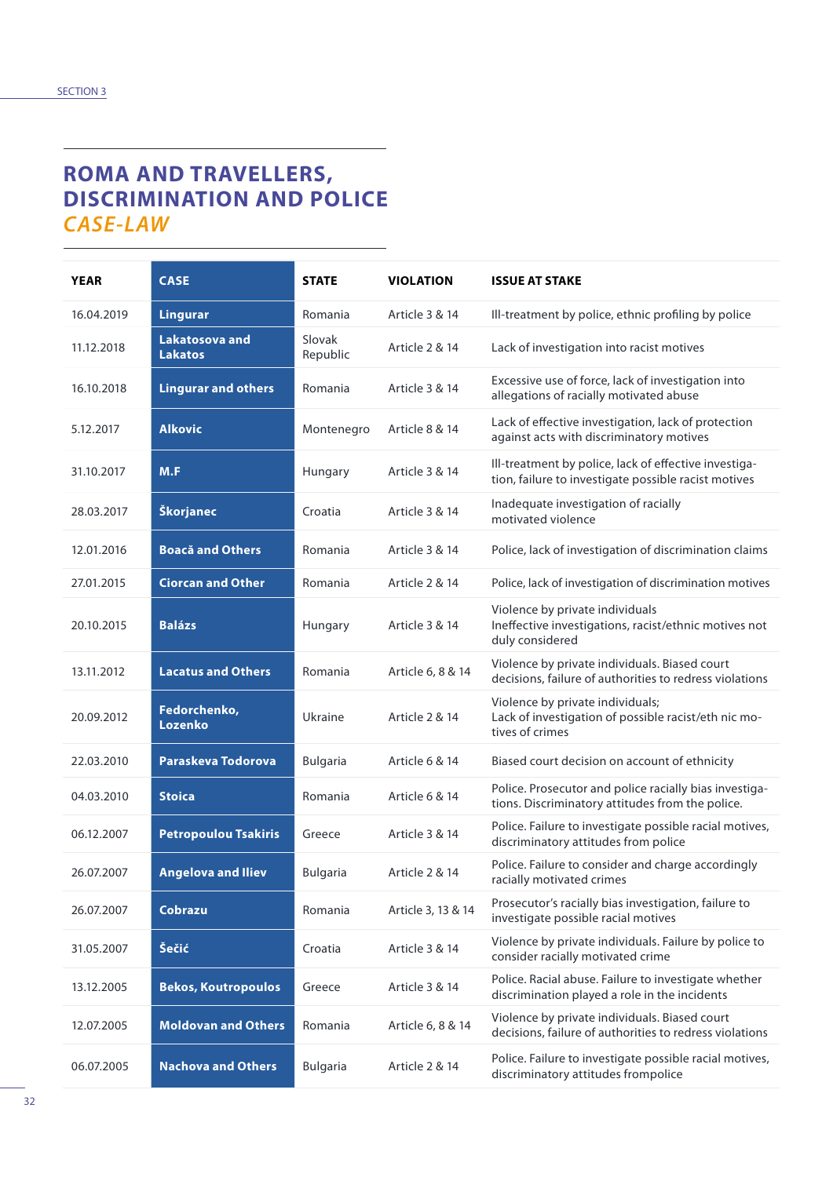## ROMA AND TRAVELLERS, DISCRIMINATION AND POLICE *CASE-LAW*

| YEAR | CASE | STATE | VIOLATION | ISSUE AT STAKE |
|---|---|---|---|---|
| 16.04.2019 | **Lingurar** | Romania | Article 3 & 14 | Ill-treatment by police, ethnic profiling by police |
| 11.12.2018 | **Lakatosova and Lakatos** | Slovak Republic | Article 2 & 14 | Lack of investigation into racist motives |
| 16.10.2018 | **Lingurar and others** | Romania | Article 3 & 14 | Excessive use of force, lack of investigation into allegations of racially motivated abuse |
| 5.12.2017 | **Alkovic** | Montenegro | Article 8 & 14 | Lack of effective investigation, lack of protection against acts with discriminatory motives |
| 31.10.2017 | **M.F** | Hungary | Article 3 & 14 | Ill-treatment by police, lack of effective investigation, failure to investigate possible racist motives |
| 28.03.2017 | **Škorjanec** | Croatia | Article 3 & 14 | Inadequate investigation of racially motivated violence |
| 12.01.2016 | **Boacă and Others** | Romania | Article 3 & 14 | Police, lack of investigation of discrimination claims |
| 27.01.2015 | **Ciorcan and Other** | Romania | Article 2 & 14 | Police, lack of investigation of discrimination motives |
| 20.10.2015 | **Balázs** | Hungary | Article 3 & 14 | Violence by private individuals Ineffective investigations, racist/ethnic motives not duly considered |
| 13.11.2012 | **Lacatus and Others** | Romania | Article 6, 8 & 14 | Violence by private individuals. Biased court decisions, failure of authorities to redress violations |
| 20.09.2012 | **Fedorchenko, Lozenko** | Ukraine | Article 2 & 14 | Violence by private individuals; Lack of investigation of possible racist/eth nic motives of crimes |
| 22.03.2010 | **Paraskeva Todorova** | Bulgaria | Article 6 & 14 | Biased court decision on account of ethnicity |
| 04.03.2010 | **Stoica** | Romania | Article 6 & 14 | Police. Prosecutor and police racially bias investigations. Discriminatory attitudes from the police. |
| 06.12.2007 | **Petropoulou Tsakiris** | Greece | Article 3 & 14 | Police. Failure to investigate possible racial motives, discriminatory attitudes from police |
| 26.07.2007 | **Angelova and Iliev** | Bulgaria | Article 2 & 14 | Police. Failure to consider and charge accordingly racially motivated crimes |
| 26.07.2007 | **Cobrazu** | Romania | Article 3, 13 & 14 | Prosecutor's racially bias investigation, failure to investigate possible racial motives |
| 31.05.2007 | **Šečić** | Croatia | Article 3 & 14 | Violence by private individuals. Failure by police to consider racially motivated crime |
| 13.12.2005 | **Bekos, Koutropoulos** | Greece | Article 3 & 14 | Police. Racial abuse. Failure to investigate whether discrimination played a role in the incidents |
| 12.07.2005 | **Moldovan and Others** | Romania | Article 6, 8 & 14 | Violence by private individuals. Biased court decisions, failure of authorities to redress violations |
| 06.07.2005 | **Nachova and Others** | Bulgaria | Article 2 & 14 | Police. Failure to investigate possible racial motives, discriminatory attitudes frompolice |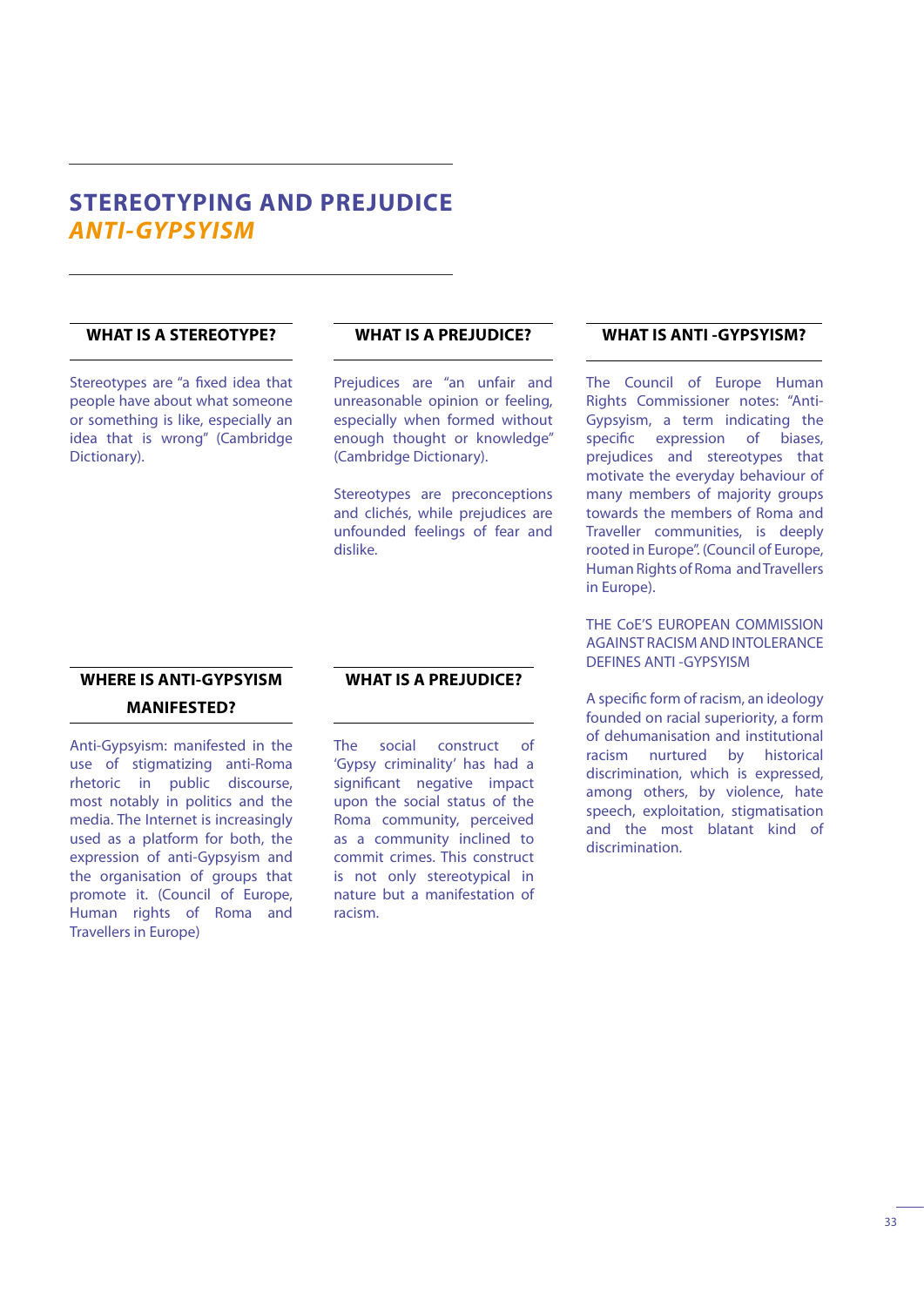# STEREOTYPING AND PREJUDICE
## *ANTI-GYPSYISM*

### WHAT IS A STEREOTYPE?

Stereotypes are "a fixed idea that people have about what someone or something is like, especially an idea that is wrong" (Cambridge Dictionary).

### WHAT IS A PREJUDICE?

Prejudices are "an unfair and unreasonable opinion or feeling, especially when formed without enough thought or knowledge" (Cambridge Dictionary).

Stereotypes are preconceptions and clichés, while prejudices are unfounded feelings of fear and dislike.

### WHAT IS ANTI -GYPSYISM?

The Council of Europe Human Rights Commissioner notes: "Anti-Gypsyism, a term indicating the specific expression of biases, prejudices and stereotypes that motivate the everyday behaviour of many members of majority groups towards the members of Roma and Traveller communities, is deeply rooted in Europe". (Council of Europe, Human Rights of Roma and Travellers in Europe).

THE CoE'S EUROPEAN COMMISSION AGAINST RACISM AND INTOLERANCE DEFINES ANTI -GYPSYISM

A specific form of racism, an ideology founded on racial superiority, a form of dehumanisation and institutional racism nurtured by historical discrimination, which is expressed, among others, by violence, hate speech, exploitation, stigmatisation and the most blatant kind of discrimination.

### WHERE IS ANTI-GYPSYISM MANIFESTED?

Anti-Gypsyism: manifested in the use of stigmatizing anti-Roma rhetoric in public discourse, most notably in politics and the media. The Internet is increasingly used as a platform for both, the expression of anti-Gypsyism and the organisation of groups that promote it. (Council of Europe, Human rights of Roma and Travellers in Europe)

### WHAT IS A PREJUDICE?

The social construct of 'Gypsy criminality' has had a significant negative impact upon the social status of the Roma community, perceived as a community inclined to commit crimes. This construct is not only stereotypical in nature but a manifestation of racism.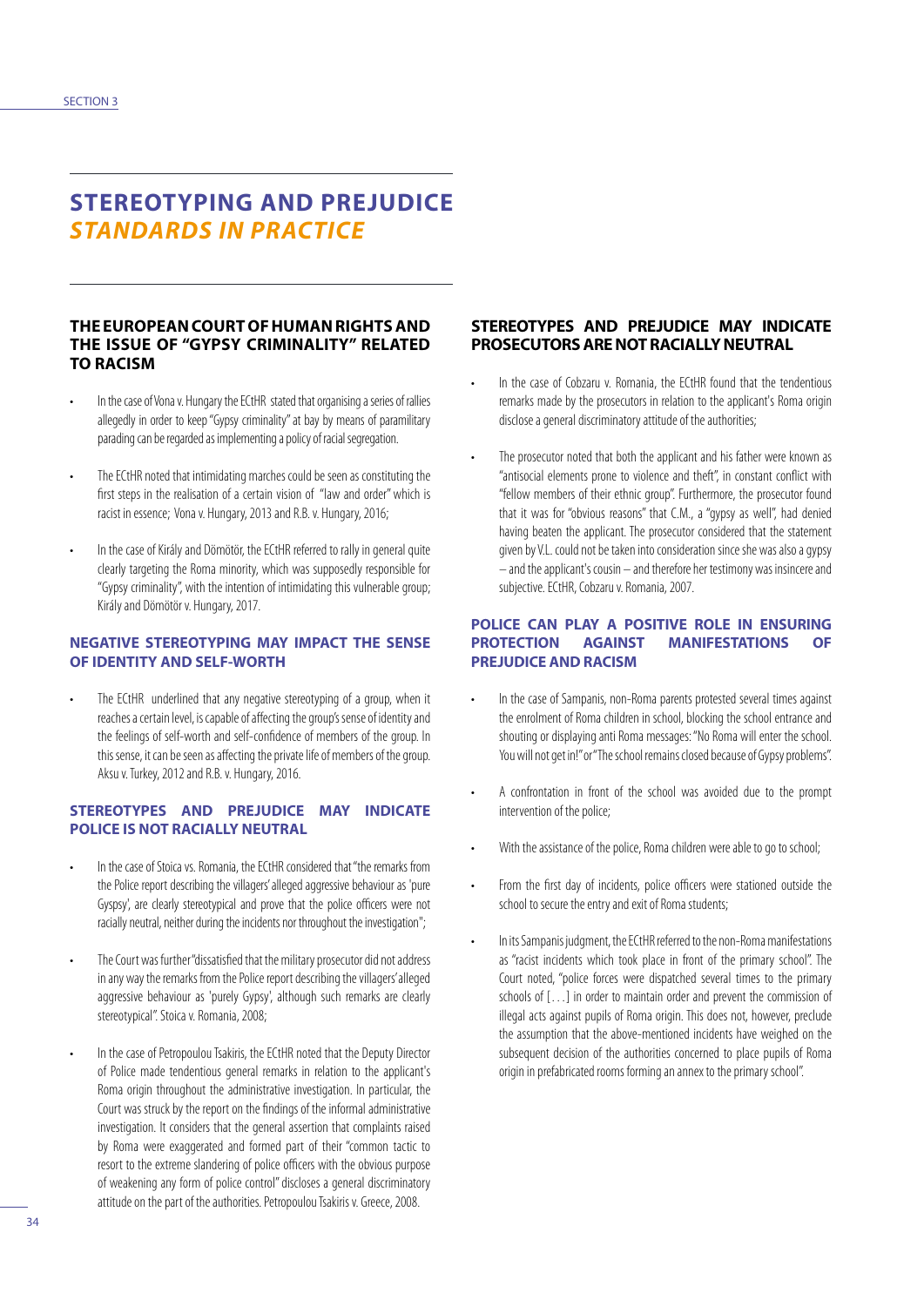# STEREOTYPING AND PREJUDICE *STANDARDS IN PRACTICE*

## THE EUROPEAN COURT OF HUMAN RIGHTS AND THE ISSUE OF "GYPSY CRIMINALITY" RELATED TO RACISM

- In the case of Vona v. Hungary the ECtHR stated that organising a series of rallies allegedly in order to keep "Gypsy criminality" at bay by means of paramilitary parading can be regarded as implementing a policy of racial segregation.
- The ECtHR noted that intimidating marches could be seen as constituting the first steps in the realisation of a certain vision of "law and order" which is racist in essence; Vona v. Hungary, 2013 and R.B. v. Hungary, 2016;
- In the case of Király and Dömötör, the ECtHR referred to rally in general quite clearly targeting the Roma minority, which was supposedly responsible for "Gypsy criminality", with the intention of intimidating this vulnerable group; Király and Dömötör v. Hungary, 2017.

## NEGATIVE STEREOTYPING MAY IMPACT THE SENSE OF IDENTITY AND SELF-WORTH

- The ECtHR underlined that any negative stereotyping of a group, when it reaches a certain level, is capable of affecting the group's sense of identity and the feelings of self-worth and self-confidence of members of the group. In this sense, it can be seen as affecting the private life of members of the group. Aksu v. Turkey, 2012 and R.B. v. Hungary, 2016.

## STEREOTYPES AND PREJUDICE MAY INDICATE POLICE IS NOT RACIALLY NEUTRAL

- In the case of Stoica vs. Romania, the ECtHR considered that "the remarks from the Police report describing the villagers' alleged aggressive behaviour as 'pure Gyspsy', are clearly stereotypical and prove that the police officers were not racially neutral, neither during the incidents nor throughout the investigation";
- The Court was further "dissatisfied that the military prosecutor did not address in any way the remarks from the Police report describing the villagers' alleged aggressive behaviour as 'purely Gypsy', although such remarks are clearly stereotypical". Stoica v. Romania, 2008;
- In the case of Petropoulou Tsakiris, the ECtHR noted that the Deputy Director of Police made tendentious general remarks in relation to the applicant's Roma origin throughout the administrative investigation. In particular, the Court was struck by the report on the findings of the informal administrative investigation. It considers that the general assertion that complaints raised by Roma were exaggerated and formed part of their "common tactic to resort to the extreme slandering of police officers with the obvious purpose of weakening any form of police control" discloses a general discriminatory attitude on the part of the authorities. Petropoulou Tsakiris v. Greece, 2008.

## STEREOTYPES AND PREJUDICE MAY INDICATE PROSECUTORS ARE NOT RACIALLY NEUTRAL

- In the case of Cobzaru v. Romania, the ECtHR found that the tendentious remarks made by the prosecutors in relation to the applicant's Roma origin disclose a general discriminatory attitude of the authorities;
- The prosecutor noted that both the applicant and his father were known as "antisocial elements prone to violence and theft", in constant conflict with "fellow members of their ethnic group". Furthermore, the prosecutor found that it was for "obvious reasons" that C.M., a "gypsy as well", had denied having beaten the applicant. The prosecutor considered that the statement given by V.L. could not be taken into consideration since she was also a gypsy – and the applicant's cousin – and therefore her testimony was insincere and subjective. ECtHR, Cobzaru v. Romania, 2007.

## POLICE CAN PLAY A POSITIVE ROLE IN ENSURING PROTECTION AGAINST MANIFESTATIONS OF PREJUDICE AND RACISM

- In the case of Sampanis, non-Roma parents protested several times against the enrolment of Roma children in school, blocking the school entrance and shouting or displaying anti Roma messages: "No Roma will enter the school. You will not get in!" or "The school remains closed because of Gypsy problems".
- A confrontation in front of the school was avoided due to the prompt intervention of the police;
- With the assistance of the police, Roma children were able to go to school;
- From the first day of incidents, police officers were stationed outside the school to secure the entry and exit of Roma students;
- In its Sampanis judgment, the ECtHR referred to the non-Roma manifestations as "racist incidents which took place in front of the primary school". The Court noted, "police forces were dispatched several times to the primary schools of [. . .] in order to maintain order and prevent the commission of illegal acts against pupils of Roma origin. This does not, however, preclude the assumption that the above-mentioned incidents have weighed on the subsequent decision of the authorities concerned to place pupils of Roma origin in prefabricated rooms forming an annex to the primary school".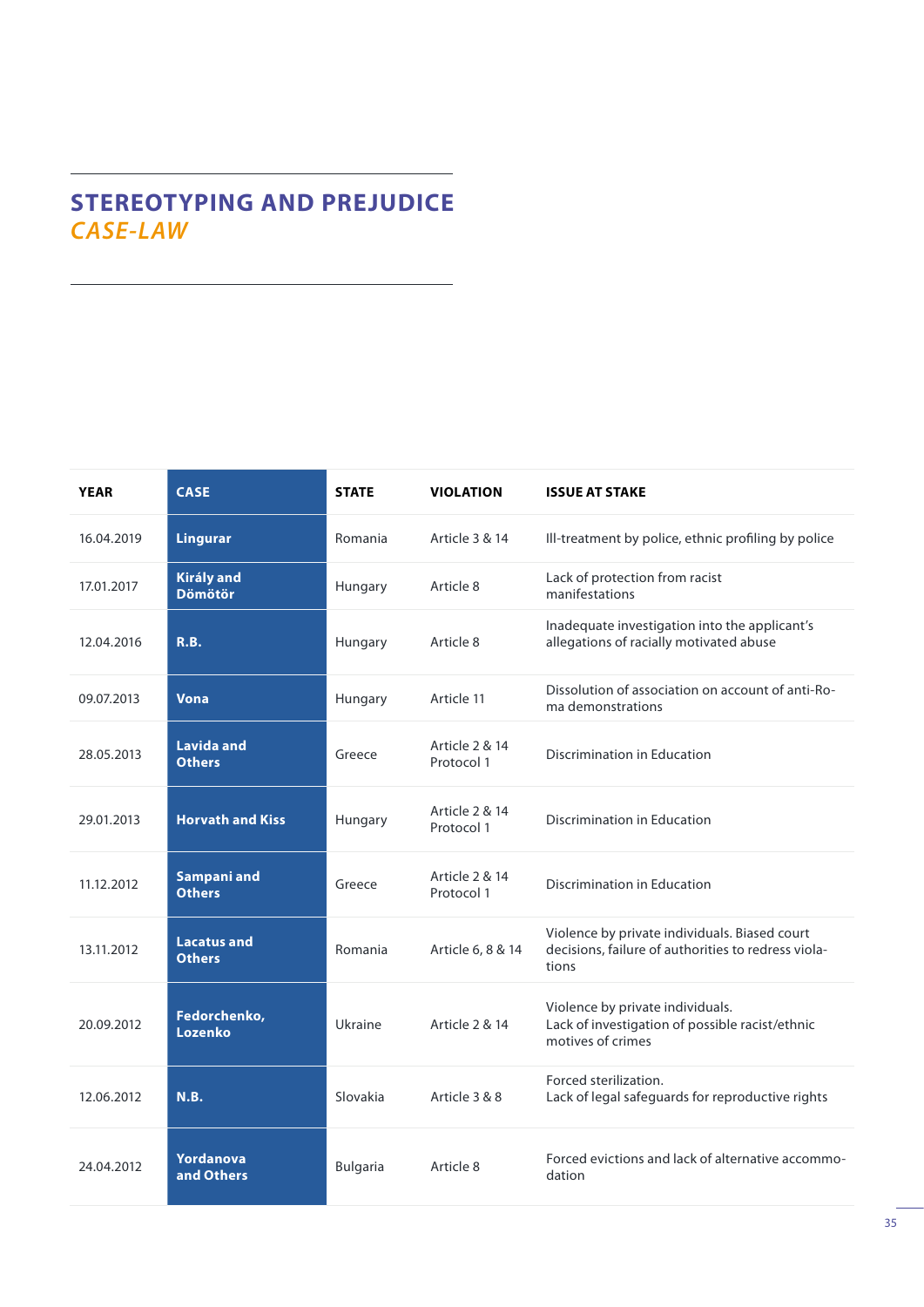# STEREOTYPING AND PREJUDICE
## *CASE-LAW*

| YEAR | CASE | STATE | VIOLATION | ISSUE AT STAKE |
|---|---|---|---|---|
| 16.04.2019 | **Lingurar** | Romania | Article 3 & 14 | Ill-treatment by police, ethnic profiling by police |
| 17.01.2017 | **Király and Dömötör** | Hungary | Article 8 | Lack of protection from racist manifestations |
| 12.04.2016 | **R.B.** | Hungary | Article 8 | Inadequate investigation into the applicant's allegations of racially motivated abuse |
| 09.07.2013 | **Vona** | Hungary | Article 11 | Dissolution of association on account of anti-Roma demonstrations |
| 28.05.2013 | **Lavida and Others** | Greece | Article 2 & 14 Protocol 1 | Discrimination in Education |
| 29.01.2013 | **Horvath and Kiss** | Hungary | Article 2 & 14 Protocol 1 | Discrimination in Education |
| 11.12.2012 | **Sampani and Others** | Greece | Article 2 & 14 Protocol 1 | Discrimination in Education |
| 13.11.2012 | **Lacatus and Others** | Romania | Article 6, 8 & 14 | Violence by private individuals. Biased court decisions, failure of authorities to redress violations |
| 20.09.2012 | **Fedorchenko, Lozenko** | Ukraine | Article 2 & 14 | Violence by private individuals. Lack of investigation of possible racist/ethnic motives of crimes |
| 12.06.2012 | **N.B.** | Slovakia | Article 3 & 8 | Forced sterilization. Lack of legal safeguards for reproductive rights |
| 24.04.2012 | **Yordanova and Others** | Bulgaria | Article 8 | Forced evictions and lack of alternative accommodation |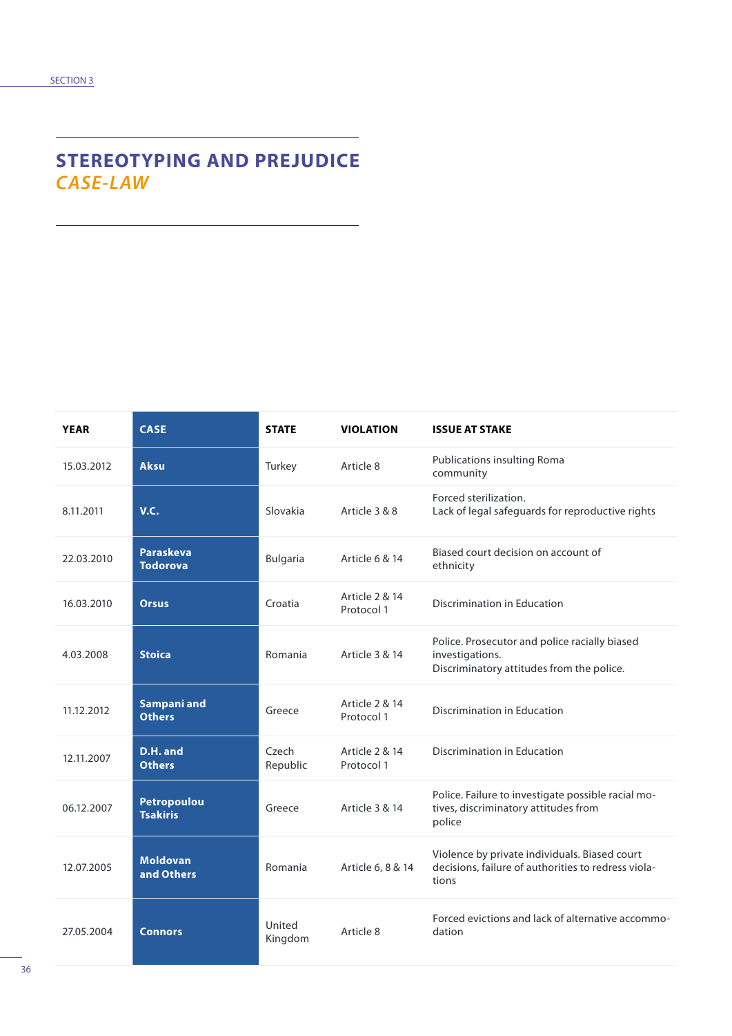# STEREOTYPING AND PREJUDICE *CASE-LAW*

| YEAR | CASE | STATE | VIOLATION | ISSUE AT STAKE |
|---|---|---|---|---|
| 15.03.2012 | **Aksu** | Turkey | Article 8 | Publications insulting Roma community |
| 8.11.2011 | **V.C.** | Slovakia | Article 3 & 8 | Forced sterilization.<br>Lack of legal safeguards for reproductive rights |
| 22.03.2010 | **Paraskeva Todorova** | Bulgaria | Article 6 & 14 | Biased court decision on account of ethnicity |
| 16.03.2010 | **Orsus** | Croatia | Article 2 & 14 Protocol 1 | Discrimination in Education |
| 4.03.2008 | **Stoica** | Romania | Article 3 & 14 | Police. Prosecutor and police racially biased investigations.<br>Discriminatory attitudes from the police. |
| 11.12.2012 | **Sampani and Others** | Greece | Article 2 & 14 Protocol 1 | Discrimination in Education |
| 12.11.2007 | **D.H. and Others** | Czech Republic | Article 2 & 14 Protocol 1 | Discrimination in Education |
| 06.12.2007 | **Petropoulou Tsakiris** | Greece | Article 3 & 14 | Police. Failure to investigate possible racial motives, discriminatory attitudes from police |
| 12.07.2005 | **Moldovan and Others** | Romania | Article 6, 8 & 14 | Violence by private individuals. Biased court decisions, failure of authorities to redress violations |
| 27.05.2004 | **Connors** | United Kingdom | Article 8 | Forced evictions and lack of alternative accommodation |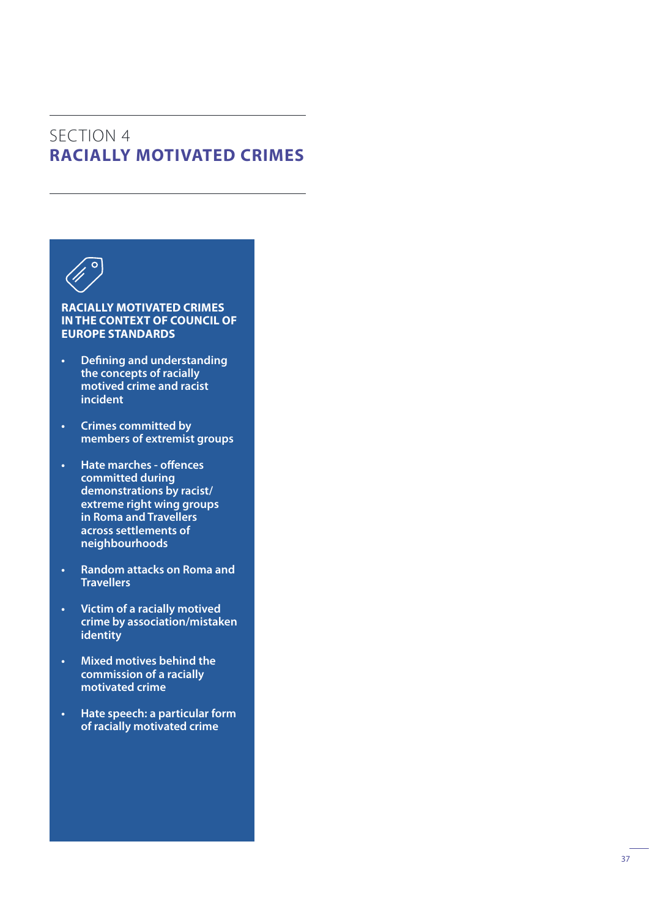SECTION 4

# RACIALLY MOTIVATED CRIMES

### RACIALLY MOTIVATED CRIMES IN THE CONTEXT OF COUNCIL OF EUROPE STANDARDS

- **Defining and understanding the concepts of racially motived crime and racist incident**
- **Crimes committed by members of extremist groups**
- **Hate marches - offences committed during demonstrations by racist/ extreme right wing groups in Roma and Travellers across settlements of neighbourhoods**
- **Random attacks on Roma and Travellers**
- **Victim of a racially motived crime by association/mistaken identity**
- **Mixed motives behind the commission of a racially motivated crime**
- **Hate speech: a particular form of racially motivated crime**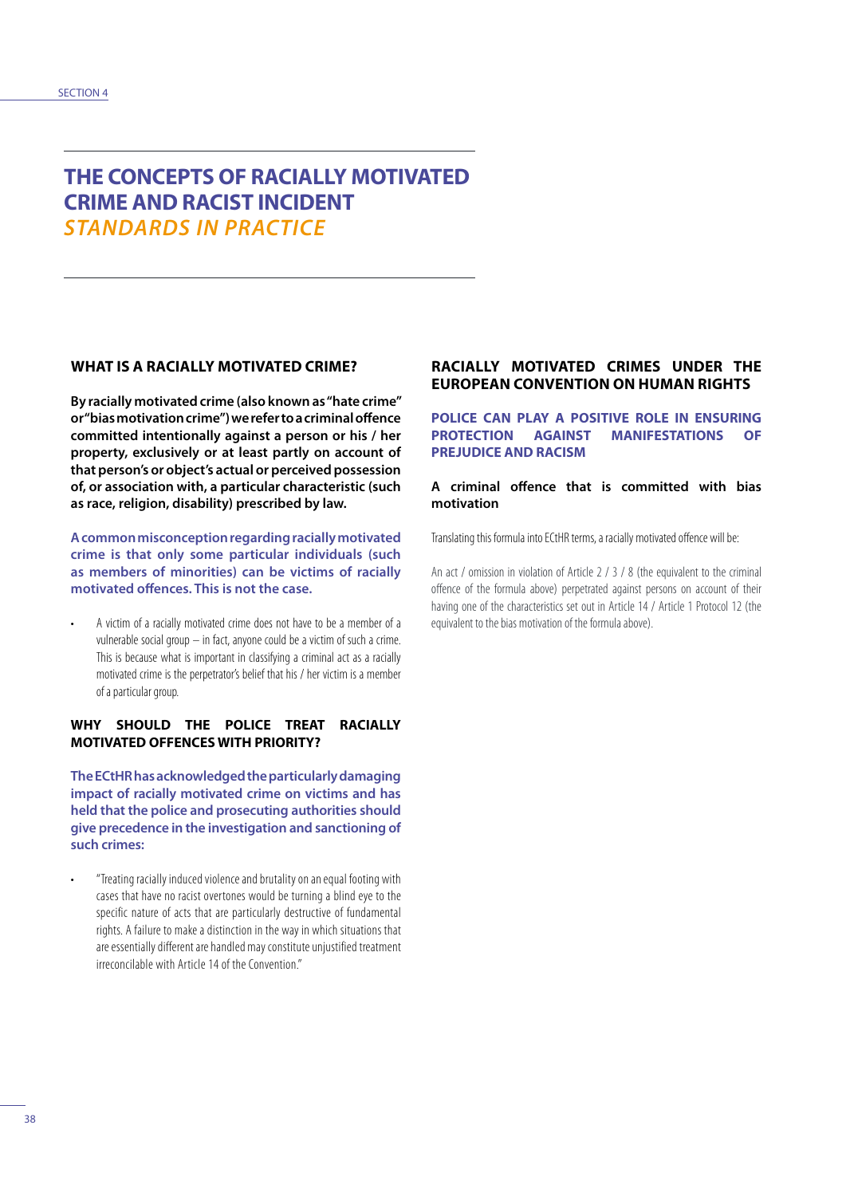# THE CONCEPTS OF RACIALLY MOTIVATED CRIME AND RACIST INCIDENT *STANDARDS IN PRACTICE*

## WHAT IS A RACIALLY MOTIVATED CRIME?

**By racially motivated crime (also known as "hate crime" or "bias motivation crime") we refer to a criminal offence committed intentionally against a person or his / her property, exclusively or at least partly on account of that person's or object's actual or perceived possession of, or association with, a particular characteristic (such as race, religion, disability) prescribed by law.**

**A common misconception regarding racially motivated crime is that only some particular individuals (such as members of minorities) can be victims of racially motivated offences. This is not the case.**

- A victim of a racially motivated crime does not have to be a member of a vulnerable social group – in fact, anyone could be a victim of such a crime. This is because what is important in classifying a criminal act as a racially motivated crime is the perpetrator's belief that his / her victim is a member of a particular group.

## WHY SHOULD THE POLICE TREAT RACIALLY MOTIVATED OFFENCES WITH PRIORITY?

**The ECtHR has acknowledged the particularly damaging impact of racially motivated crime on victims and has held that the police and prosecuting authorities should give precedence in the investigation and sanctioning of such crimes:**

- "Treating racially induced violence and brutality on an equal footing with cases that have no racist overtones would be turning a blind eye to the specific nature of acts that are particularly destructive of fundamental rights. A failure to make a distinction in the way in which situations that are essentially different are handled may constitute unjustified treatment irreconcilable with Article 14 of the Convention."

## RACIALLY MOTIVATED CRIMES UNDER THE EUROPEAN CONVENTION ON HUMAN RIGHTS

**POLICE CAN PLAY A POSITIVE ROLE IN ENSURING PROTECTION AGAINST MANIFESTATIONS OF PREJUDICE AND RACISM**

**A criminal offence that is committed with bias motivation**

Translating this formula into ECtHR terms, a racially motivated offence will be:

An act / omission in violation of Article 2 / 3 / 8 (the equivalent to the criminal offence of the formula above) perpetrated against persons on account of their having one of the characteristics set out in Article 14 / Article 1 Protocol 12 (the equivalent to the bias motivation of the formula above).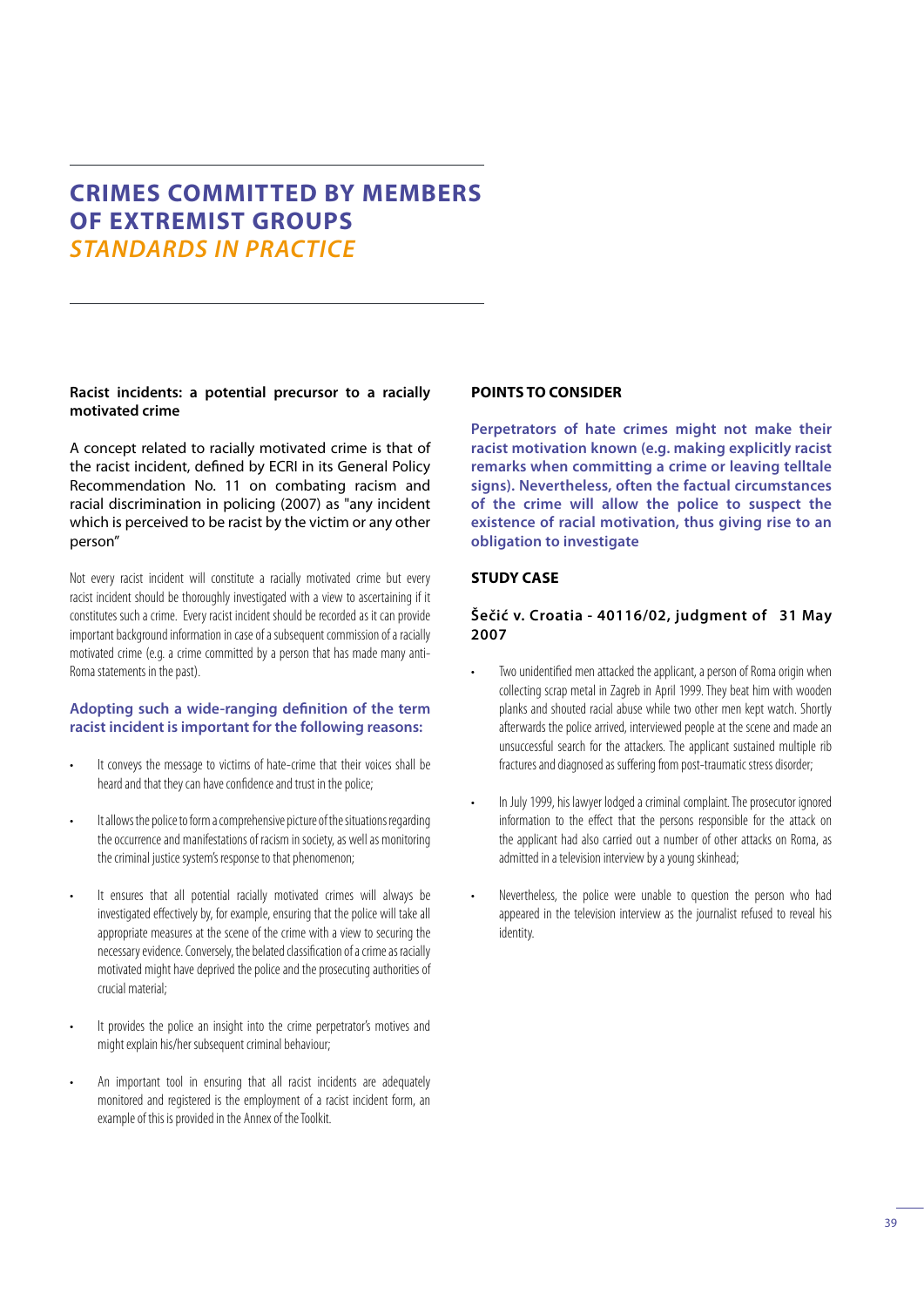# CRIMES COMMITTED BY MEMBERS OF EXTREMIST GROUPS
## *STANDARDS IN PRACTICE*

### Racist incidents: a potential precursor to a racially motivated crime

A concept related to racially motivated crime is that of the racist incident, defined by ECRI in its General Policy Recommendation No. 11 on combating racism and racial discrimination in policing (2007) as "any incident which is perceived to be racist by the victim or any other person"

Not every racist incident will constitute a racially motivated crime but every racist incident should be thoroughly investigated with a view to ascertaining if it constitutes such a crime. Every racist incident should be recorded as it can provide important background information in case of a subsequent commission of a racially motivated crime (e.g. a crime committed by a person that has made many anti-Roma statements in the past).

**Adopting such a wide-ranging definition of the term racist incident is important for the following reasons:**

- It conveys the message to victims of hate-crime that their voices shall be heard and that they can have confidence and trust in the police;
- It allows the police to form a comprehensive picture of the situations regarding the occurrence and manifestations of racism in society, as well as monitoring the criminal justice system's response to that phenomenon;
- It ensures that all potential racially motivated crimes will always be investigated effectively by, for example, ensuring that the police will take all appropriate measures at the scene of the crime with a view to securing the necessary evidence. Conversely, the belated classification of a crime as racially motivated might have deprived the police and the prosecuting authorities of crucial material;
- It provides the police an insight into the crime perpetrator's motives and might explain his/her subsequent criminal behaviour;
- An important tool in ensuring that all racist incidents are adequately monitored and registered is the employment of a racist incident form, an example of this is provided in the Annex of the Toolkit.

### POINTS TO CONSIDER

**Perpetrators of hate crimes might not make their racist motivation known (e.g. making explicitly racist remarks when committing a crime or leaving telltale signs). Nevertheless, often the factual circumstances of the crime will allow the police to suspect the existence of racial motivation, thus giving rise to an obligation to investigate**

### STUDY CASE

#### Šečić v. Croatia - 40116/02, judgment of 31 May 2007

- Two unidentified men attacked the applicant, a person of Roma origin when collecting scrap metal in Zagreb in April 1999. They beat him with wooden planks and shouted racial abuse while two other men kept watch. Shortly afterwards the police arrived, interviewed people at the scene and made an unsuccessful search for the attackers. The applicant sustained multiple rib fractures and diagnosed as suffering from post-traumatic stress disorder;
- In July 1999, his lawyer lodged a criminal complaint. The prosecutor ignored information to the effect that the persons responsible for the attack on the applicant had also carried out a number of other attacks on Roma, as admitted in a television interview by a young skinhead;
- Nevertheless, the police were unable to question the person who had appeared in the television interview as the journalist refused to reveal his identity.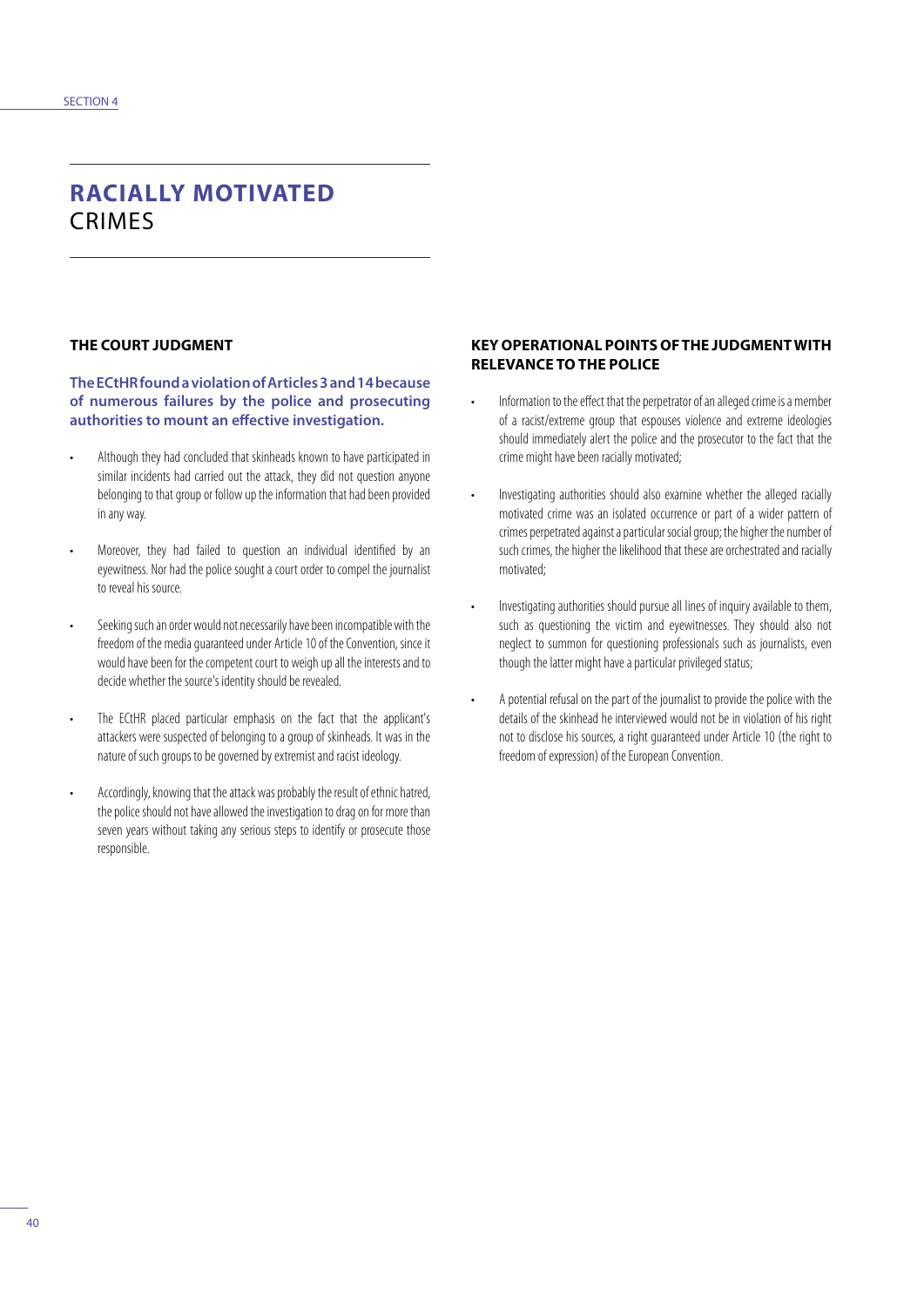# RACIALLY MOTIVATED CRIMES

### THE COURT JUDGMENT

**The ECtHR found a violation of Articles 3 and 14 because of numerous failures by the police and prosecuting authorities to mount an effective investigation.**

- Although they had concluded that skinheads known to have participated in similar incidents had carried out the attack, they did not question anyone belonging to that group or follow up the information that had been provided in any way.
- Moreover, they had failed to question an individual identified by an eyewitness. Nor had the police sought a court order to compel the journalist to reveal his source.
- Seeking such an order would not necessarily have been incompatible with the freedom of the media guaranteed under Article 10 of the Convention, since it would have been for the competent court to weigh up all the interests and to decide whether the source's identity should be revealed.
- The ECtHR placed particular emphasis on the fact that the applicant's attackers were suspected of belonging to a group of skinheads. It was in the nature of such groups to be governed by extremist and racist ideology.
- Accordingly, knowing that the attack was probably the result of ethnic hatred, the police should not have allowed the investigation to drag on for more than seven years without taking any serious steps to identify or prosecute those responsible.

### KEY OPERATIONAL POINTS OF THE JUDGMENT WITH RELEVANCE TO THE POLICE

- Information to the effect that the perpetrator of an alleged crime is a member of a racist/extreme group that espouses violence and extreme ideologies should immediately alert the police and the prosecutor to the fact that the crime might have been racially motivated;
- Investigating authorities should also examine whether the alleged racially motivated crime was an isolated occurrence or part of a wider pattern of crimes perpetrated against a particular social group; the higher the number of such crimes, the higher the likelihood that these are orchestrated and racially motivated;
- Investigating authorities should pursue all lines of inquiry available to them, such as questioning the victim and eyewitnesses. They should also not neglect to summon for questioning professionals such as journalists, even though the latter might have a particular privileged status;
- A potential refusal on the part of the journalist to provide the police with the details of the skinhead he interviewed would not be in violation of his right not to disclose his sources, a right guaranteed under Article 10 (the right to freedom of expression) of the European Convention.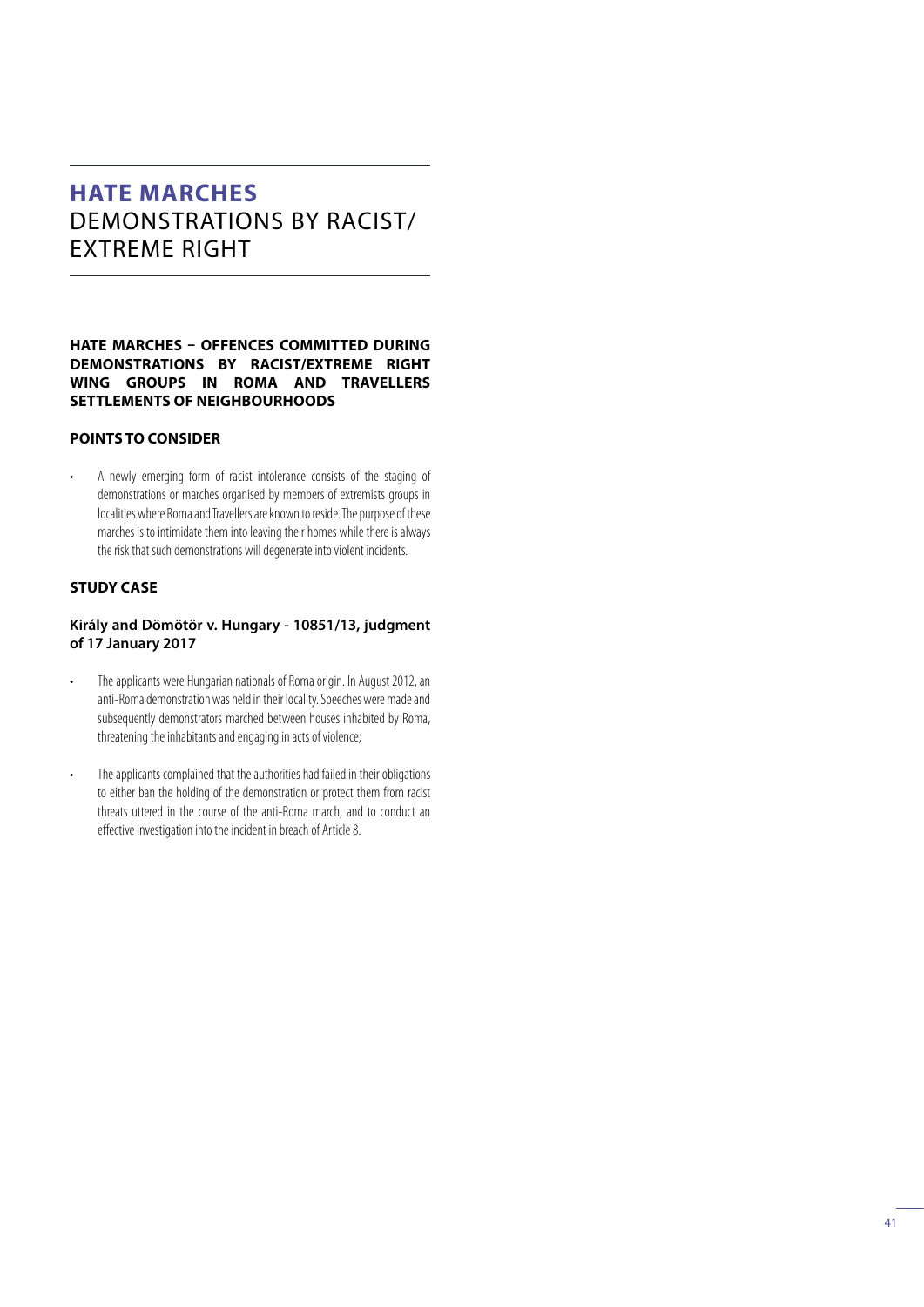# **HATE MARCHES**
# DEMONSTRATIONS BY RACIST/ EXTREME RIGHT

## HATE MARCHES – OFFENCES COMMITTED DURING DEMONSTRATIONS BY RACIST/EXTREME RIGHT WING GROUPS IN ROMA AND TRAVELLERS SETTLEMENTS OF NEIGHBOURHOODS

### POINTS TO CONSIDER

- A newly emerging form of racist intolerance consists of the staging of demonstrations or marches organised by members of extremists groups in localities where Roma and Travellers are known to reside. The purpose of these marches is to intimidate them into leaving their homes while there is always the risk that such demonstrations will degenerate into violent incidents.

### STUDY CASE

#### Király and Dömötör v. Hungary - 10851/13, judgment of 17 January 2017

- The applicants were Hungarian nationals of Roma origin. In August 2012, an anti-Roma demonstration was held in their locality. Speeches were made and subsequently demonstrators marched between houses inhabited by Roma, threatening the inhabitants and engaging in acts of violence;
- The applicants complained that the authorities had failed in their obligations to either ban the holding of the demonstration or protect them from racist threats uttered in the course of the anti-Roma march, and to conduct an effective investigation into the incident in breach of Article 8.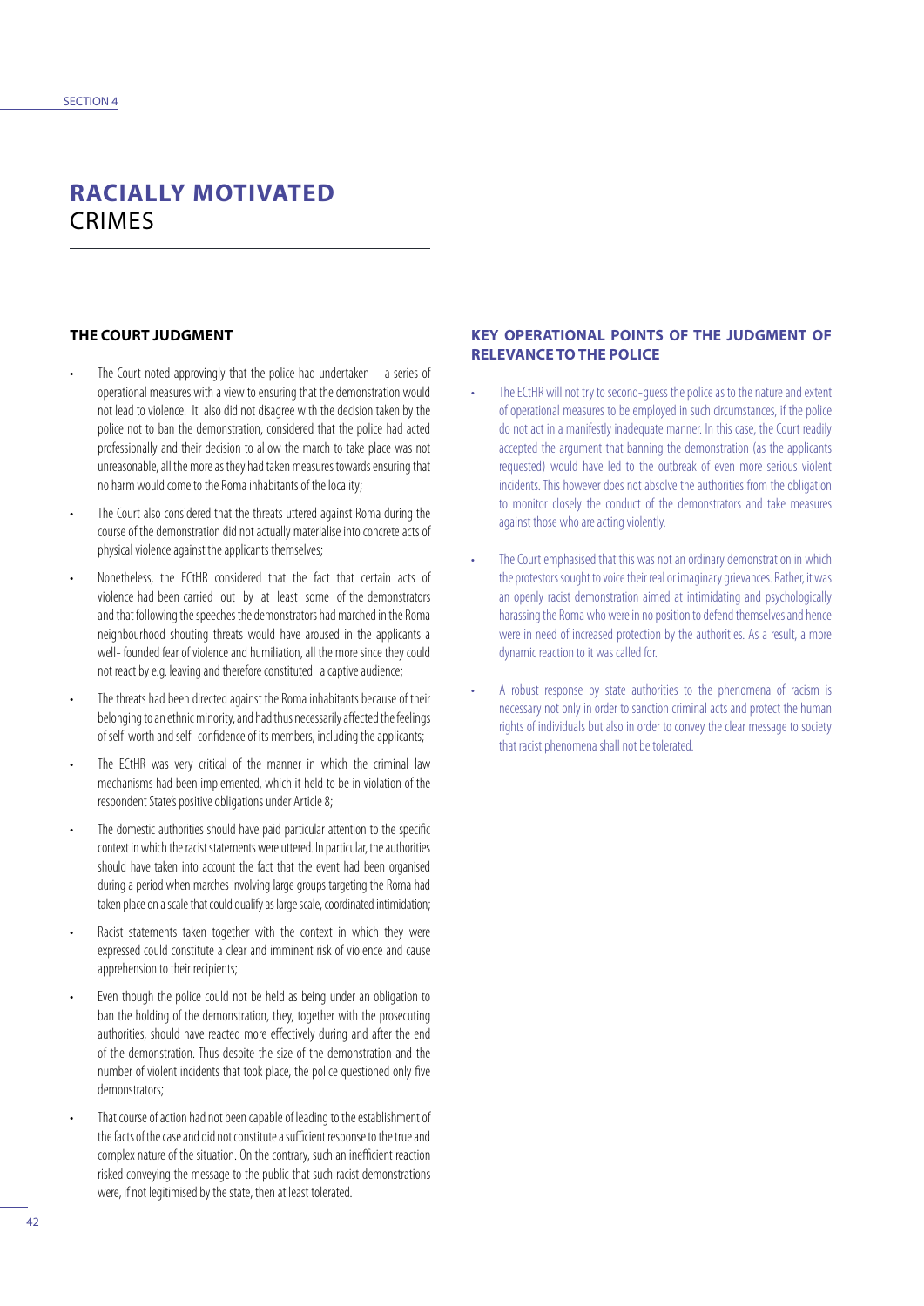# **RACIALLY MOTIVATED** CRIMES

### THE COURT JUDGMENT

- The Court noted approvingly that the police had undertaken a series of operational measures with a view to ensuring that the demonstration would not lead to violence. It also did not disagree with the decision taken by the police not to ban the demonstration, considered that the police had acted professionally and their decision to allow the march to take place was not unreasonable, all the more as they had taken measures towards ensuring that no harm would come to the Roma inhabitants of the locality;
- The Court also considered that the threats uttered against Roma during the course of the demonstration did not actually materialise into concrete acts of physical violence against the applicants themselves;
- Nonetheless, the ECtHR considered that the fact that certain acts of violence had been carried out by at least some of the demonstrators and that following the speeches the demonstrators had marched in the Roma neighbourhood shouting threats would have aroused in the applicants a well- founded fear of violence and humiliation, all the more since they could not react by e.g. leaving and therefore constituted a captive audience;
- The threats had been directed against the Roma inhabitants because of their belonging to an ethnic minority, and had thus necessarily affected the feelings of self-worth and self- confidence of its members, including the applicants;
- The ECtHR was very critical of the manner in which the criminal law mechanisms had been implemented, which it held to be in violation of the respondent State's positive obligations under Article 8;
- The domestic authorities should have paid particular attention to the specific context in which the racist statements were uttered. In particular, the authorities should have taken into account the fact that the event had been organised during a period when marches involving large groups targeting the Roma had taken place on a scale that could qualify as large scale, coordinated intimidation;
- Racist statements taken together with the context in which they were expressed could constitute a clear and imminent risk of violence and cause apprehension to their recipients;
- Even though the police could not be held as being under an obligation to ban the holding of the demonstration, they, together with the prosecuting authorities, should have reacted more effectively during and after the end of the demonstration. Thus despite the size of the demonstration and the number of violent incidents that took place, the police questioned only five demonstrators;
- That course of action had not been capable of leading to the establishment of the facts of the case and did not constitute a sufficient response to the true and complex nature of the situation. On the contrary, such an inefficient reaction risked conveying the message to the public that such racist demonstrations were, if not legitimised by the state, then at least tolerated.

### KEY OPERATIONAL POINTS OF THE JUDGMENT OF RELEVANCE TO THE POLICE

- The ECtHR will not try to second-guess the police as to the nature and extent of operational measures to be employed in such circumstances, if the police do not act in a manifestly inadequate manner. In this case, the Court readily accepted the argument that banning the demonstration (as the applicants requested) would have led to the outbreak of even more serious violent incidents. This however does not absolve the authorities from the obligation to monitor closely the conduct of the demonstrators and take measures against those who are acting violently.
- The Court emphasised that this was not an ordinary demonstration in which the protestors sought to voice their real or imaginary grievances. Rather, it was an openly racist demonstration aimed at intimidating and psychologically harassing the Roma who were in no position to defend themselves and hence were in need of increased protection by the authorities. As a result, a more dynamic reaction to it was called for.
- A robust response by state authorities to the phenomena of racism is necessary not only in order to sanction criminal acts and protect the human rights of individuals but also in order to convey the clear message to society that racist phenomena shall not be tolerated.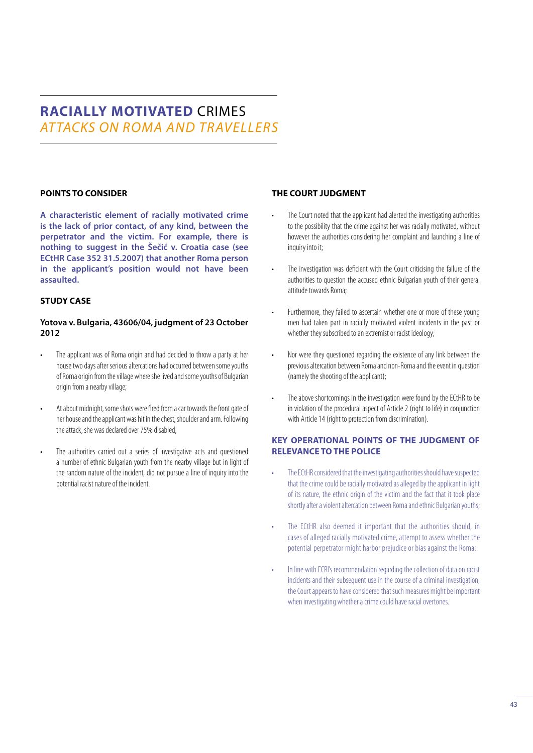# **RACIALLY MOTIVATED** CRIMES
*ATTACKS ON ROMA AND TRAVELLERS*

## POINTS TO CONSIDER

**A characteristic element of racially motivated crime is the lack of prior contact, of any kind, between the perpetrator and the victim. For example, there is nothing to suggest in the Šečić v. Croatia case (see ECtHR Case 352 31.5.2007) that another Roma person in the applicant's position would not have been assaulted.**

## STUDY CASE

### Yotova v. Bulgaria, 43606/04, judgment of 23 October 2012

- The applicant was of Roma origin and had decided to throw a party at her house two days after serious altercations had occurred between some youths of Roma origin from the village where she lived and some youths of Bulgarian origin from a nearby village;
- At about midnight, some shots were fired from a car towards the front gate of her house and the applicant was hit in the chest, shoulder and arm. Following the attack, she was declared over 75% disabled;
- The authorities carried out a series of investigative acts and questioned a number of ethnic Bulgarian youth from the nearby village but in light of the random nature of the incident, did not pursue a line of inquiry into the potential racist nature of the incident.

## THE COURT JUDGMENT

- The Court noted that the applicant had alerted the investigating authorities to the possibility that the crime against her was racially motivated, without however the authorities considering her complaint and launching a line of inquiry into it;
- The investigation was deficient with the Court criticising the failure of the authorities to question the accused ethnic Bulgarian youth of their general attitude towards Roma;
- Furthermore, they failed to ascertain whether one or more of these young men had taken part in racially motivated violent incidents in the past or whether they subscribed to an extremist or racist ideology;
- Nor were they questioned regarding the existence of any link between the previous altercation between Roma and non-Roma and the event in question (namely the shooting of the applicant);
- The above shortcomings in the investigation were found by the ECtHR to be in violation of the procedural aspect of Article 2 (right to life) in conjunction with Article 14 (right to protection from discrimination).

## KEY OPERATIONAL POINTS OF THE JUDGMENT OF RELEVANCE TO THE POLICE

- The ECtHR considered that the investigating authorities should have suspected that the crime could be racially motivated as alleged by the applicant in light of its nature, the ethnic origin of the victim and the fact that it took place shortly after a violent altercation between Roma and ethnic Bulgarian youths;
- The ECtHR also deemed it important that the authorities should, in cases of alleged racially motivated crime, attempt to assess whether the potential perpetrator might harbor prejudice or bias against the Roma;
- In line with ECRI's recommendation regarding the collection of data on racist incidents and their subsequent use in the course of a criminal investigation, the Court appears to have considered that such measures might be important when investigating whether a crime could have racial overtones.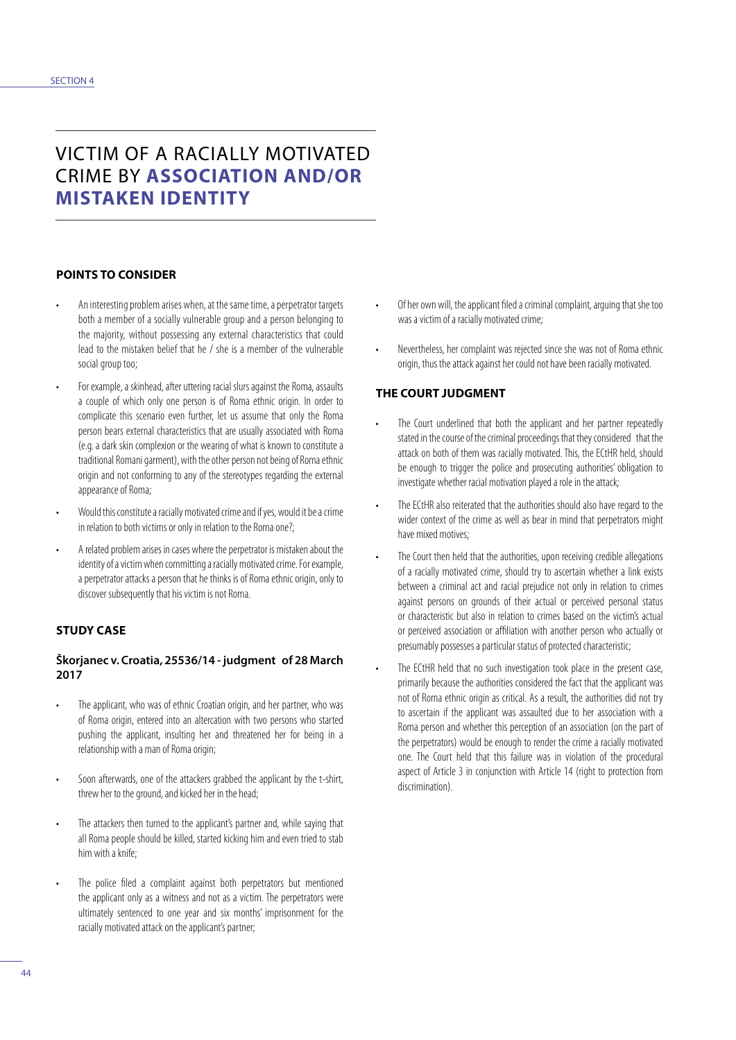# VICTIM OF A RACIALLY MOTIVATED CRIME BY **ASSOCIATION AND/OR MISTAKEN IDENTITY**

### POINTS TO CONSIDER

- An interesting problem arises when, at the same time, a perpetrator targets both a member of a socially vulnerable group and a person belonging to the majority, without possessing any external characteristics that could lead to the mistaken belief that he / she is a member of the vulnerable social group too;
- For example, a skinhead, after uttering racial slurs against the Roma, assaults a couple of which only one person is of Roma ethnic origin. In order to complicate this scenario even further, let us assume that only the Roma person bears external characteristics that are usually associated with Roma (e.g. a dark skin complexion or the wearing of what is known to constitute a traditional Romani garment), with the other person not being of Roma ethnic origin and not conforming to any of the stereotypes regarding the external appearance of Roma;
- Would this constitute a racially motivated crime and if yes, would it be a crime in relation to both victims or only in relation to the Roma one?;
- A related problem arises in cases where the perpetrator is mistaken about the identity of a victim when committing a racially motivated crime. For example, a perpetrator attacks a person that he thinks is of Roma ethnic origin, only to discover subsequently that his victim is not Roma.

### STUDY CASE

#### Škorjanec v. Croatia, 25536/14 - judgment of 28 March 2017

- The applicant, who was of ethnic Croatian origin, and her partner, who was of Roma origin, entered into an altercation with two persons who started pushing the applicant, insulting her and threatened her for being in a relationship with a man of Roma origin;
- Soon afterwards, one of the attackers grabbed the applicant by the t-shirt, threw her to the ground, and kicked her in the head;
- The attackers then turned to the applicant's partner and, while saying that all Roma people should be killed, started kicking him and even tried to stab him with a knife;
- The police filed a complaint against both perpetrators but mentioned the applicant only as a witness and not as a victim. The perpetrators were ultimately sentenced to one year and six months' imprisonment for the racially motivated attack on the applicant's partner;
- Of her own will, the applicant filed a criminal complaint, arguing that she too was a victim of a racially motivated crime;
- Nevertheless, her complaint was rejected since she was not of Roma ethnic origin, thus the attack against her could not have been racially motivated.

### THE COURT JUDGMENT

- The Court underlined that both the applicant and her partner repeatedly stated in the course of the criminal proceedings that they considered that the attack on both of them was racially motivated. This, the ECtHR held, should be enough to trigger the police and prosecuting authorities' obligation to investigate whether racial motivation played a role in the attack;
- The ECtHR also reiterated that the authorities should also have regard to the wider context of the crime as well as bear in mind that perpetrators might have mixed motives;
- The Court then held that the authorities, upon receiving credible allegations of a racially motivated crime, should try to ascertain whether a link exists between a criminal act and racial prejudice not only in relation to crimes against persons on grounds of their actual or perceived personal status or characteristic but also in relation to crimes based on the victim's actual or perceived association or affiliation with another person who actually or presumably possesses a particular status of protected characteristic;
- The ECtHR held that no such investigation took place in the present case, primarily because the authorities considered the fact that the applicant was not of Roma ethnic origin as critical. As a result, the authorities did not try to ascertain if the applicant was assaulted due to her association with a Roma person and whether this perception of an association (on the part of the perpetrators) would be enough to render the crime a racially motivated one. The Court held that this failure was in violation of the procedural aspect of Article 3 in conjunction with Article 14 (right to protection from discrimination).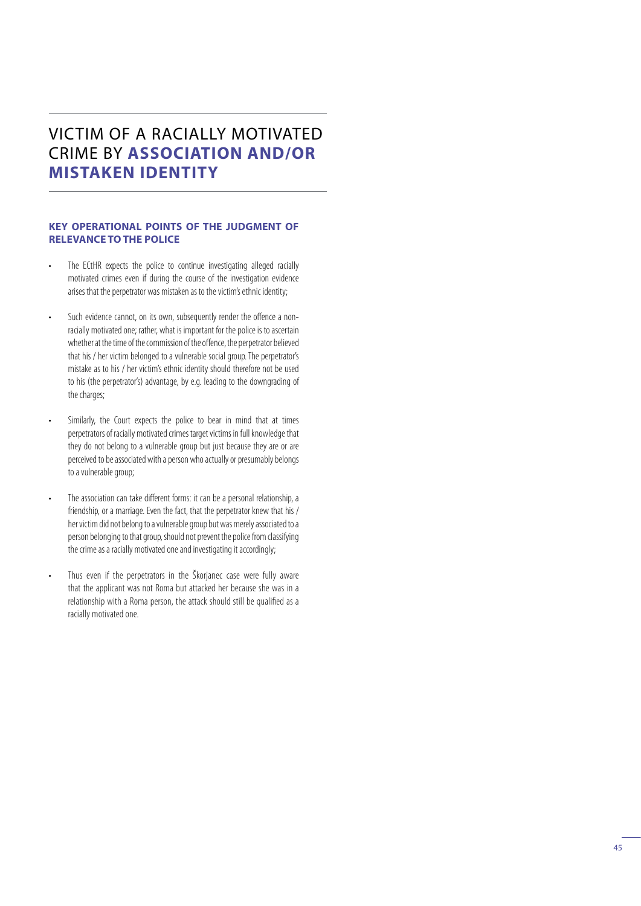# VICTIM OF A RACIALLY MOTIVATED CRIME BY **ASSOCIATION AND/OR MISTAKEN IDENTITY**

### KEY OPERATIONAL POINTS OF THE JUDGMENT OF RELEVANCE TO THE POLICE

- The ECtHR expects the police to continue investigating alleged racially motivated crimes even if during the course of the investigation evidence arises that the perpetrator was mistaken as to the victim's ethnic identity;

- Such evidence cannot, on its own, subsequently render the offence a non-racially motivated one; rather, what is important for the police is to ascertain whether at the time of the commission of the offence, the perpetrator believed that his / her victim belonged to a vulnerable social group. The perpetrator's mistake as to his / her victim's ethnic identity should therefore not be used to his (the perpetrator's) advantage, by e.g. leading to the downgrading of the charges;

- Similarly, the Court expects the police to bear in mind that at times perpetrators of racially motivated crimes target victims in full knowledge that they do not belong to a vulnerable group but just because they are or are perceived to be associated with a person who actually or presumably belongs to a vulnerable group;

- The association can take different forms: it can be a personal relationship, a friendship, or a marriage. Even the fact, that the perpetrator knew that his / her victim did not belong to a vulnerable group but was merely associated to a person belonging to that group, should not prevent the police from classifying the crime as a racially motivated one and investigating it accordingly;

- Thus even if the perpetrators in the Škorjanec case were fully aware that the applicant was not Roma but attacked her because she was in a relationship with a Roma person, the attack should still be qualified as a racially motivated one.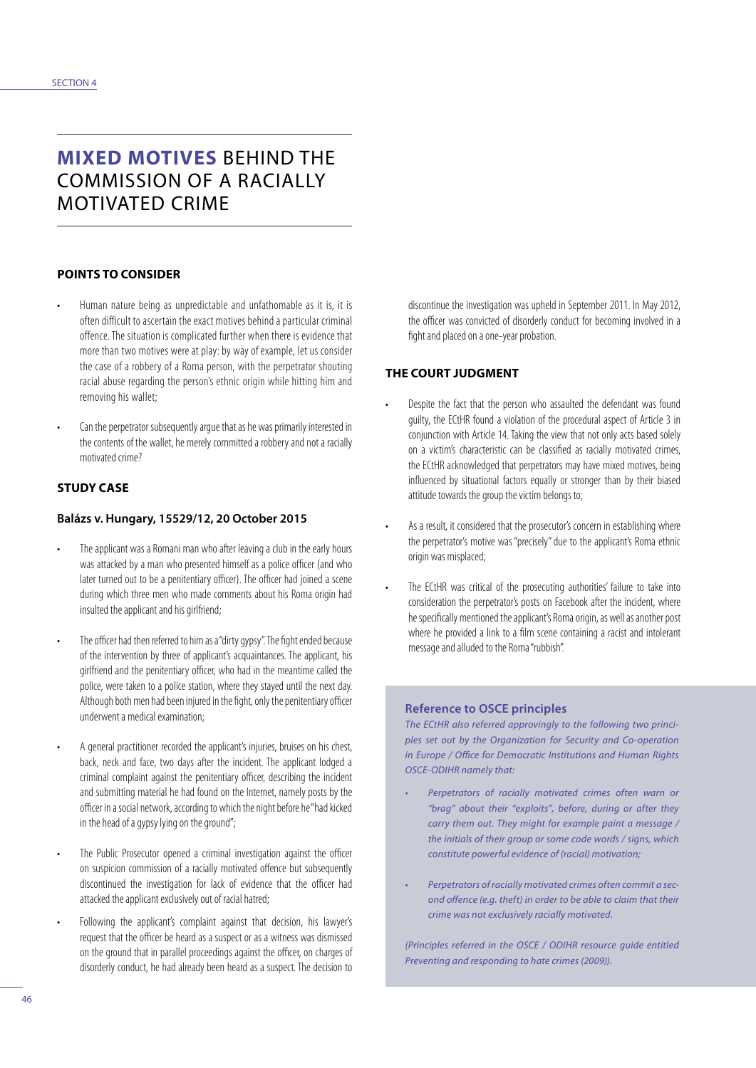# MIXED MOTIVES BEHIND THE COMMISSION OF A RACIALLY MOTIVATED CRIME

## POINTS TO CONSIDER

- Human nature being as unpredictable and unfathomable as it is, it is often difficult to ascertain the exact motives behind a particular criminal offence. The situation is complicated further when there is evidence that more than two motives were at play: by way of example, let us consider the case of a robbery of a Roma person, with the perpetrator shouting racial abuse regarding the person's ethnic origin while hitting him and removing his wallet;
- Can the perpetrator subsequently argue that as he was primarily interested in the contents of the wallet, he merely committed a robbery and not a racially motivated crime?

## STUDY CASE

### Balázs v. Hungary, 15529/12, 20 October 2015

- The applicant was a Romani man who after leaving a club in the early hours was attacked by a man who presented himself as a police officer (and who later turned out to be a penitentiary officer). The officer had joined a scene during which three men who made comments about his Roma origin had insulted the applicant and his girlfriend;
- The officer had then referred to him as a "dirty gypsy". The fight ended because of the intervention by three of applicant's acquaintances. The applicant, his girlfriend and the penitentiary officer, who had in the meantime called the police, were taken to a police station, where they stayed until the next day. Although both men had been injured in the fight, only the penitentiary officer underwent a medical examination;
- A general practitioner recorded the applicant's injuries, bruises on his chest, back, neck and face, two days after the incident. The applicant lodged a criminal complaint against the penitentiary officer, describing the incident and submitting material he had found on the Internet, namely posts by the officer in a social network, according to which the night before he "had kicked in the head of a gypsy lying on the ground";
- The Public Prosecutor opened a criminal investigation against the officer on suspicion commission of a racially motivated offence but subsequently discontinued the investigation for lack of evidence that the officer had attacked the applicant exclusively out of racial hatred;
- Following the applicant's complaint against that decision, his lawyer's request that the officer be heard as a suspect or as a witness was dismissed on the ground that in parallel proceedings against the officer, on charges of disorderly conduct, he had already been heard as a suspect. The decision to discontinue the investigation was upheld in September 2011. In May 2012, the officer was convicted of disorderly conduct for becoming involved in a fight and placed on a one-year probation.

## THE COURT JUDGMENT

- Despite the fact that the person who assaulted the defendant was found guilty, the ECtHR found a violation of the procedural aspect of Article 3 in conjunction with Article 14. Taking the view that not only acts based solely on a victim's characteristic can be classified as racially motivated crimes, the ECtHR acknowledged that perpetrators may have mixed motives, being influenced by situational factors equally or stronger than by their biased attitude towards the group the victim belongs to;
- As a result, it considered that the prosecutor's concern in establishing where the perpetrator's motive was "precisely" due to the applicant's Roma ethnic origin was misplaced;
- The ECtHR was critical of the prosecuting authorities' failure to take into consideration the perpetrator's posts on Facebook after the incident, where he specifically mentioned the applicant's Roma origin, as well as another post where he provided a link to a film scene containing a racist and intolerant message and alluded to the Roma "rubbish".

### Reference to OSCE principles

*The ECtHR also referred approvingly to the following two principles set out by the Organization for Security and Co-operation in Europe / Office for Democratic Institutions and Human Rights OSCE-ODIHR namely that:*

- *Perpetrators of racially motivated crimes often warn or "brag" about their "exploits", before, during or after they carry them out. They might for example paint a message / the initials of their group or some code words / signs, which constitute powerful evidence of (racial) motivation;*
- *Perpetrators of racially motivated crimes often commit a second offence (e.g. theft) in order to be able to claim that their crime was not exclusively racially motivated.*

*(Principles referred in the OSCE / ODIHR resource guide entitled Preventing and responding to hate crimes (2009)).*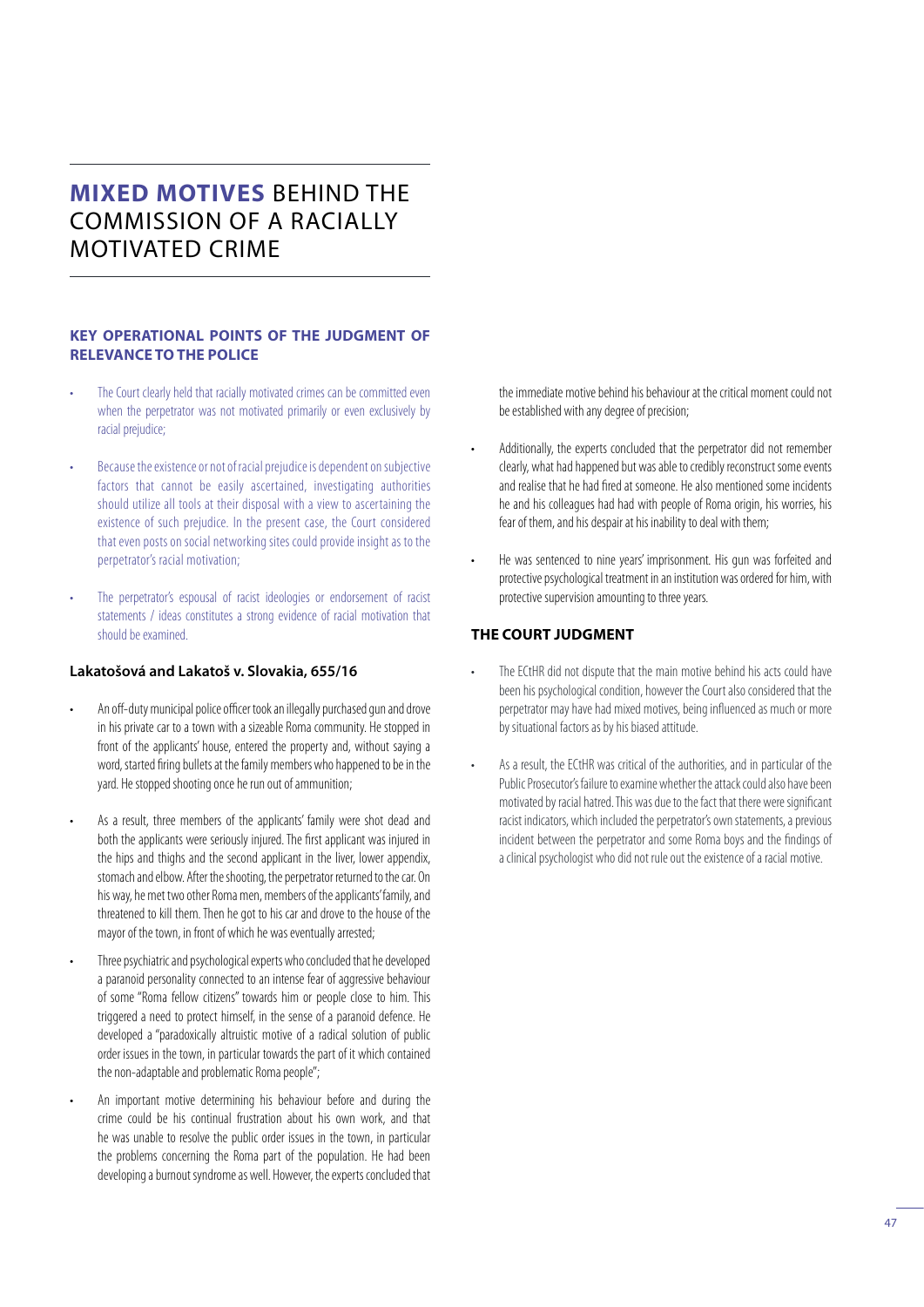# **MIXED MOTIVES** BEHIND THE COMMISSION OF A RACIALLY MOTIVATED CRIME

### KEY OPERATIONAL POINTS OF THE JUDGMENT OF RELEVANCE TO THE POLICE

- The Court clearly held that racially motivated crimes can be committed even when the perpetrator was not motivated primarily or even exclusively by racial prejudice;
- Because the existence or not of racial prejudice is dependent on subjective factors that cannot be easily ascertained, investigating authorities should utilize all tools at their disposal with a view to ascertaining the existence of such prejudice. In the present case, the Court considered that even posts on social networking sites could provide insight as to the perpetrator's racial motivation;
- The perpetrator's espousal of racist ideologies or endorsement of racist statements / ideas constitutes a strong evidence of racial motivation that should be examined.

### Lakatošová and Lakatoš v. Slovakia, 655/16

- An off-duty municipal police officer took an illegally purchased gun and drove in his private car to a town with a sizeable Roma community. He stopped in front of the applicants' house, entered the property and, without saying a word, started firing bullets at the family members who happened to be in the yard. He stopped shooting once he run out of ammunition;
- As a result, three members of the applicants' family were shot dead and both the applicants were seriously injured. The first applicant was injured in the hips and thighs and the second applicant in the liver, lower appendix, stomach and elbow. After the shooting, the perpetrator returned to the car. On his way, he met two other Roma men, members of the applicants' family, and threatened to kill them. Then he got to his car and drove to the house of the mayor of the town, in front of which he was eventually arrested;
- Three psychiatric and psychological experts who concluded that he developed a paranoid personality connected to an intense fear of aggressive behaviour of some "Roma fellow citizens" towards him or people close to him. This triggered a need to protect himself, in the sense of a paranoid defence. He developed a "paradoxically altruistic motive of a radical solution of public order issues in the town, in particular towards the part of it which contained the non-adaptable and problematic Roma people";
- An important motive determining his behaviour before and during the crime could be his continual frustration about his own work, and that he was unable to resolve the public order issues in the town, in particular the problems concerning the Roma part of the population. He had been developing a burnout syndrome as well. However, the experts concluded that the immediate motive behind his behaviour at the critical moment could not be established with any degree of precision;
- Additionally, the experts concluded that the perpetrator did not remember clearly, what had happened but was able to credibly reconstruct some events and realise that he had fired at someone. He also mentioned some incidents he and his colleagues had had with people of Roma origin, his worries, his fear of them, and his despair at his inability to deal with them;
- He was sentenced to nine years' imprisonment. His gun was forfeited and protective psychological treatment in an institution was ordered for him, with protective supervision amounting to three years.

### THE COURT JUDGMENT

- The ECtHR did not dispute that the main motive behind his acts could have been his psychological condition, however the Court also considered that the perpetrator may have had mixed motives, being influenced as much or more by situational factors as by his biased attitude.
- As a result, the ECtHR was critical of the authorities, and in particular of the Public Prosecutor's failure to examine whether the attack could also have been motivated by racial hatred. This was due to the fact that there were significant racist indicators, which included the perpetrator's own statements, a previous incident between the perpetrator and some Roma boys and the findings of a clinical psychologist who did not rule out the existence of a racial motive.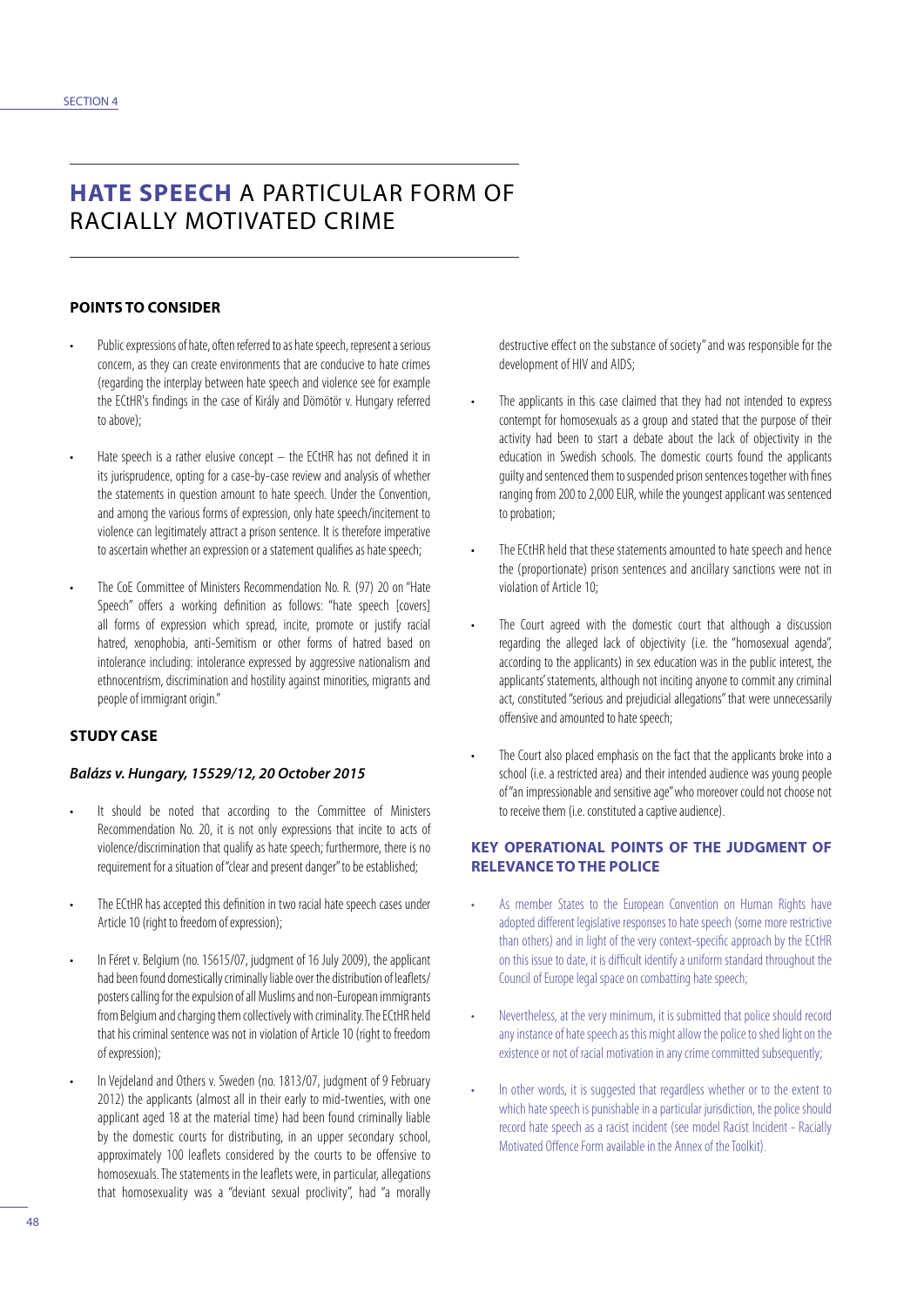SECTION 4

# **HATE SPEECH** A PARTICULAR FORM OF RACIALLY MOTIVATED CRIME

### POINTS TO CONSIDER

- Public expressions of hate, often referred to as hate speech, represent a serious concern, as they can create environments that are conducive to hate crimes (regarding the interplay between hate speech and violence see for example the ECtHR's findings in the case of Király and Dömötör v. Hungary referred to above);
- Hate speech is a rather elusive concept – the ECtHR has not defined it in its jurisprudence, opting for a case-by-case review and analysis of whether the statements in question amount to hate speech. Under the Convention, and among the various forms of expression, only hate speech/incitement to violence can legitimately attract a prison sentence. It is therefore imperative to ascertain whether an expression or a statement qualifies as hate speech;
- The CoE Committee of Ministers Recommendation No. R. (97) 20 on "Hate Speech" offers a working definition as follows: "hate speech [covers] all forms of expression which spread, incite, promote or justify racial hatred, xenophobia, anti-Semitism or other forms of hatred based on intolerance including: intolerance expressed by aggressive nationalism and ethnocentrism, discrimination and hostility against minorities, migrants and people of immigrant origin."

### STUDY CASE

#### *Balázs v. Hungary, 15529/12, 20 October 2015*

- It should be noted that according to the Committee of Ministers Recommendation No. 20, it is not only expressions that incite to acts of violence/discrimination that qualify as hate speech; furthermore, there is no requirement for a situation of "clear and present danger" to be established;
- The ECtHR has accepted this definition in two racial hate speech cases under Article 10 (right to freedom of expression);
- In Féret v. Belgium (no. 15615/07, judgment of 16 July 2009), the applicant had been found domestically criminally liable over the distribution of leaflets/posters calling for the expulsion of all Muslims and non-European immigrants from Belgium and charging them collectively with criminality. The ECtHR held that his criminal sentence was not in violation of Article 10 (right to freedom of expression);
- In Vejdeland and Others v. Sweden (no. 1813/07, judgment of 9 February 2012) the applicants (almost all in their early to mid-twenties, with one applicant aged 18 at the material time) had been found criminally liable by the domestic courts for distributing, in an upper secondary school, approximately 100 leaflets considered by the courts to be offensive to homosexuals. The statements in the leaflets were, in particular, allegations that homosexuality was a "deviant sexual proclivity", had "a morally destructive effect on the substance of society" and was responsible for the development of HIV and AIDS;
- The applicants in this case claimed that they had not intended to express contempt for homosexuals as a group and stated that the purpose of their activity had been to start a debate about the lack of objectivity in the education in Swedish schools. The domestic courts found the applicants guilty and sentenced them to suspended prison sentences together with fines ranging from 200 to 2,000 EUR, while the youngest applicant was sentenced to probation;
- The ECtHR held that these statements amounted to hate speech and hence the (proportionate) prison sentences and ancillary sanctions were not in violation of Article 10;
- The Court agreed with the domestic court that although a discussion regarding the alleged lack of objectivity (i.e. the "homosexual agenda", according to the applicants) in sex education was in the public interest, the applicants' statements, although not inciting anyone to commit any criminal act, constituted "serious and prejudicial allegations" that were unnecessarily offensive and amounted to hate speech;
- The Court also placed emphasis on the fact that the applicants broke into a school (i.e. a restricted area) and their intended audience was young people of "an impressionable and sensitive age" who moreover could not choose not to receive them (i.e. constituted a captive audience).

### KEY OPERATIONAL POINTS OF THE JUDGMENT OF RELEVANCE TO THE POLICE

- As member States to the European Convention on Human Rights have adopted different legislative responses to hate speech (some more restrictive than others) and in light of the very context-specific approach by the ECtHR on this issue to date, it is difficult identify a uniform standard throughout the Council of Europe legal space on combatting hate speech;
- Nevertheless, at the very minimum, it is submitted that police should record any instance of hate speech as this might allow the police to shed light on the existence or not of racial motivation in any crime committed subsequently;
- In other words, it is suggested that regardless whether or to the extent to which hate speech is punishable in a particular jurisdiction, the police should record hate speech as a racist incident (see model Racist Incident - Racially Motivated Offence Form available in the Annex of the Toolkit).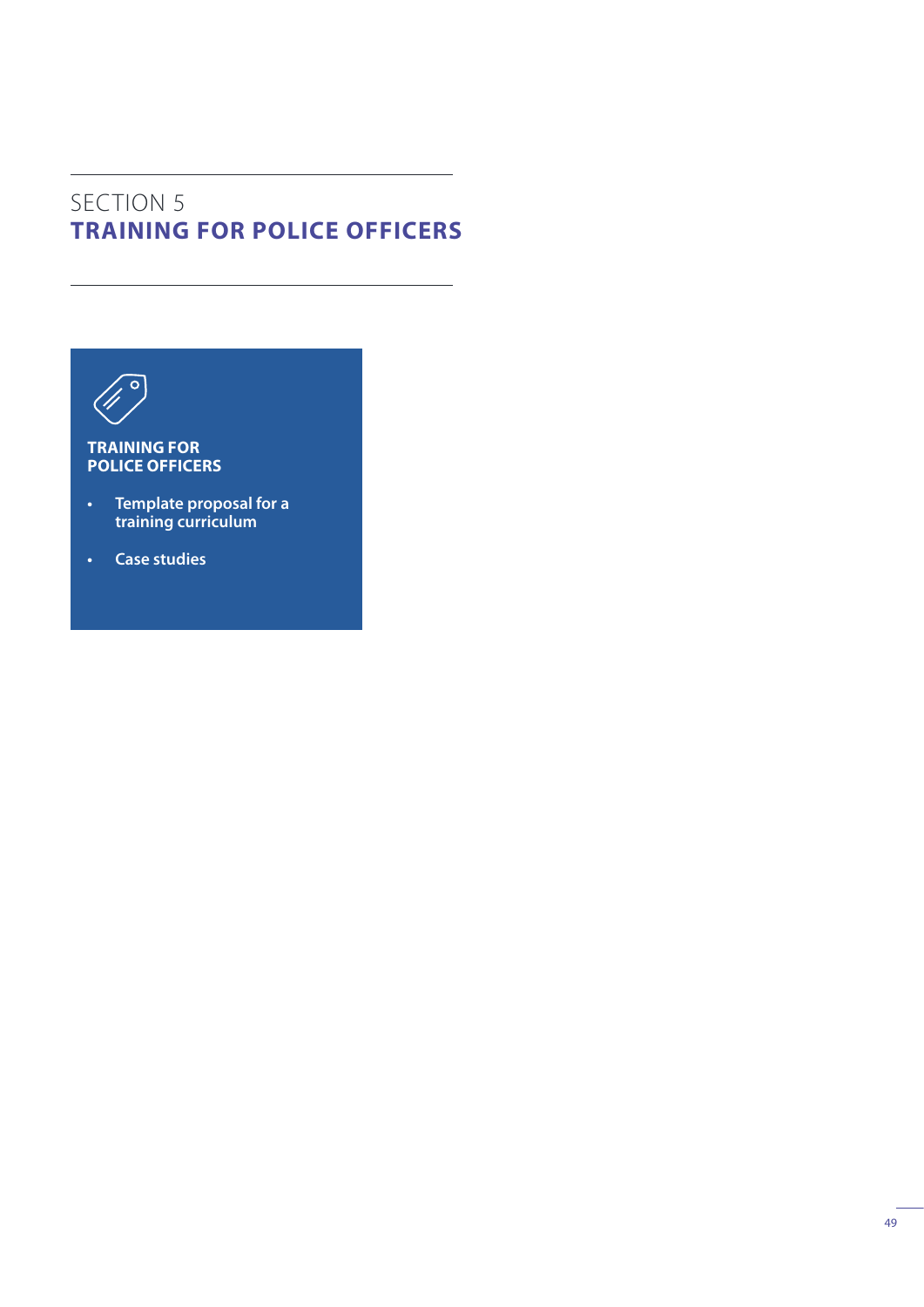# SECTION 5
# TRAINING FOR POLICE OFFICERS

**TRAINING FOR POLICE OFFICERS**

- **Template proposal for a training curriculum**
- **Case studies**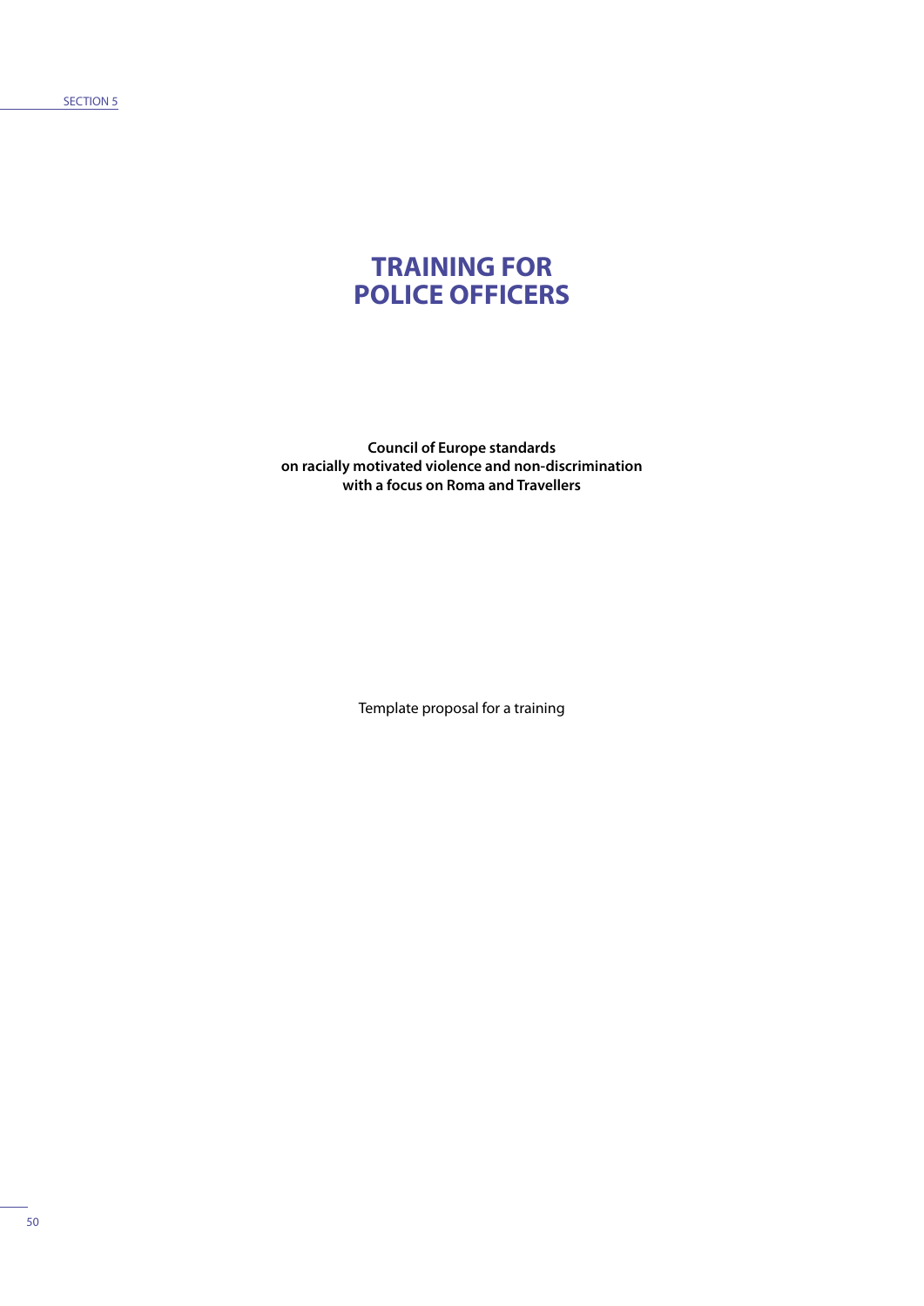# TRAINING FOR POLICE OFFICERS

**Council of Europe standards on racially motivated violence and non-discrimination with a focus on Roma and Travellers**

Template proposal for a training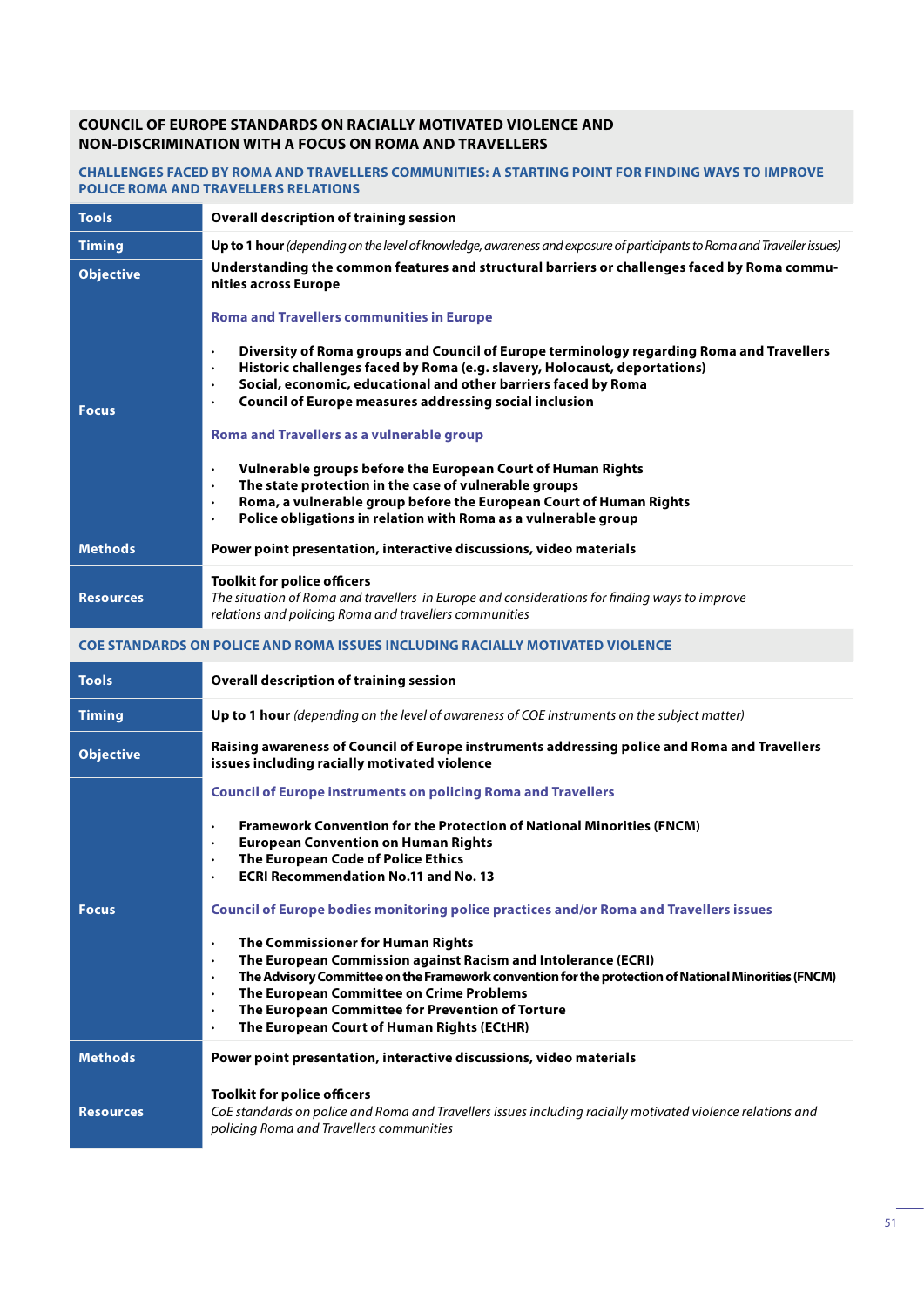## COUNCIL OF EUROPE STANDARDS ON RACIALLY MOTIVATED VIOLENCE AND NON-DISCRIMINATION WITH A FOCUS ON ROMA AND TRAVELLERS

### CHALLENGES FACED BY ROMA AND TRAVELLERS COMMUNITIES: A STARTING POINT FOR FINDING WAYS TO IMPROVE POLICE ROMA AND TRAVELLERS RELATIONS

| Tools | Overall description of training session |
|---|---|
| Timing | **Up to 1 hour** *(depending on the level of knowledge, awareness and exposure of participants to Roma and Traveller issues)* |
| Objective | **Understanding the common features and structural barriers or challenges faced by Roma communities across Europe** |
| Focus | **Roma and Travellers communities in Europe**<br><br>• Diversity of Roma groups and Council of Europe terminology regarding Roma and Travellers<br>• Historic challenges faced by Roma (e.g. slavery, Holocaust, deportations)<br>• Social, economic, educational and other barriers faced by Roma<br>• Council of Europe measures addressing social inclusion<br><br>**Roma and Travellers as a vulnerable group**<br><br>• Vulnerable groups before the European Court of Human Rights<br>• The state protection in the case of vulnerable groups<br>• Roma, a vulnerable group before the European Court of Human Rights<br>• Police obligations in relation with Roma as a vulnerable group |
| Methods | **Power point presentation, interactive discussions, video materials** |
| Resources | **Toolkit for police officers**<br>*The situation of Roma and travellers in Europe and considerations for finding ways to improve relations and policing Roma and travellers communities* |

### COE STANDARDS ON POLICE AND ROMA ISSUES INCLUDING RACIALLY MOTIVATED VIOLENCE

| Tools | Overall description of training session |
|---|---|
| Timing | **Up to 1 hour** *(depending on the level of awareness of COE instruments on the subject matter)* |
| Objective | **Raising awareness of Council of Europe instruments addressing police and Roma and Travellers issues including racially motivated violence** |
| Focus | **Council of Europe instruments on policing Roma and Travellers**<br><br>• Framework Convention for the Protection of National Minorities (FNCM)<br>• European Convention on Human Rights<br>• The European Code of Police Ethics<br>• ECRI Recommendation No.11 and No. 13<br><br>**Council of Europe bodies monitoring police practices and/or Roma and Travellers issues**<br><br>• The Commissioner for Human Rights<br>• The European Commission against Racism and Intolerance (ECRI)<br>• The Advisory Committee on the Framework convention for the protection of National Minorities (FNCM)<br>• The European Committee on Crime Problems<br>• The European Committee for Prevention of Torture<br>• The European Court of Human Rights (ECtHR) |
| Methods | **Power point presentation, interactive discussions, video materials** |
| Resources | **Toolkit for police officers**<br>*CoE standards on police and Roma and Travellers issues including racially motivated violence relations and policing Roma and Travellers communities* |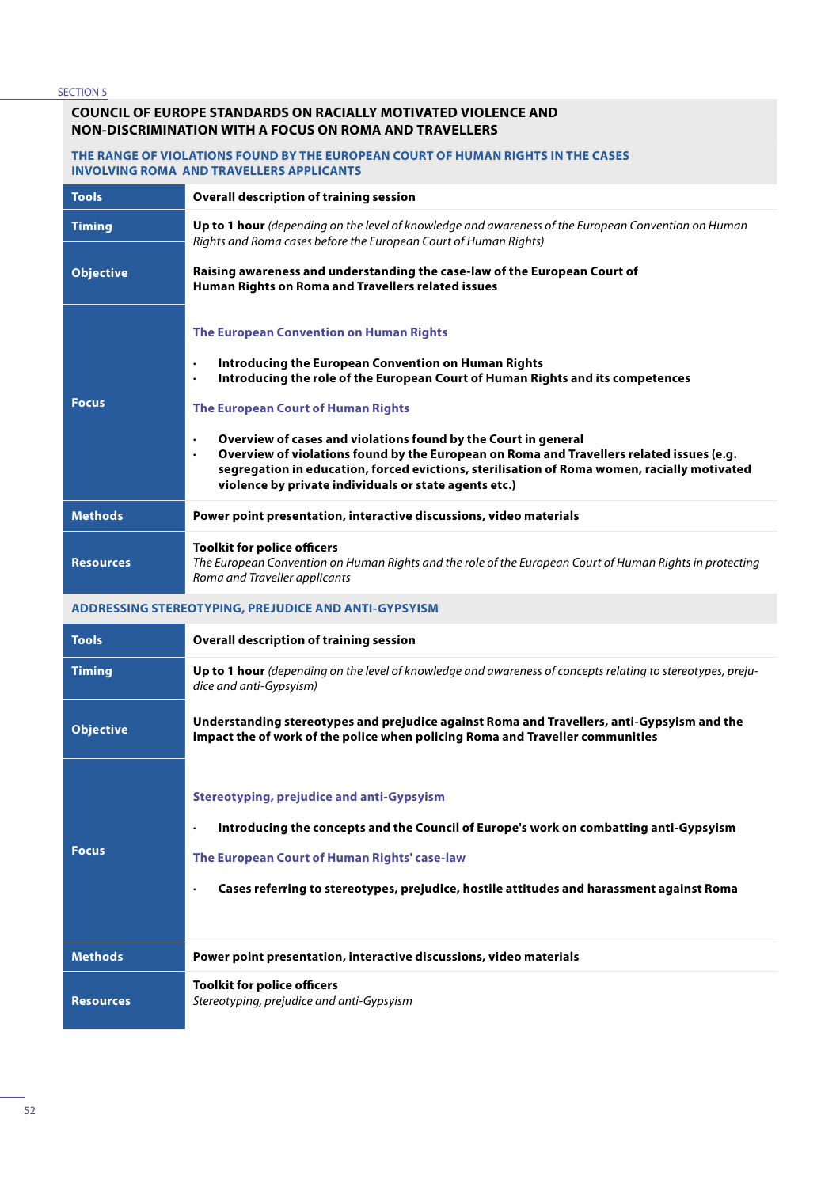SECTION 5

## COUNCIL OF EUROPE STANDARDS ON RACIALLY MOTIVATED VIOLENCE AND NON-DISCRIMINATION WITH A FOCUS ON ROMA AND TRAVELLERS

### THE RANGE OF VIOLATIONS FOUND BY THE EUROPEAN COURT OF HUMAN RIGHTS IN THE CASES INVOLVING ROMA AND TRAVELLERS APPLICANTS

| Tools | Overall description of training session |
|---|---|
| Timing | **Up to 1 hour** *(depending on the level of knowledge and awareness of the European Convention on Human Rights and Roma cases before the European Court of Human Rights)* |
| Objective | **Raising awareness and understanding the case-law of the European Court of Human Rights on Roma and Travellers related issues** |
| Focus | **The European Convention on Human Rights**<br>• **Introducing the European Convention on Human Rights**<br>• **Introducing the role of the European Court of Human Rights and its competences**<br>**The European Court of Human Rights**<br>• **Overview of cases and violations found by the Court in general**<br>• **Overview of violations found by the European on Roma and Travellers related issues (e.g. segregation in education, forced evictions, sterilisation of Roma women, racially motivated violence by private individuals or state agents etc.)** |
| Methods | **Power point presentation, interactive discussions, video materials** |
| Resources | **Toolkit for police officers**<br>*The European Convention on Human Rights and the role of the European Court of Human Rights in protecting Roma and Traveller applicants* |

### ADDRESSING STEREOTYPING, PREJUDICE AND ANTI-GYPSYISM

| Tools | Overall description of training session |
|---|---|
| Timing | **Up to 1 hour** *(depending on the level of knowledge and awareness of concepts relating to stereotypes, prejudice and anti-Gypsyism)* |
| Objective | **Understanding stereotypes and prejudice against Roma and Travellers, anti-Gypsyism and the impact the of work of the police when policing Roma and Traveller communities** |
| Focus | **Stereotyping, prejudice and anti-Gypsyism**<br>• **Introducing the concepts and the Council of Europe's work on combatting anti-Gypsyism**<br>**The European Court of Human Rights' case-law**<br>• **Cases referring to stereotypes, prejudice, hostile attitudes and harassment against Roma** |
| Methods | **Power point presentation, interactive discussions, video materials** |
| Resources | **Toolkit for police officers**<br>*Stereotyping, prejudice and anti-Gypsyism* |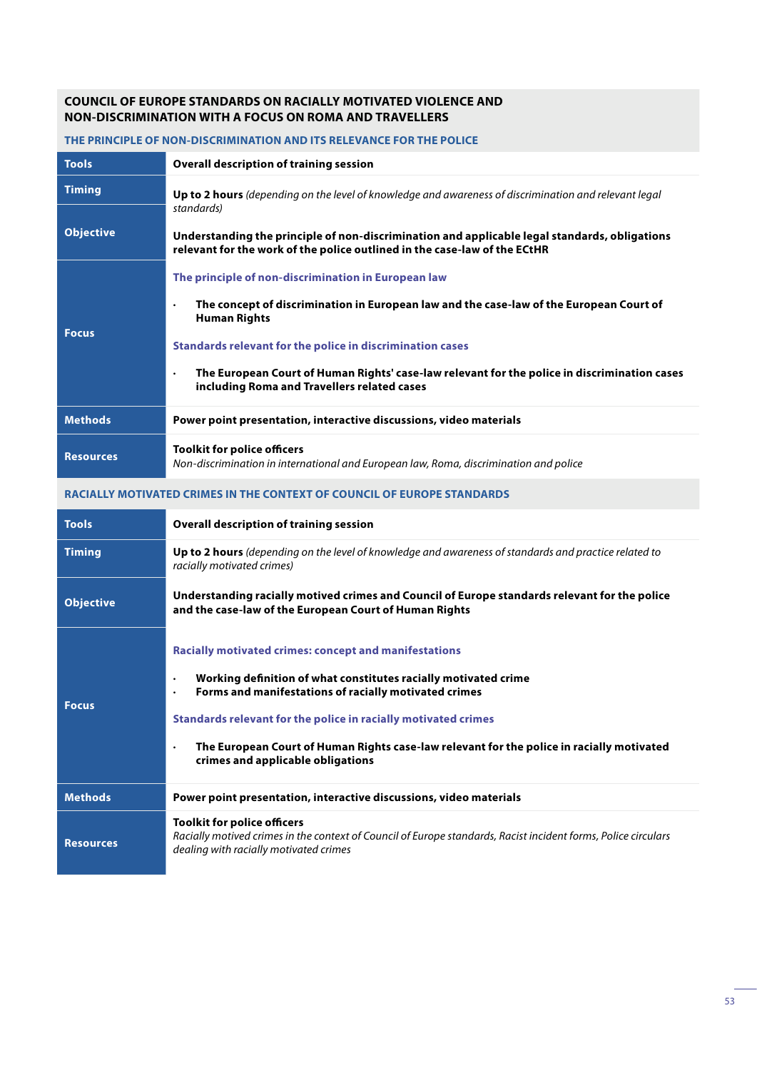## COUNCIL OF EUROPE STANDARDS ON RACIALLY MOTIVATED VIOLENCE AND NON-DISCRIMINATION WITH A FOCUS ON ROMA AND TRAVELLERS

### THE PRINCIPLE OF NON-DISCRIMINATION AND ITS RELEVANCE FOR THE POLICE

| Tools | Overall description of training session |
|---|---|
| Timing | **Up to 2 hours** *(depending on the level of knowledge and awareness of discrimination and relevant legal standards)* |
| Objective | **Understanding the principle of non-discrimination and applicable legal standards, obligations relevant for the work of the police outlined in the case-law of the ECtHR** |
| Focus | **The principle of non-discrimination in European law**<br>• **The concept of discrimination in European law and the case-law of the European Court of Human Rights**<br>**Standards relevant for the police in discrimination cases**<br>• **The European Court of Human Rights' case-law relevant for the police in discrimination cases including Roma and Travellers related cases** |
| Methods | **Power point presentation, interactive discussions, video materials** |
| Resources | **Toolkit for police officers**<br>*Non-discrimination in international and European law, Roma, discrimination and police* |

### RACIALLY MOTIVATED CRIMES IN THE CONTEXT OF COUNCIL OF EUROPE STANDARDS

| Tools | Overall description of training session |
|---|---|
| Timing | **Up to 2 hours** *(depending on the level of knowledge and awareness of standards and practice related to racially motivated crimes)* |
| Objective | **Understanding racially motived crimes and Council of Europe standards relevant for the police and the case-law of the European Court of Human Rights** |
| Focus | **Racially motivated crimes: concept and manifestations**<br>• **Working definition of what constitutes racially motivated crime**<br>• **Forms and manifestations of racially motivated crimes**<br>**Standards relevant for the police in racially motivated crimes**<br>• **The European Court of Human Rights case-law relevant for the police in racially motivated crimes and applicable obligations** |
| Methods | **Power point presentation, interactive discussions, video materials** |
| Resources | **Toolkit for police officers**<br>*Racially motived crimes in the context of Council of Europe standards, Racist incident forms, Police circulars dealing with racially motivated crimes* |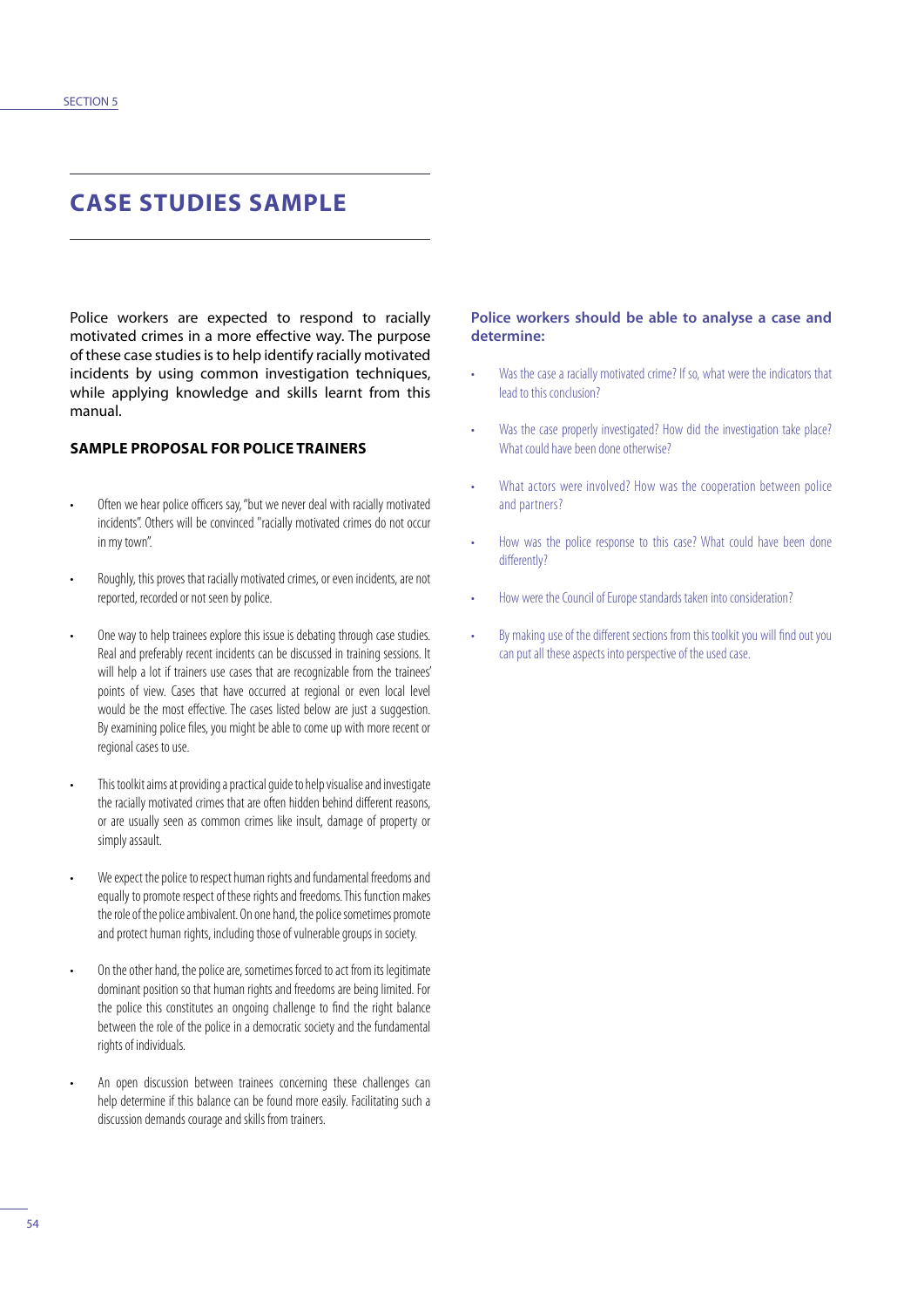# CASE STUDIES SAMPLE

Police workers are expected to respond to racially motivated crimes in a more effective way. The purpose of these case studies is to help identify racially motivated incidents by using common investigation techniques, while applying knowledge and skills learnt from this manual.

### SAMPLE PROPOSAL FOR POLICE TRAINERS

- Often we hear police officers say, "but we never deal with racially motivated incidents". Others will be convinced "racially motivated crimes do not occur in my town".
- Roughly, this proves that racially motivated crimes, or even incidents, are not reported, recorded or not seen by police.
- One way to help trainees explore this issue is debating through case studies. Real and preferably recent incidents can be discussed in training sessions. It will help a lot if trainers use cases that are recognizable from the trainees' points of view. Cases that have occurred at regional or even local level would be the most effective. The cases listed below are just a suggestion. By examining police files, you might be able to come up with more recent or regional cases to use.
- This toolkit aims at providing a practical guide to help visualise and investigate the racially motivated crimes that are often hidden behind different reasons, or are usually seen as common crimes like insult, damage of property or simply assault.
- We expect the police to respect human rights and fundamental freedoms and equally to promote respect of these rights and freedoms. This function makes the role of the police ambivalent. On one hand, the police sometimes promote and protect human rights, including those of vulnerable groups in society.
- On the other hand, the police are, sometimes forced to act from its legitimate dominant position so that human rights and freedoms are being limited. For the police this constitutes an ongoing challenge to find the right balance between the role of the police in a democratic society and the fundamental rights of individuals.
- An open discussion between trainees concerning these challenges can help determine if this balance can be found more easily. Facilitating such a discussion demands courage and skills from trainers.

**Police workers should be able to analyse a case and determine:**

- Was the case a racially motivated crime? If so, what were the indicators that lead to this conclusion?
- Was the case properly investigated? How did the investigation take place? What could have been done otherwise?
- What actors were involved? How was the cooperation between police and partners?
- How was the police response to this case? What could have been done differently?
- How were the Council of Europe standards taken into consideration?
- By making use of the different sections from this toolkit you will find out you can put all these aspects into perspective of the used case.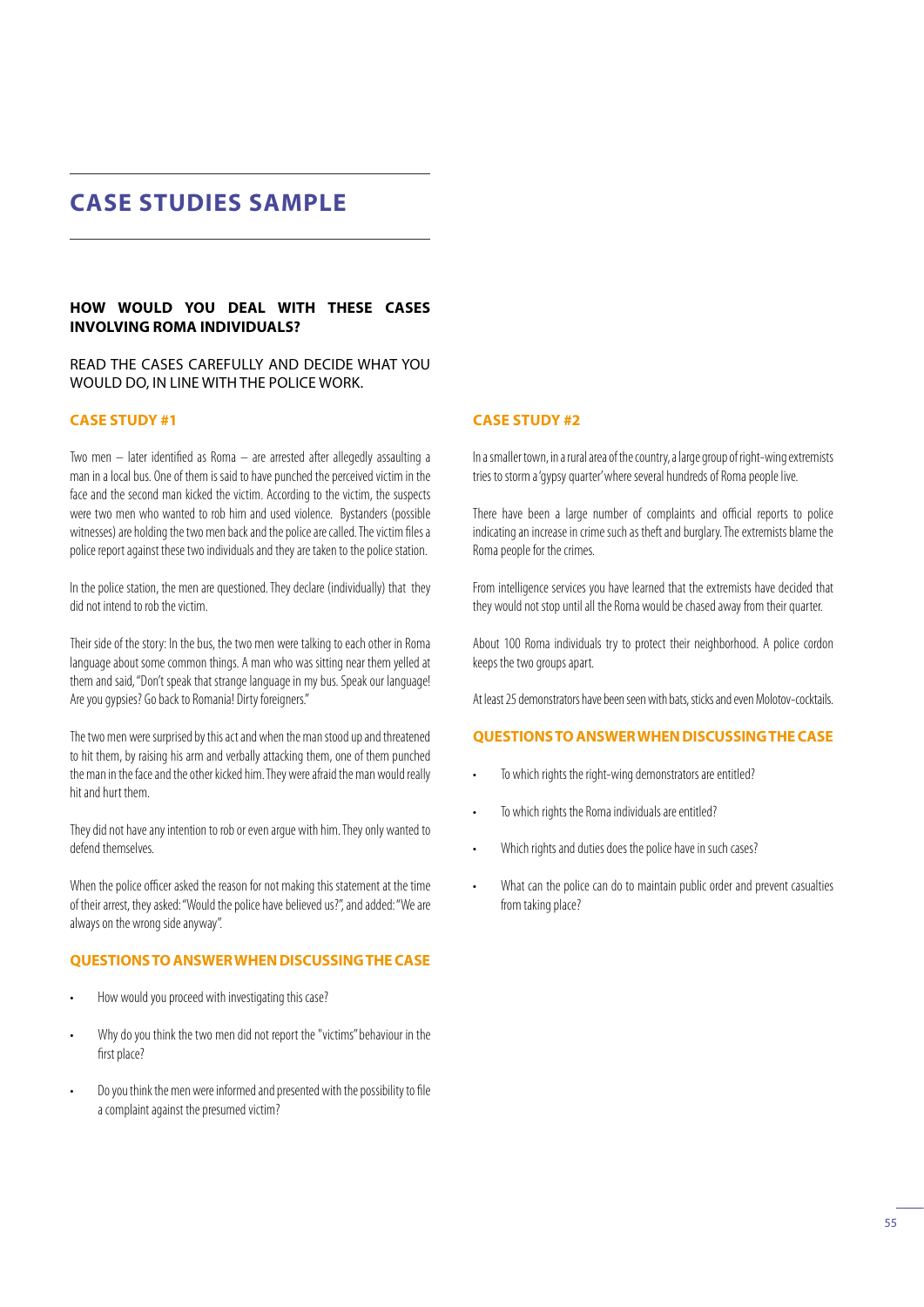# CASE STUDIES SAMPLE

## HOW WOULD YOU DEAL WITH THESE CASES INVOLVING ROMA INDIVIDUALS?

READ THE CASES CAREFULLY AND DECIDE WHAT YOU WOULD DO, IN LINE WITH THE POLICE WORK.

### CASE STUDY #1

Two men – later identified as Roma – are arrested after allegedly assaulting a man in a local bus. One of them is said to have punched the perceived victim in the face and the second man kicked the victim. According to the victim, the suspects were two men who wanted to rob him and used violence. Bystanders (possible witnesses) are holding the two men back and the police are called. The victim files a police report against these two individuals and they are taken to the police station.

In the police station, the men are questioned. They declare (individually) that they did not intend to rob the victim.

Their side of the story: In the bus, the two men were talking to each other in Roma language about some common things. A man who was sitting near them yelled at them and said, "Don't speak that strange language in my bus. Speak our language! Are you gypsies? Go back to Romania! Dirty foreigners."

The two men were surprised by this act and when the man stood up and threatened to hit them, by raising his arm and verbally attacking them, one of them punched the man in the face and the other kicked him. They were afraid the man would really hit and hurt them.

They did not have any intention to rob or even argue with him. They only wanted to defend themselves.

When the police officer asked the reason for not making this statement at the time of their arrest, they asked: "Would the police have believed us?", and added: "We are always on the wrong side anyway".

### QUESTIONS TO ANSWER WHEN DISCUSSING THE CASE

- How would you proceed with investigating this case?
- Why do you think the two men did not report the "victims" behaviour in the first place?
- Do you think the men were informed and presented with the possibility to file a complaint against the presumed victim?

### CASE STUDY #2

In a smaller town, in a rural area of the country, a large group of right-wing extremists tries to storm a 'gypsy quarter' where several hundreds of Roma people live.

There have been a large number of complaints and official reports to police indicating an increase in crime such as theft and burglary. The extremists blame the Roma people for the crimes.

From intelligence services you have learned that the extremists have decided that they would not stop until all the Roma would be chased away from their quarter.

About 100 Roma individuals try to protect their neighborhood. A police cordon keeps the two groups apart.

At least 25 demonstrators have been seen with bats, sticks and even Molotov-cocktails.

### QUESTIONS TO ANSWER WHEN DISCUSSING THE CASE

- To which rights the right-wing demonstrators are entitled?
- To which rights the Roma individuals are entitled?
- Which rights and duties does the police have in such cases?
- What can the police can do to maintain public order and prevent casualties from taking place?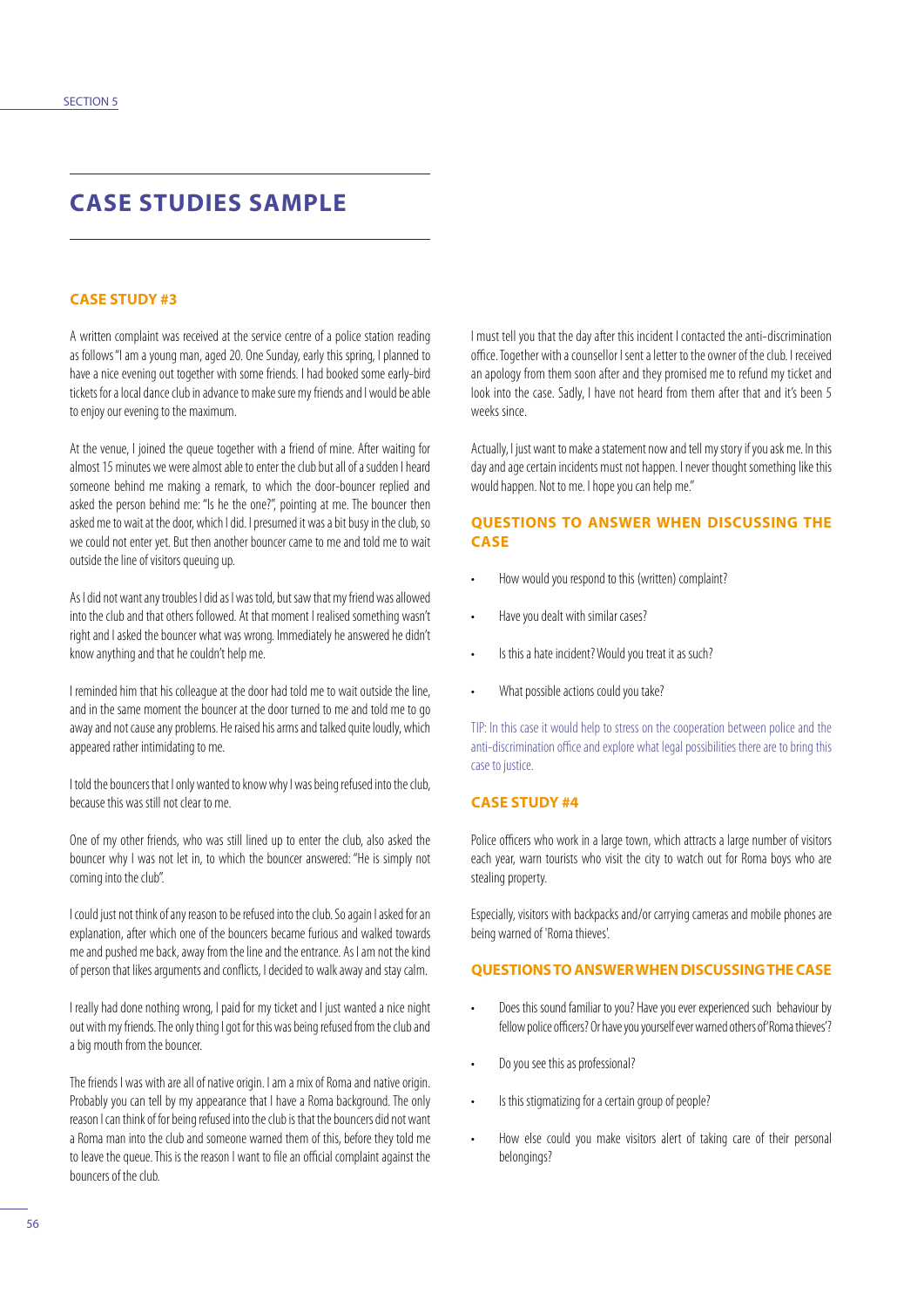# CASE STUDIES SAMPLE

## CASE STUDY #3

A written complaint was received at the service centre of a police station reading as follows "I am a young man, aged 20. One Sunday, early this spring, I planned to have a nice evening out together with some friends. I had booked some early-bird tickets for a local dance club in advance to make sure my friends and I would be able to enjoy our evening to the maximum.

At the venue, I joined the queue together with a friend of mine. After waiting for almost 15 minutes we were almost able to enter the club but all of a sudden I heard someone behind me making a remark, to which the door-bouncer replied and asked the person behind me: "Is he the one?", pointing at me. The bouncer then asked me to wait at the door, which I did. I presumed it was a bit busy in the club, so we could not enter yet. But then another bouncer came to me and told me to wait outside the line of visitors queuing up.

As I did not want any troubles I did as I was told, but saw that my friend was allowed into the club and that others followed. At that moment I realised something wasn't right and I asked the bouncer what was wrong. Immediately he answered he didn't know anything and that he couldn't help me.

I reminded him that his colleague at the door had told me to wait outside the line, and in the same moment the bouncer at the door turned to me and told me to go away and not cause any problems. He raised his arms and talked quite loudly, which appeared rather intimidating to me.

I told the bouncers that I only wanted to know why I was being refused into the club, because this was still not clear to me.

One of my other friends, who was still lined up to enter the club, also asked the bouncer why I was not let in, to which the bouncer answered: "He is simply not coming into the club".

I could just not think of any reason to be refused into the club. So again I asked for an explanation, after which one of the bouncers became furious and walked towards me and pushed me back, away from the line and the entrance. As I am not the kind of person that likes arguments and conflicts, I decided to walk away and stay calm.

I really had done nothing wrong, I paid for my ticket and I just wanted a nice night out with my friends. The only thing I got for this was being refused from the club and a big mouth from the bouncer.

The friends I was with are all of native origin. I am a mix of Roma and native origin. Probably you can tell by my appearance that I have a Roma background. The only reason I can think of for being refused into the club is that the bouncers did not want a Roma man into the club and someone warned them of this, before they told me to leave the queue. This is the reason I want to file an official complaint against the bouncers of the club.

I must tell you that the day after this incident I contacted the anti-discrimination office. Together with a counsellor I sent a letter to the owner of the club. I received an apology from them soon after and they promised me to refund my ticket and look into the case. Sadly, I have not heard from them after that and it's been 5 weeks since.

Actually, I just want to make a statement now and tell my story if you ask me. In this day and age certain incidents must not happen. I never thought something like this would happen. Not to me. I hope you can help me."

### QUESTIONS TO ANSWER WHEN DISCUSSING THE CASE

- How would you respond to this (written) complaint?
- Have you dealt with similar cases?
- Is this a hate incident? Would you treat it as such?
- What possible actions could you take?

TIP: In this case it would help to stress on the cooperation between police and the anti-discrimination office and explore what legal possibilities there are to bring this case to justice.

## CASE STUDY #4

Police officers who work in a large town, which attracts a large number of visitors each year, warn tourists who visit the city to watch out for Roma boys who are stealing property.

Especially, visitors with backpacks and/or carrying cameras and mobile phones are being warned of 'Roma thieves'.

### QUESTIONS TO ANSWER WHEN DISCUSSING THE CASE

- Does this sound familiar to you? Have you ever experienced such behaviour by fellow police officers? Or have you yourself ever warned others of 'Roma thieves'?
- Do you see this as professional?
- Is this stigmatizing for a certain group of people?
- How else could you make visitors alert of taking care of their personal belongings?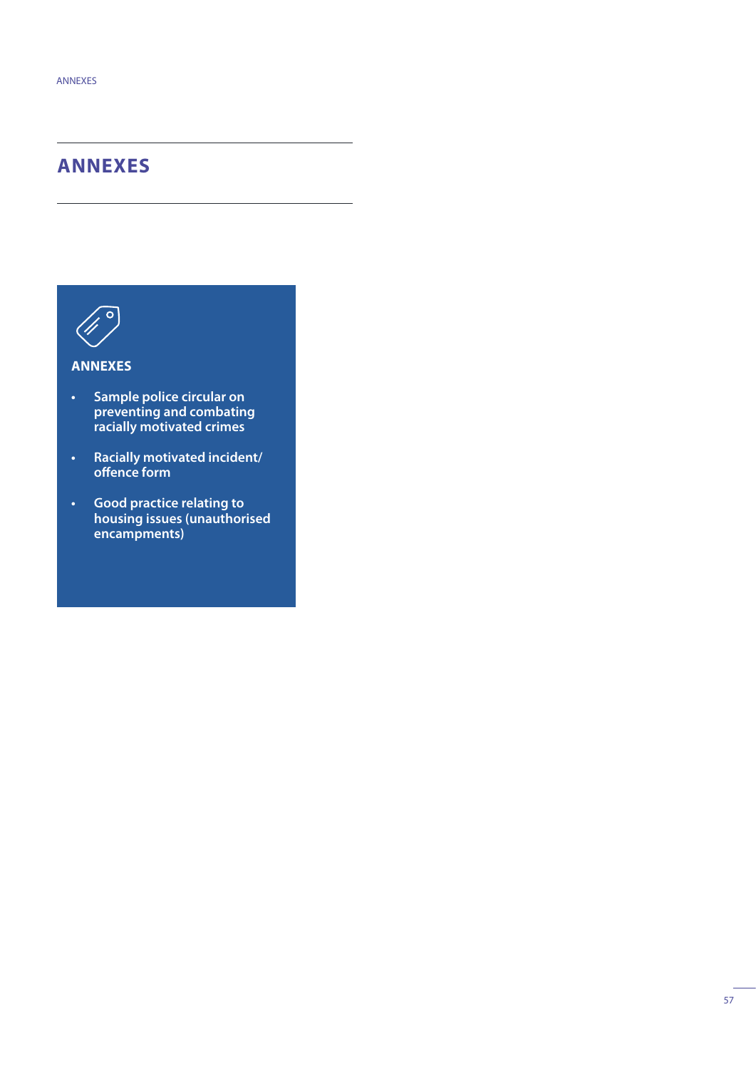# ANNEXES

**ANNEXES**

- **Sample police circular on preventing and combating racially motivated crimes**
- **Racially motivated incident/ offence form**
- **Good practice relating to housing issues (unauthorised encampments)**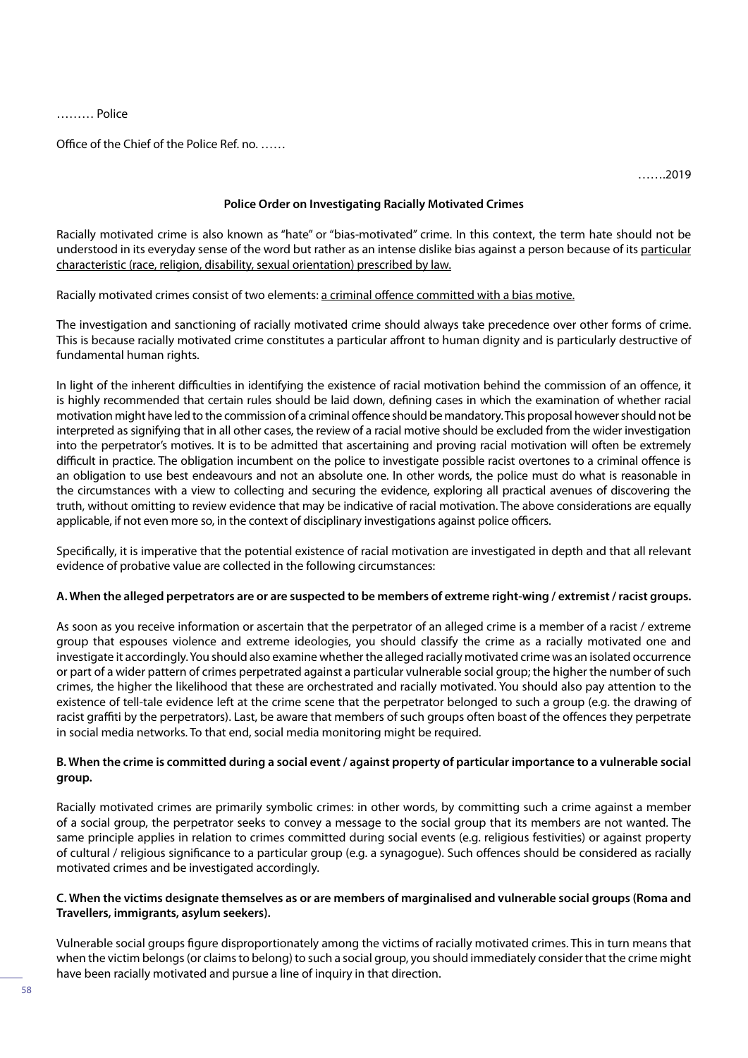……… Police

Office of the Chief of the Police Ref. no. ……

…….2019

**Police Order on Investigating Racially Motivated Crimes**

Racially motivated crime is also known as "hate" or "bias-motivated" crime. In this context, the term hate should not be understood in its everyday sense of the word but rather as an intense dislike bias against a person because of its <u>particular characteristic (race, religion, disability, sexual orientation) prescribed by law.</u>

Racially motivated crimes consist of two elements: <u>a criminal offence committed with a bias motive.</u>

The investigation and sanctioning of racially motivated crime should always take precedence over other forms of crime. This is because racially motivated crime constitutes a particular affront to human dignity and is particularly destructive of fundamental human rights.

In light of the inherent difficulties in identifying the existence of racial motivation behind the commission of an offence, it is highly recommended that certain rules should be laid down, defining cases in which the examination of whether racial motivation might have led to the commission of a criminal offence should be mandatory. This proposal however should not be interpreted as signifying that in all other cases, the review of a racial motive should be excluded from the wider investigation into the perpetrator's motives. It is to be admitted that ascertaining and proving racial motivation will often be extremely difficult in practice. The obligation incumbent on the police to investigate possible racist overtones to a criminal offence is an obligation to use best endeavours and not an absolute one. In other words, the police must do what is reasonable in the circumstances with a view to collecting and securing the evidence, exploring all practical avenues of discovering the truth, without omitting to review evidence that may be indicative of racial motivation. The above considerations are equally applicable, if not even more so, in the context of disciplinary investigations against police officers.

Specifically, it is imperative that the potential existence of racial motivation are investigated in depth and that all relevant evidence of probative value are collected in the following circumstances:

**A. When the alleged perpetrators are or are suspected to be members of extreme right-wing / extremist / racist groups.**

As soon as you receive information or ascertain that the perpetrator of an alleged crime is a member of a racist / extreme group that espouses violence and extreme ideologies, you should classify the crime as a racially motivated one and investigate it accordingly. You should also examine whether the alleged racially motivated crime was an isolated occurrence or part of a wider pattern of crimes perpetrated against a particular vulnerable social group; the higher the number of such crimes, the higher the likelihood that these are orchestrated and racially motivated. You should also pay attention to the existence of tell-tale evidence left at the crime scene that the perpetrator belonged to such a group (e.g. the drawing of racist graffiti by the perpetrators). Last, be aware that members of such groups often boast of the offences they perpetrate in social media networks. To that end, social media monitoring might be required.

**B. When the crime is committed during a social event / against property of particular importance to a vulnerable social group.**

Racially motivated crimes are primarily symbolic crimes: in other words, by committing such a crime against a member of a social group, the perpetrator seeks to convey a message to the social group that its members are not wanted. The same principle applies in relation to crimes committed during social events (e.g. religious festivities) or against property of cultural / religious significance to a particular group (e.g. a synagogue). Such offences should be considered as racially motivated crimes and be investigated accordingly.

**C. When the victims designate themselves as or are members of marginalised and vulnerable social groups (Roma and Travellers, immigrants, asylum seekers).**

Vulnerable social groups figure disproportionately among the victims of racially motivated crimes. This in turn means that when the victim belongs (or claims to belong) to such a social group, you should immediately consider that the crime might have been racially motivated and pursue a line of inquiry in that direction.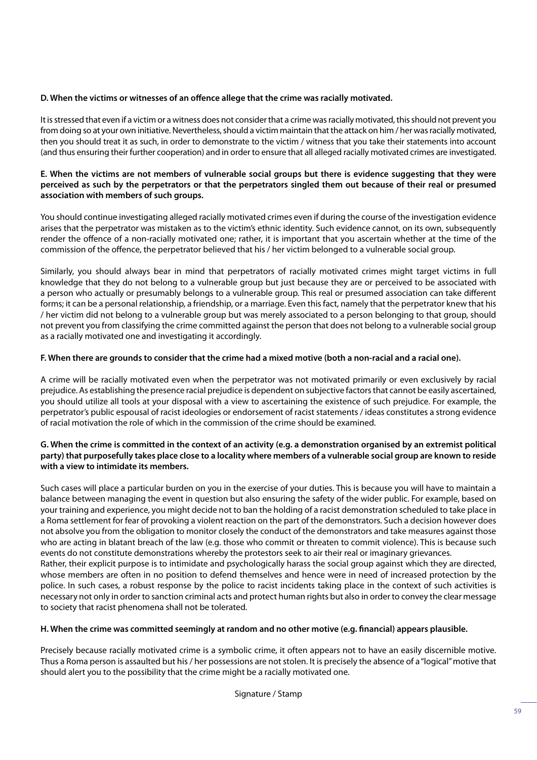**D. When the victims or witnesses of an offence allege that the crime was racially motivated.**

It is stressed that even if a victim or a witness does not consider that a crime was racially motivated, this should not prevent you from doing so at your own initiative. Nevertheless, should a victim maintain that the attack on him / her was racially motivated, then you should treat it as such, in order to demonstrate to the victim / witness that you take their statements into account (and thus ensuring their further cooperation) and in order to ensure that all alleged racially motivated crimes are investigated.

**E. When the victims are not members of vulnerable social groups but there is evidence suggesting that they were perceived as such by the perpetrators or that the perpetrators singled them out because of their real or presumed association with members of such groups.**

You should continue investigating alleged racially motivated crimes even if during the course of the investigation evidence arises that the perpetrator was mistaken as to the victim's ethnic identity. Such evidence cannot, on its own, subsequently render the offence of a non-racially motivated one; rather, it is important that you ascertain whether at the time of the commission of the offence, the perpetrator believed that his / her victim belonged to a vulnerable social group.

Similarly, you should always bear in mind that perpetrators of racially motivated crimes might target victims in full knowledge that they do not belong to a vulnerable group but just because they are or perceived to be associated with a person who actually or presumably belongs to a vulnerable group. This real or presumed association can take different forms; it can be a personal relationship, a friendship, or a marriage. Even this fact, namely that the perpetrator knew that his / her victim did not belong to a vulnerable group but was merely associated to a person belonging to that group, should not prevent you from classifying the crime committed against the person that does not belong to a vulnerable social group as a racially motivated one and investigating it accordingly.

**F. When there are grounds to consider that the crime had a mixed motive (both a non-racial and a racial one).**

A crime will be racially motivated even when the perpetrator was not motivated primarily or even exclusively by racial prejudice. As establishing the presence racial prejudice is dependent on subjective factors that cannot be easily ascertained, you should utilize all tools at your disposal with a view to ascertaining the existence of such prejudice. For example, the perpetrator's public espousal of racist ideologies or endorsement of racist statements / ideas constitutes a strong evidence of racial motivation the role of which in the commission of the crime should be examined.

**G. When the crime is committed in the context of an activity (e.g. a demonstration organised by an extremist political party) that purposefully takes place close to a locality where members of a vulnerable social group are known to reside with a view to intimidate its members.**

Such cases will place a particular burden on you in the exercise of your duties. This is because you will have to maintain a balance between managing the event in question but also ensuring the safety of the wider public. For example, based on your training and experience, you might decide not to ban the holding of a racist demonstration scheduled to take place in a Roma settlement for fear of provoking a violent reaction on the part of the demonstrators. Such a decision however does not absolve you from the obligation to monitor closely the conduct of the demonstrators and take measures against those who are acting in blatant breach of the law (e.g. those who commit or threaten to commit violence). This is because such events do not constitute demonstrations whereby the protestors seek to air their real or imaginary grievances.

Rather, their explicit purpose is to intimidate and psychologically harass the social group against which they are directed, whose members are often in no position to defend themselves and hence were in need of increased protection by the police. In such cases, a robust response by the police to racist incidents taking place in the context of such activities is necessary not only in order to sanction criminal acts and protect human rights but also in order to convey the clear message to society that racist phenomena shall not be tolerated.

**H. When the crime was committed seemingly at random and no other motive (e.g. financial) appears plausible.**

Precisely because racially motivated crime is a symbolic crime, it often appears not to have an easily discernible motive. Thus a Roma person is assaulted but his / her possessions are not stolen. It is precisely the absence of a "logical" motive that should alert you to the possibility that the crime might be a racially motivated one.

Signature / Stamp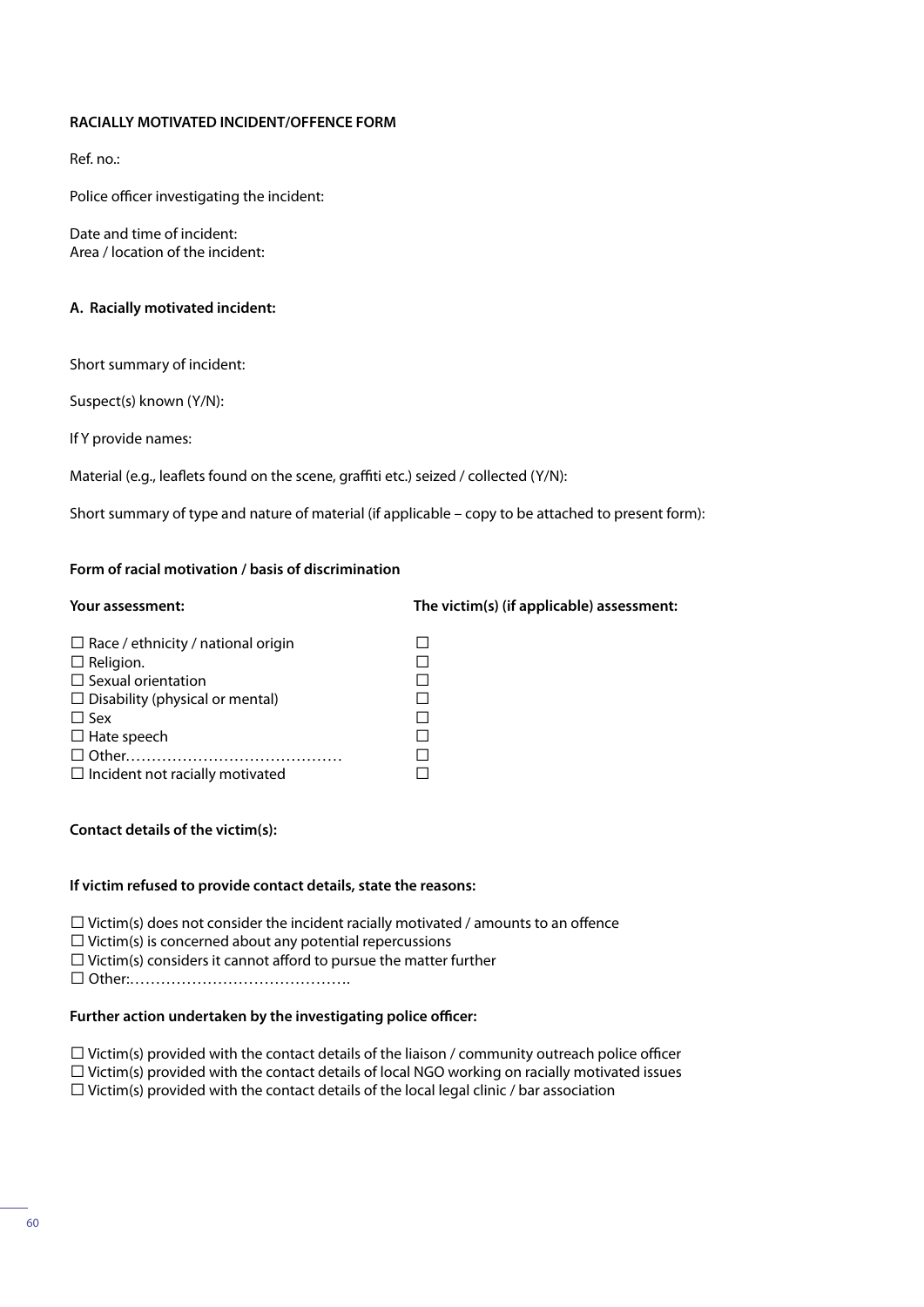**RACIALLY MOTIVATED INCIDENT/OFFENCE FORM**

Ref. no.:

Police officer investigating the incident:

Date and time of incident:
Area / location of the incident:

**A. Racially motivated incident:**

Short summary of incident:

Suspect(s) known (Y/N):

If Y provide names:

Material (e.g., leaflets found on the scene, graffiti etc.) seized / collected (Y/N):

Short summary of type and nature of material (if applicable – copy to be attached to present form):

**Form of racial motivation / basis of discrimination**

| **Your assessment:** | **The victim(s) (if applicable) assessment:** |
|---|---|
| ☐ Race / ethnicity / national origin | ☐ |
| ☐ Religion. | ☐ |
| ☐ Sexual orientation | ☐ |
| ☐ Disability (physical or mental) | ☐ |
| ☐ Sex | ☐ |
| ☐ Hate speech | ☐ |
| ☐ Other…………………………………… | ☐ |
| ☐ Incident not racially motivated | ☐ |

**Contact details of the victim(s):**

**If victim refused to provide contact details, state the reasons:**

☐ Victim(s) does not consider the incident racially motivated / amounts to an offence
☐ Victim(s) is concerned about any potential repercussions
☐ Victim(s) considers it cannot afford to pursue the matter further
☐ Other:…………………………………….

**Further action undertaken by the investigating police officer:**

☐ Victim(s) provided with the contact details of the liaison / community outreach police officer
☐ Victim(s) provided with the contact details of local NGO working on racially motivated issues
☐ Victim(s) provided with the contact details of the local legal clinic / bar association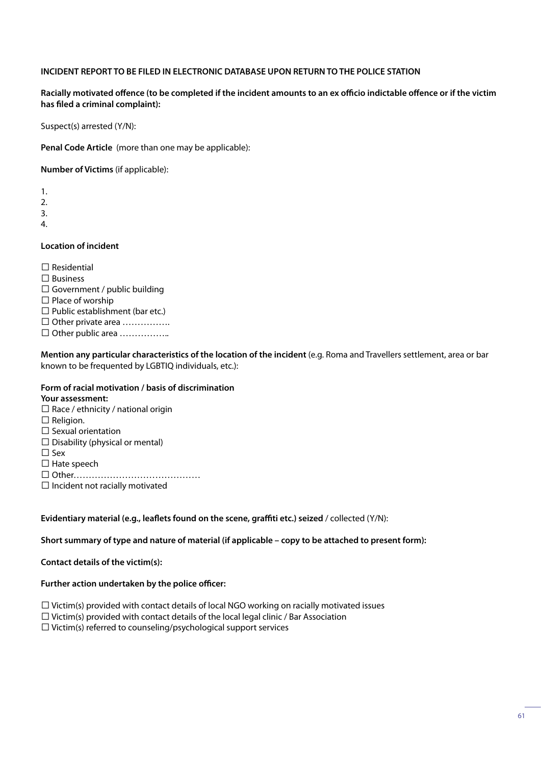**INCIDENT REPORT TO BE FILED IN ELECTRONIC DATABASE UPON RETURN TO THE POLICE STATION**

**Racially motivated offence (to be completed if the incident amounts to an ex officio indictable offence or if the victim has filed a criminal complaint):**

Suspect(s) arrested (Y/N):

**Penal Code Article** (more than one may be applicable):

**Number of Victims** (if applicable):

1.
2.
3.
4.

**Location of incident**

☐ Residential
☐ Business
☐ Government / public building
☐ Place of worship
☐ Public establishment (bar etc.)
☐ Other private area …………….
☐ Other public area ……………..

**Mention any particular characteristics of the location of the incident** (e.g. Roma and Travellers settlement, area or bar known to be frequented by LGBTIQ individuals, etc.):

**Form of racial motivation / basis of discrimination**
**Your assessment:**
☐ Race / ethnicity / national origin
☐ Religion.
☐ Sexual orientation
☐ Disability (physical or mental)
☐ Sex
☐ Hate speech
☐ Other……………………………………
☐ Incident not racially motivated

**Evidentiary material (e.g., leaflets found on the scene, graffiti etc.) seized** / collected (Y/N):

**Short summary of type and nature of material (if applicable – copy to be attached to present form):**

**Contact details of the victim(s):**

**Further action undertaken by the police officer:**

☐ Victim(s) provided with contact details of local NGO working on racially motivated issues
☐ Victim(s) provided with contact details of the local legal clinic / Bar Association
☐ Victim(s) referred to counseling/psychological support services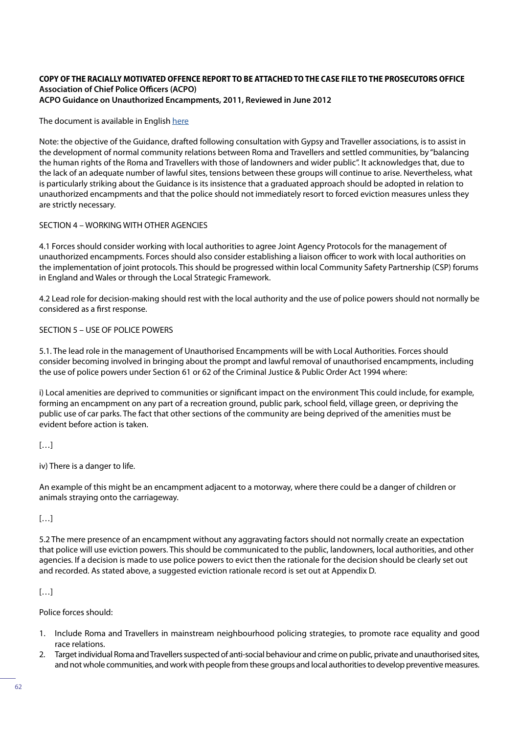**COPY OF THE RACIALLY MOTIVATED OFFENCE REPORT TO BE ATTACHED TO THE CASE FILE TO THE PROSECUTORS OFFICE**
**Association of Chief Police Officers (ACPO)**
**ACPO Guidance on Unauthorized Encampments, 2011, Reviewed in June 2012**

The document is available in English here

Note: the objective of the Guidance, drafted following consultation with Gypsy and Traveller associations, is to assist in the development of normal community relations between Roma and Travellers and settled communities, by "balancing the human rights of the Roma and Travellers with those of landowners and wider public". It acknowledges that, due to the lack of an adequate number of lawful sites, tensions between these groups will continue to arise. Nevertheless, what is particularly striking about the Guidance is its insistence that a graduated approach should be adopted in relation to unauthorized encampments and that the police should not immediately resort to forced eviction measures unless they are strictly necessary.

SECTION 4 – WORKING WITH OTHER AGENCIES

4.1 Forces should consider working with local authorities to agree Joint Agency Protocols for the management of unauthorized encampments. Forces should also consider establishing a liaison officer to work with local authorities on the implementation of joint protocols. This should be progressed within local Community Safety Partnership (CSP) forums in England and Wales or through the Local Strategic Framework.

4.2 Lead role for decision-making should rest with the local authority and the use of police powers should not normally be considered as a first response.

SECTION 5 – USE OF POLICE POWERS

5.1. The lead role in the management of Unauthorised Encampments will be with Local Authorities. Forces should consider becoming involved in bringing about the prompt and lawful removal of unauthorised encampments, including the use of police powers under Section 61 or 62 of the Criminal Justice & Public Order Act 1994 where:

i) Local amenities are deprived to communities or significant impact on the environment This could include, for example, forming an encampment on any part of a recreation ground, public park, school field, village green, or depriving the public use of car parks. The fact that other sections of the community are being deprived of the amenities must be evident before action is taken.

[…]

iv) There is a danger to life.

An example of this might be an encampment adjacent to a motorway, where there could be a danger of children or animals straying onto the carriageway.

[…]

5.2 The mere presence of an encampment without any aggravating factors should not normally create an expectation that police will use eviction powers. This should be communicated to the public, landowners, local authorities, and other agencies. If a decision is made to use police powers to evict then the rationale for the decision should be clearly set out and recorded. As stated above, a suggested eviction rationale record is set out at Appendix D.

[…]

Police forces should:

1. Include Roma and Travellers in mainstream neighbourhood policing strategies, to promote race equality and good race relations.
2. Target individual Roma and Travellers suspected of anti-social behaviour and crime on public, private and unauthorised sites, and not whole communities, and work with people from these groups and local authorities to develop preventive measures.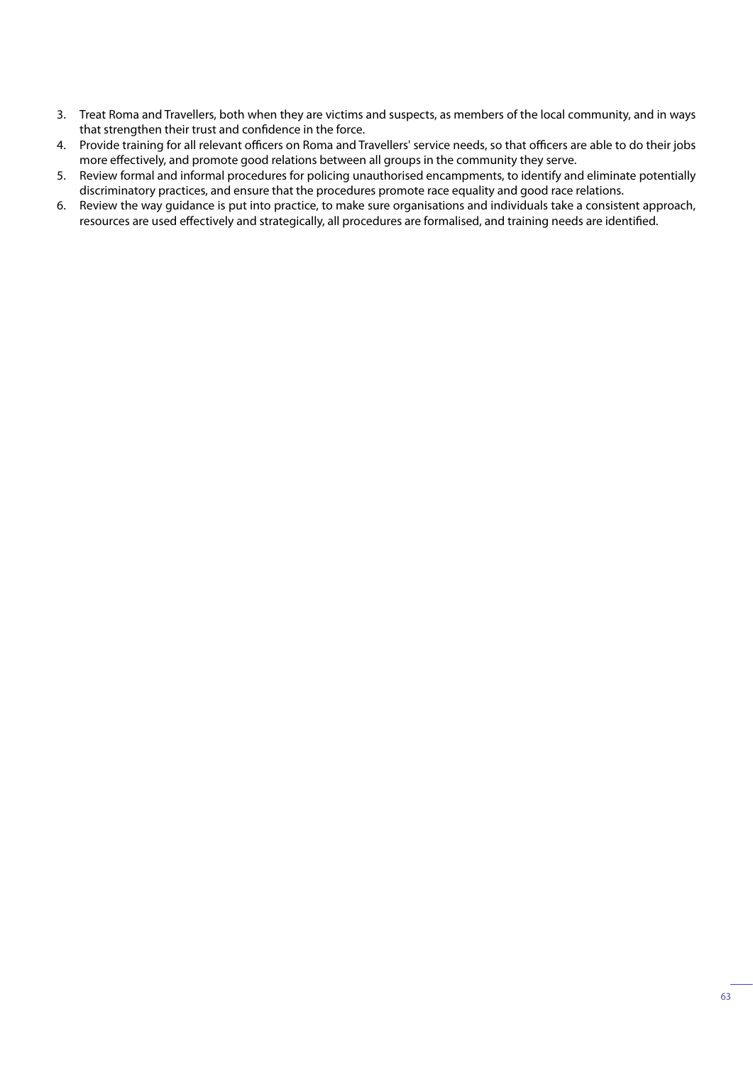3. Treat Roma and Travellers, both when they are victims and suspects, as members of the local community, and in ways that strengthen their trust and confidence in the force.
4. Provide training for all relevant officers on Roma and Travellers' service needs, so that officers are able to do their jobs more effectively, and promote good relations between all groups in the community they serve.
5. Review formal and informal procedures for policing unauthorised encampments, to identify and eliminate potentially discriminatory practices, and ensure that the procedures promote race equality and good race relations.
6. Review the way guidance is put into practice, to make sure organisations and individuals take a consistent approach, resources are used effectively and strategically, all procedures are formalised, and training needs are identified.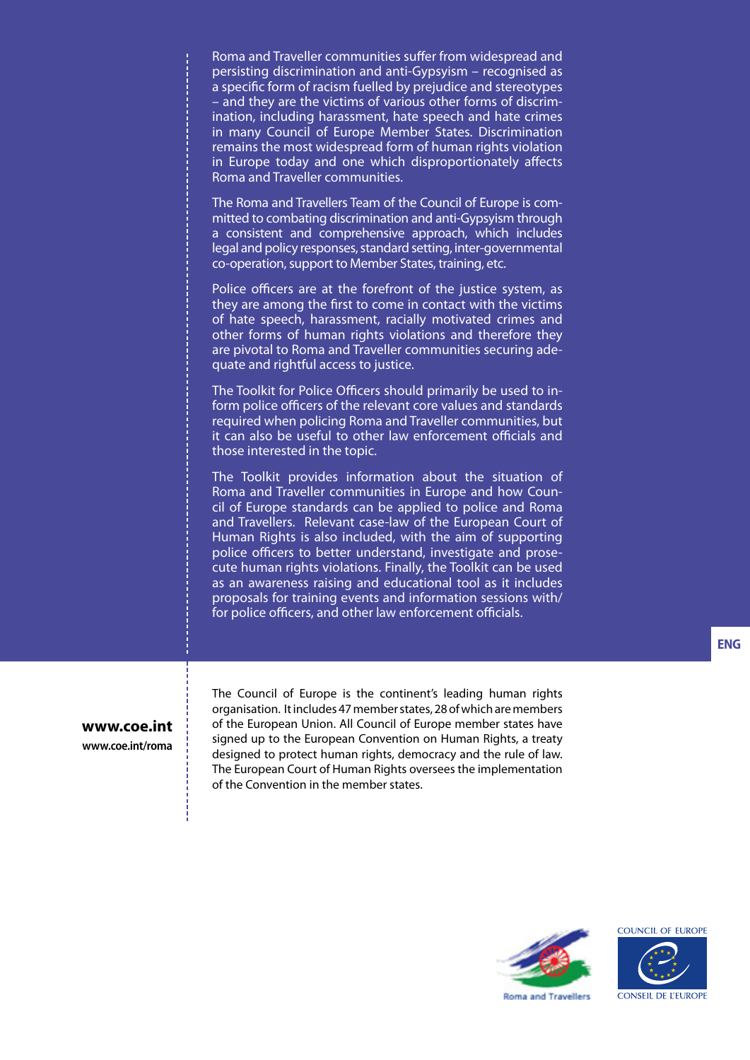Roma and Traveller communities suffer from widespread and persisting discrimination and anti-Gypsyism – recognised as a specific form of racism fuelled by prejudice and stereotypes – and they are the victims of various other forms of discrimination, including harassment, hate speech and hate crimes in many Council of Europe Member States. Discrimination remains the most widespread form of human rights violation in Europe today and one which disproportionately affects Roma and Traveller communities.

The Roma and Travellers Team of the Council of Europe is committed to combating discrimination and anti-Gypsyism through a consistent and comprehensive approach, which includes legal and policy responses, standard setting, inter-governmental co-operation, support to Member States, training, etc.

Police officers are at the forefront of the justice system, as they are among the first to come in contact with the victims of hate speech, harassment, racially motivated crimes and other forms of human rights violations and therefore they are pivotal to Roma and Traveller communities securing adequate and rightful access to justice.

The Toolkit for Police Officers should primarily be used to inform police officers of the relevant core values and standards required when policing Roma and Traveller communities, but it can also be useful to other law enforcement officials and those interested in the topic.

The Toolkit provides information about the situation of Roma and Traveller communities in Europe and how Council of Europe standards can be applied to police and Roma and Travellers. Relevant case-law of the European Court of Human Rights is also included, with the aim of supporting police officers to better understand, investigate and prosecute human rights violations. Finally, the Toolkit can be used as an awareness raising and educational tool as it includes proposals for training events and information sessions with/for police officers, and other law enforcement officials.

ENG

**www.coe.int**

**www.coe.int/roma**

The Council of Europe is the continent's leading human rights organisation. It includes 47 member states, 28 of which are members of the European Union. All Council of Europe member states have signed up to the European Convention on Human Rights, a treaty designed to protect human rights, democracy and the rule of law. The European Court of Human Rights oversees the implementation of the Convention in the member states.

Roma and Travellers

COUNCIL OF EUROPE

CONSEIL DE L'EUROPE